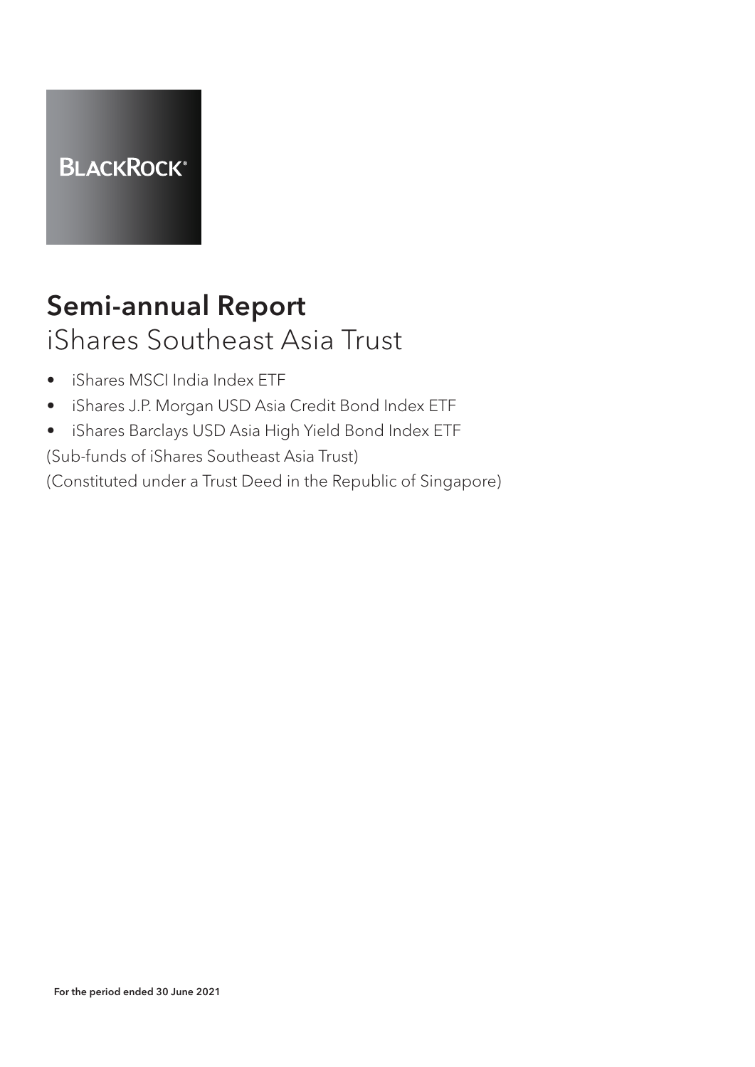BLACKROCK®

# Semi-annual Report

## iShares Southeast Asia Trust

- iShares MSCI India Index ETF
- iShares J.P. Morgan USD Asia Credit Bond Index ETF
- iShares Barclays USD Asia High Yield Bond Index ETF

(Sub-funds of iShares Southeast Asia Trust)

(Constituted under a Trust Deed in the Republic of Singapore)

**For the period ended 30 June 2021**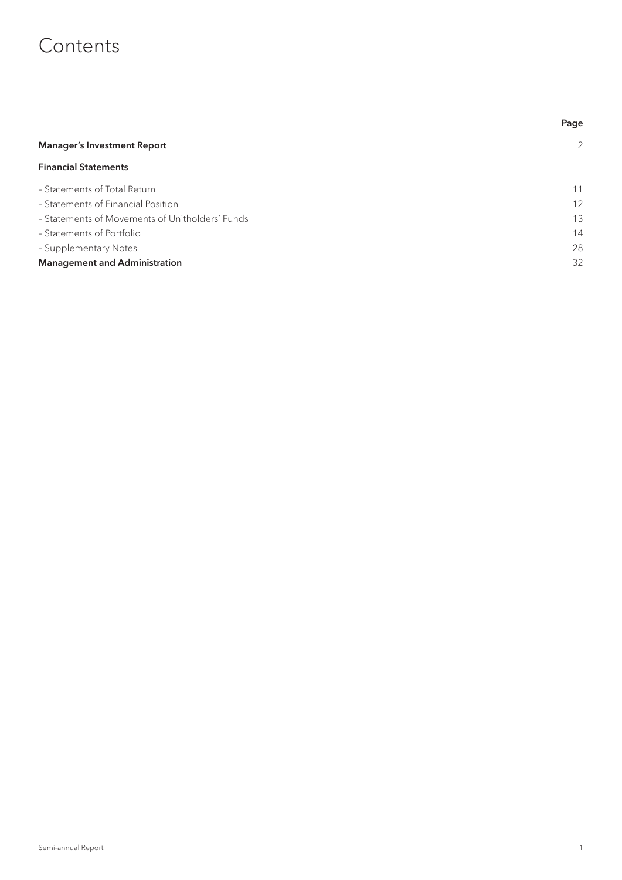# Contents

| | Page |
|---|---|
| **Manager's Investment Report** | 2 |
| **Financial Statements** | |
| – Statements of Total Return | 11 |
| – Statements of Financial Position | 12 |
| – Statements of Movements of Unitholders' Funds | 13 |
| – Statements of Portfolio | 14 |
| – Supplementary Notes | 28 |
| **Management and Administration** | 32 |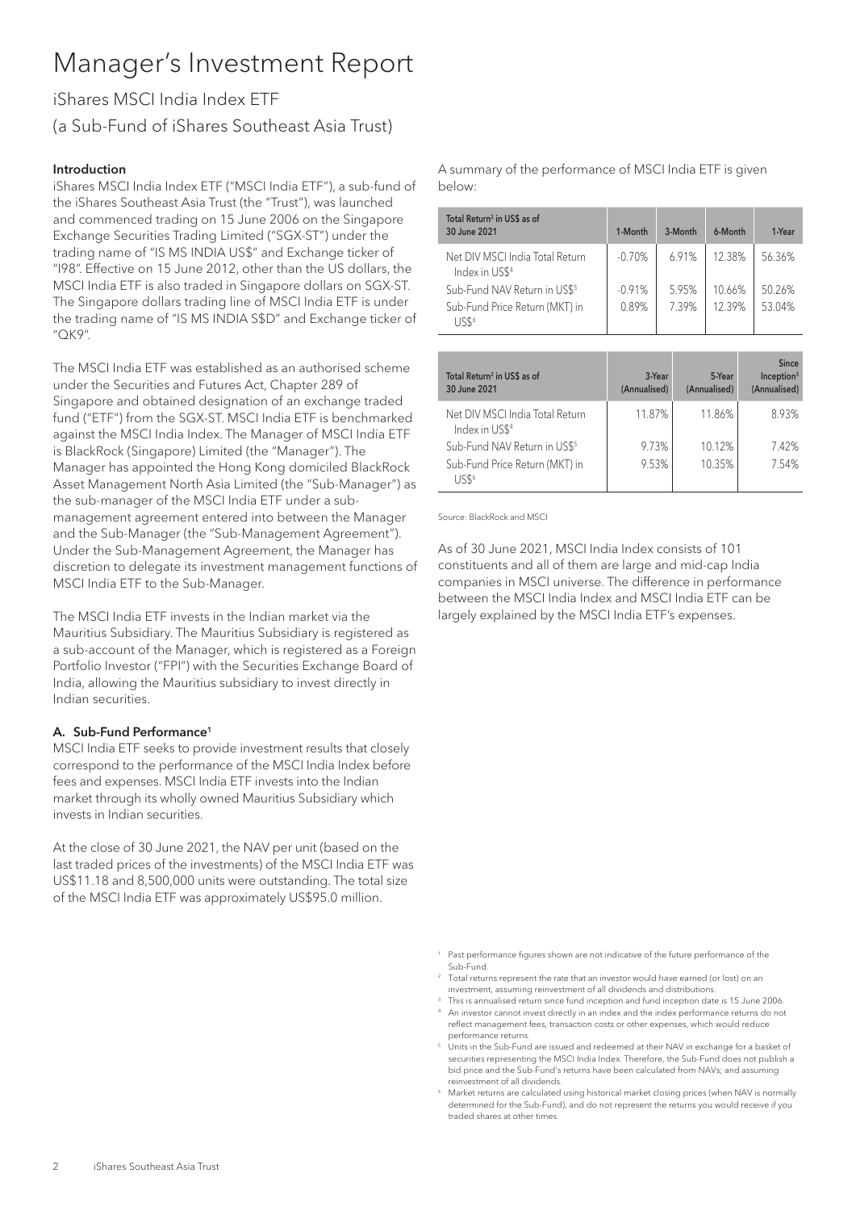# Manager's Investment Report

## iShares MSCI India Index ETF

## (a Sub-Fund of iShares Southeast Asia Trust)

### Introduction

iShares MSCI India Index ETF ("MSCI India ETF"), a sub-fund of the iShares Southeast Asia Trust (the "Trust"), was launched and commenced trading on 15 June 2006 on the Singapore Exchange Securities Trading Limited ("SGX-ST") under the trading name of "IS MS INDIA US$" and Exchange ticker of "I98". Effective on 15 June 2012, other than the US dollars, the MSCI India ETF is also traded in Singapore dollars on SGX-ST. The Singapore dollars trading line of MSCI India ETF is under the trading name of "IS MS INDIA S$D" and Exchange ticker of "QK9".

The MSCI India ETF was established as an authorised scheme under the Securities and Futures Act, Chapter 289 of Singapore and obtained designation of an exchange traded fund ("ETF") from the SGX-ST. MSCI India ETF is benchmarked against the MSCI India Index. The Manager of MSCI India ETF is BlackRock (Singapore) Limited (the "Manager"). The Manager has appointed the Hong Kong domiciled BlackRock Asset Management North Asia Limited (the "Sub-Manager") as the sub-manager of the MSCI India ETF under a sub-management agreement entered into between the Manager and the Sub-Manager (the "Sub-Management Agreement"). Under the Sub-Management Agreement, the Manager has discretion to delegate its investment management functions of MSCI India ETF to the Sub-Manager.

The MSCI India ETF invests in the Indian market via the Mauritius Subsidiary. The Mauritius Subsidiary is registered as a sub-account of the Manager, which is registered as a Foreign Portfolio Investor ("FPI") with the Securities Exchange Board of India, allowing the Mauritius subsidiary to invest directly in Indian securities.

### A. Sub-Fund Performance[1]

MSCI India ETF seeks to provide investment results that closely correspond to the performance of the MSCI India Index before fees and expenses. MSCI India ETF invests into the Indian market through its wholly owned Mauritius Subsidiary which invests in Indian securities.

At the close of 30 June 2021, the NAV per unit (based on the last traded prices of the investments) of the MSCI India ETF was US$11.18 and 8,500,000 units were outstanding. The total size of the MSCI India ETF was approximately US$95.0 million.

A summary of the performance of MSCI India ETF is given below:

| Total Return[2] in US$ as of 30 June 2021 | 1-Month | 3-Month | 6-Month | 1-Year |
|---|---|---|---|---|
| Net DIV MSCI India Total Return Index in US$[4] | -0.70% | 6.91% | 12.38% | 56.36% |
| Sub-Fund NAV Return in US$[5] | -0.91% | 5.95% | 10.66% | 50.26% |
| Sub-Fund Price Return (MKT) in US$[6] | 0.89% | 7.39% | 12.39% | 53.04% |

| Total Return[2] in US$ as of 30 June 2021 | 3-Year (Annualised) | 5-Year (Annualised) | Since Inception[3] (Annualised) |
|---|---|---|---|
| Net DIV MSCI India Total Return Index in US$[4] | 11.87% | 11.86% | 8.93% |
| Sub-Fund NAV Return in US$[5] | 9.73% | 10.12% | 7.42% |
| Sub-Fund Price Return (MKT) in US$[6] | 9.53% | 10.35% | 7.54% |

Source: BlackRock and MSCI

As of 30 June 2021, MSCI India Index consists of 101 constituents and all of them are large and mid-cap India companies in MSCI universe. The difference in performance between the MSCI India Index and MSCI India ETF can be largely explained by the MSCI India ETF's expenses.

[1] Past performance figures shown are not indicative of the future performance of the Sub-Fund.

[2] Total returns represent the rate that an investor would have earned (or lost) on an investment, assuming reinvestment of all dividends and distributions.

[3] This is annualised return since fund inception and fund inception date is 15 June 2006.

[4] An investor cannot invest directly in an index and the index performance returns do not reflect management fees, transaction costs or other expenses, which would reduce performance returns.

[5] Units in the Sub-Fund are issued and redeemed at their NAV in exchange for a basket of securities representing the MSCI India Index. Therefore, the Sub-Fund does not publish a bid price and the Sub-Fund's returns have been calculated from NAVs; and assuming reinvestment of all dividends.

[6] Market returns are calculated using historical market closing prices (when NAV is normally determined for the Sub-Fund), and do not represent the returns you would receive if you traded shares at other times.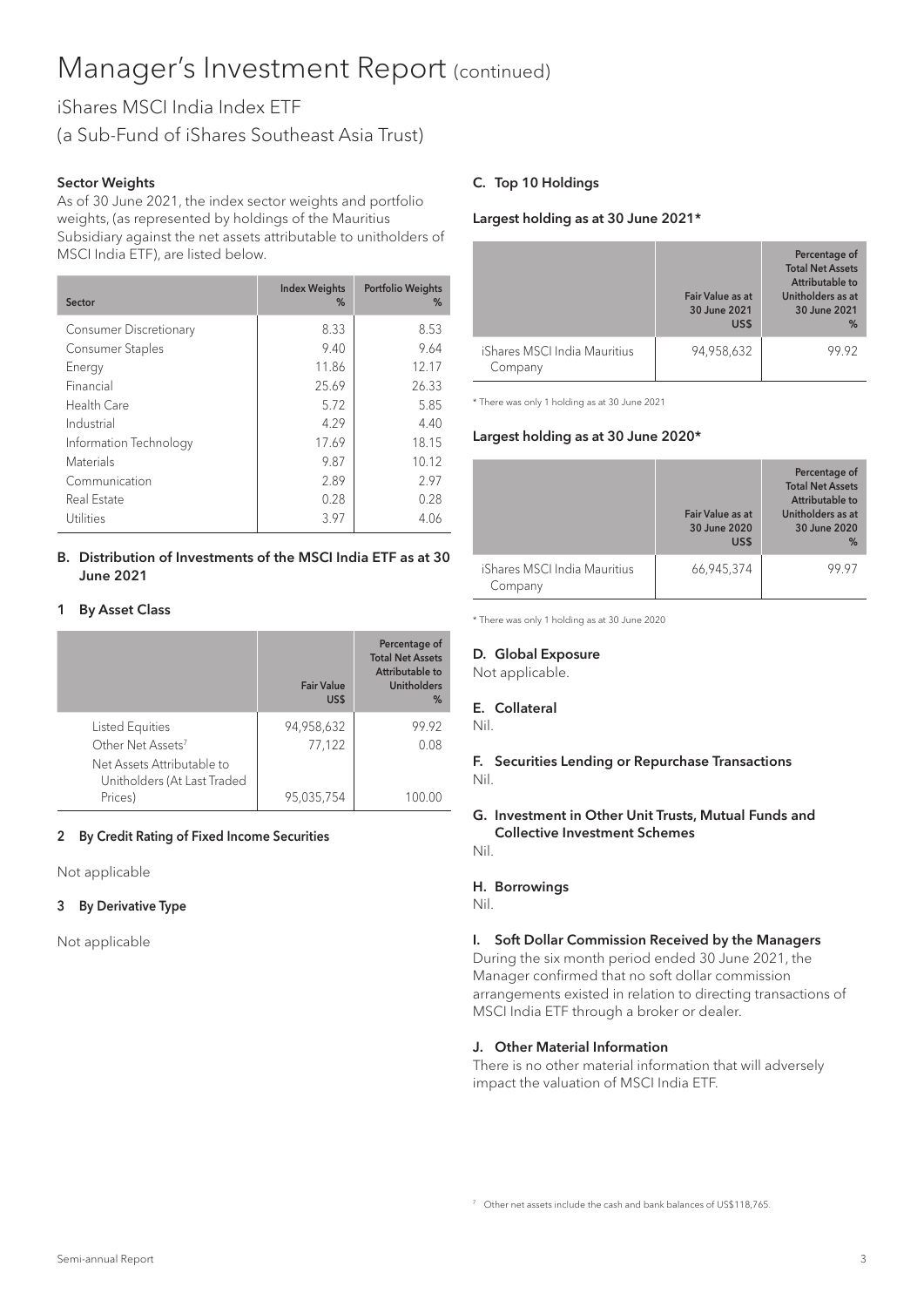# Manager's Investment Report (continued)

## iShares MSCI India Index ETF
## (a Sub-Fund of iShares Southeast Asia Trust)

### Sector Weights

As of 30 June 2021, the index sector weights and portfolio weights, (as represented by holdings of the Mauritius Subsidiary against the net assets attributable to unitholders of MSCI India ETF), are listed below.

| Sector | Index Weights % | Portfolio Weights % |
|---|---|---|
| Consumer Discretionary | 8.33 | 8.53 |
| Consumer Staples | 9.40 | 9.64 |
| Energy | 11.86 | 12.17 |
| Financial | 25.69 | 26.33 |
| Health Care | 5.72 | 5.85 |
| Industrial | 4.29 | 4.40 |
| Information Technology | 17.69 | 18.15 |
| Materials | 9.87 | 10.12 |
| Communication | 2.89 | 2.97 |
| Real Estate | 0.28 | 0.28 |
| Utilities | 3.97 | 4.06 |

### B. Distribution of Investments of the MSCI India ETF as at 30 June 2021

#### 1 By Asset Class

| | Fair Value US$ | Percentage of Total Net Assets Attributable to Unitholders % |
|---|---|---|
| Listed Equities | 94,958,632 | 99.92 |
| Other Net Assets[7] | 77,122 | 0.08 |
| Net Assets Attributable to Unitholders (At Last Traded Prices) | 95,035,754 | 100.00 |

#### 2 By Credit Rating of Fixed Income Securities

Not applicable

#### 3 By Derivative Type

Not applicable

### C. Top 10 Holdings

#### Largest holding as at 30 June 2021*

| | Fair Value as at 30 June 2021 US$ | Percentage of Total Net Assets Attributable to Unitholders as at 30 June 2021 % |
|---|---|---|
| iShares MSCI India Mauritius Company | 94,958,632 | 99.92 |

* There was only 1 holding as at 30 June 2021

#### Largest holding as at 30 June 2020*

| | Fair Value as at 30 June 2020 US$ | Percentage of Total Net Assets Attributable to Unitholders as at 30 June 2020 % |
|---|---|---|
| iShares MSCI India Mauritius Company | 66,945,374 | 99.97 |

* There was only 1 holding as at 30 June 2020

### D. Global Exposure

Not applicable.

### E. Collateral

Nil.

### F. Securities Lending or Repurchase Transactions

Nil.

### G. Investment in Other Unit Trusts, Mutual Funds and Collective Investment Schemes

Nil.

### H. Borrowings

Nil.

### I. Soft Dollar Commission Received by the Managers

During the six month period ended 30 June 2021, the Manager confirmed that no soft dollar commission arrangements existed in relation to directing transactions of MSCI India ETF through a broker or dealer.

### J. Other Material Information

There is no other material information that will adversely impact the valuation of MSCI India ETF.

[7] Other net assets include the cash and bank balances of US$118,765.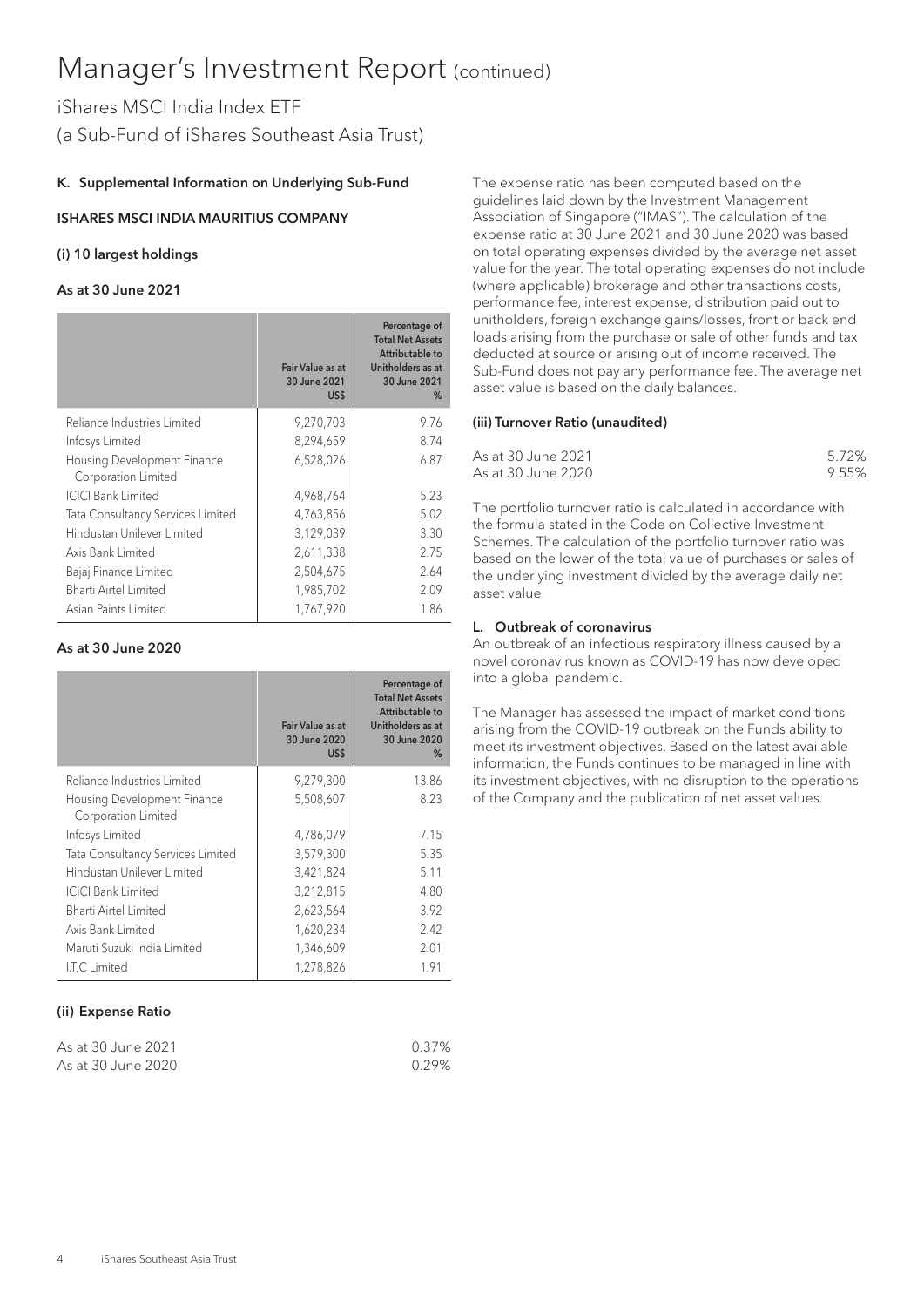# Manager's Investment Report (continued)

iShares MSCI India Index ETF
(a Sub-Fund of iShares Southeast Asia Trust)

### K. Supplemental Information on Underlying Sub-Fund

#### ISHARES MSCI INDIA MAURITIUS COMPANY

#### (i) 10 largest holdings

**As at 30 June 2021**

| | Fair Value as at 30 June 2021 US$ | Percentage of Total Net Assets Attributable to Unitholders as at 30 June 2021 % |
|---|---|---|
| Reliance Industries Limited | 9,270,703 | 9.76 |
| Infosys Limited | 8,294,659 | 8.74 |
| Housing Development Finance Corporation Limited | 6,528,026 | 6.87 |
| ICICI Bank Limited | 4,968,764 | 5.23 |
| Tata Consultancy Services Limited | 4,763,856 | 5.02 |
| Hindustan Unilever Limited | 3,129,039 | 3.30 |
| Axis Bank Limited | 2,611,338 | 2.75 |
| Bajaj Finance Limited | 2,504,675 | 2.64 |
| Bharti Airtel Limited | 1,985,702 | 2.09 |
| Asian Paints Limited | 1,767,920 | 1.86 |

**As at 30 June 2020**

| | Fair Value as at 30 June 2020 US$ | Percentage of Total Net Assets Attributable to Unitholders as at 30 June 2020 % |
|---|---|---|
| Reliance Industries Limited | 9,279,300 | 13.86 |
| Housing Development Finance Corporation Limited | 5,508,607 | 8.23 |
| Infosys Limited | 4,786,079 | 7.15 |
| Tata Consultancy Services Limited | 3,579,300 | 5.35 |
| Hindustan Unilever Limited | 3,421,824 | 5.11 |
| ICICI Bank Limited | 3,212,815 | 4.80 |
| Bharti Airtel Limited | 2,623,564 | 3.92 |
| Axis Bank Limited | 1,620,234 | 2.42 |
| Maruti Suzuki India Limited | 1,346,609 | 2.01 |
| I.T.C Limited | 1,278,826 | 1.91 |

#### (ii) Expense Ratio

| | |
|---|---|
| As at 30 June 2021 | 0.37% |
| As at 30 June 2020 | 0.29% |

The expense ratio has been computed based on the guidelines laid down by the Investment Management Association of Singapore ("IMAS"). The calculation of the expense ratio at 30 June 2021 and 30 June 2020 was based on total operating expenses divided by the average net asset value for the year. The total operating expenses do not include (where applicable) brokerage and other transactions costs, performance fee, interest expense, distribution paid out to unitholders, foreign exchange gains/losses, front or back end loads arising from the purchase or sale of other funds and tax deducted at source or arising out of income received. The Sub-Fund does not pay any performance fee. The average net asset value is based on the daily balances.

#### (iii) Turnover Ratio (unaudited)

| | |
|---|---|
| As at 30 June 2021 | 5.72% |
| As at 30 June 2020 | 9.55% |

The portfolio turnover ratio is calculated in accordance with the formula stated in the Code on Collective Investment Schemes. The calculation of the portfolio turnover ratio was based on the lower of the total value of purchases or sales of the underlying investment divided by the average daily net asset value.

### L. Outbreak of coronavirus

An outbreak of an infectious respiratory illness caused by a novel coronavirus known as COVID-19 has now developed into a global pandemic.

The Manager has assessed the impact of market conditions arising from the COVID-19 outbreak on the Funds ability to meet its investment objectives. Based on the latest available information, the Funds continues to be managed in line with its investment objectives, with no disruption to the operations of the Company and the publication of net asset values.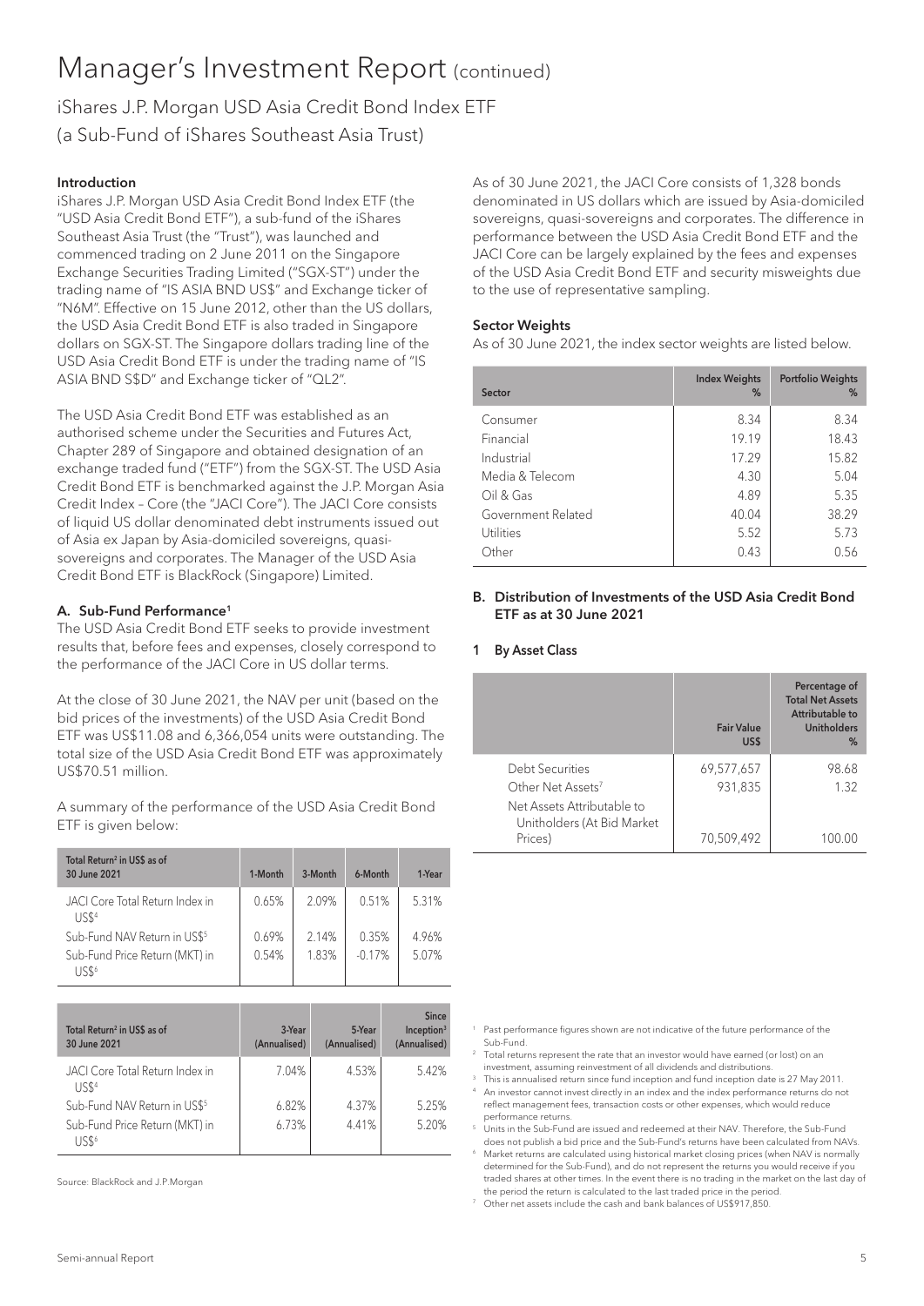# Manager's Investment Report (continued)

iShares J.P. Morgan USD Asia Credit Bond Index ETF
(a Sub-Fund of iShares Southeast Asia Trust)

### Introduction

iShares J.P. Morgan USD Asia Credit Bond Index ETF (the "USD Asia Credit Bond ETF"), a sub-fund of the iShares Southeast Asia Trust (the "Trust"), was launched and commenced trading on 2 June 2011 on the Singapore Exchange Securities Trading Limited ("SGX-ST") under the trading name of "IS ASIA BND US$" and Exchange ticker of "N6M". Effective on 15 June 2012, other than the US dollars, the USD Asia Credit Bond ETF is also traded in Singapore dollars on SGX-ST. The Singapore dollars trading line of the USD Asia Credit Bond ETF is under the trading name of "IS ASIA BND S$D" and Exchange ticker of "QL2".

The USD Asia Credit Bond ETF was established as an authorised scheme under the Securities and Futures Act, Chapter 289 of Singapore and obtained designation of an exchange traded fund ("ETF") from the SGX-ST. The USD Asia Credit Bond ETF is benchmarked against the J.P. Morgan Asia Credit Index – Core (the "JACI Core"). The JACI Core consists of liquid US dollar denominated debt instruments issued out of Asia ex Japan by Asia-domiciled sovereigns, quasi-sovereigns and corporates. The Manager of the USD Asia Credit Bond ETF is BlackRock (Singapore) Limited.

### A. Sub-Fund Performance[1]

The USD Asia Credit Bond ETF seeks to provide investment results that, before fees and expenses, closely correspond to the performance of the JACI Core in US dollar terms.

At the close of 30 June 2021, the NAV per unit (based on the bid prices of the investments) of the USD Asia Credit Bond ETF was US$11.08 and 6,366,054 units were outstanding. The total size of the USD Asia Credit Bond ETF was approximately US$70.51 million.

A summary of the performance of the USD Asia Credit Bond ETF is given below:

| Total Return[2] in US$ as of 30 June 2021 | 1-Month | 3-Month | 6-Month | 1-Year |
|---|---|---|---|---|
| JACI Core Total Return Index in US$[4] | 0.65% | 2.09% | 0.51% | 5.31% |
| Sub-Fund NAV Return in US$[5] | 0.69% | 2.14% | 0.35% | 4.96% |
| Sub-Fund Price Return (MKT) in US$[6] | 0.54% | 1.83% | -0.17% | 5.07% |

| Total Return[2] in US$ as of 30 June 2021 | 3-Year (Annualised) | 5-Year (Annualised) | Since Inception[3] (Annualised) |
|---|---|---|---|
| JACI Core Total Return Index in US$[4] | 7.04% | 4.53% | 5.42% |
| Sub-Fund NAV Return in US$[5] | 6.82% | 4.37% | 5.25% |
| Sub-Fund Price Return (MKT) in US$[6] | 6.73% | 4.41% | 5.20% |

Source: BlackRock and J.P.Morgan

As of 30 June 2021, the JACI Core consists of 1,328 bonds denominated in US dollars which are issued by Asia-domiciled sovereigns, quasi-sovereigns and corporates. The difference in performance between the USD Asia Credit Bond ETF and the JACI Core can be largely explained by the fees and expenses of the USD Asia Credit Bond ETF and security misweights due to the use of representative sampling.

### Sector Weights

As of 30 June 2021, the index sector weights are listed below.

| Sector | Index Weights % | Portfolio Weights % |
|---|---|---|
| Consumer | 8.34 | 8.34 |
| Financial | 19.19 | 18.43 |
| Industrial | 17.29 | 15.82 |
| Media & Telecom | 4.30 | 5.04 |
| Oil & Gas | 4.89 | 5.35 |
| Government Related | 40.04 | 38.29 |
| Utilities | 5.52 | 5.73 |
| Other | 0.43 | 0.56 |

### B. Distribution of Investments of the USD Asia Credit Bond ETF as at 30 June 2021

#### 1 By Asset Class

| | Fair Value US$ | Percentage of Total Net Assets Attributable to Unitholders % |
|---|---|---|
| Debt Securities | 69,577,657 | 98.68 |
| Other Net Assets[7] | 931,835 | 1.32 |
| Net Assets Attributable to Unitholders (At Bid Market Prices) | 70,509,492 | 100.00 |

[1] Past performance figures shown are not indicative of the future performance of the Sub-Fund.

[2] Total returns represent the rate that an investor would have earned (or lost) on an investment, assuming reinvestment of all dividends and distributions.

[3] This is annualised return since fund inception and fund inception date is 27 May 2011.

[4] An investor cannot invest directly in an index and the index performance returns do not reflect management fees, transaction costs or other expenses, which would reduce performance returns.

[5] Units in the Sub-Fund are issued and redeemed at their NAV. Therefore, the Sub-Fund does not publish a bid price and the Sub-Fund's returns have been calculated from NAVs.

[6] Market returns are calculated using historical market closing prices (when NAV is normally determined for the Sub-Fund), and do not represent the returns you would receive if you traded shares at other times. In the event there is no trading in the market on the last day of the period the return is calculated to the last traded price in the period.

[7] Other net assets include the cash and bank balances of US$917,850.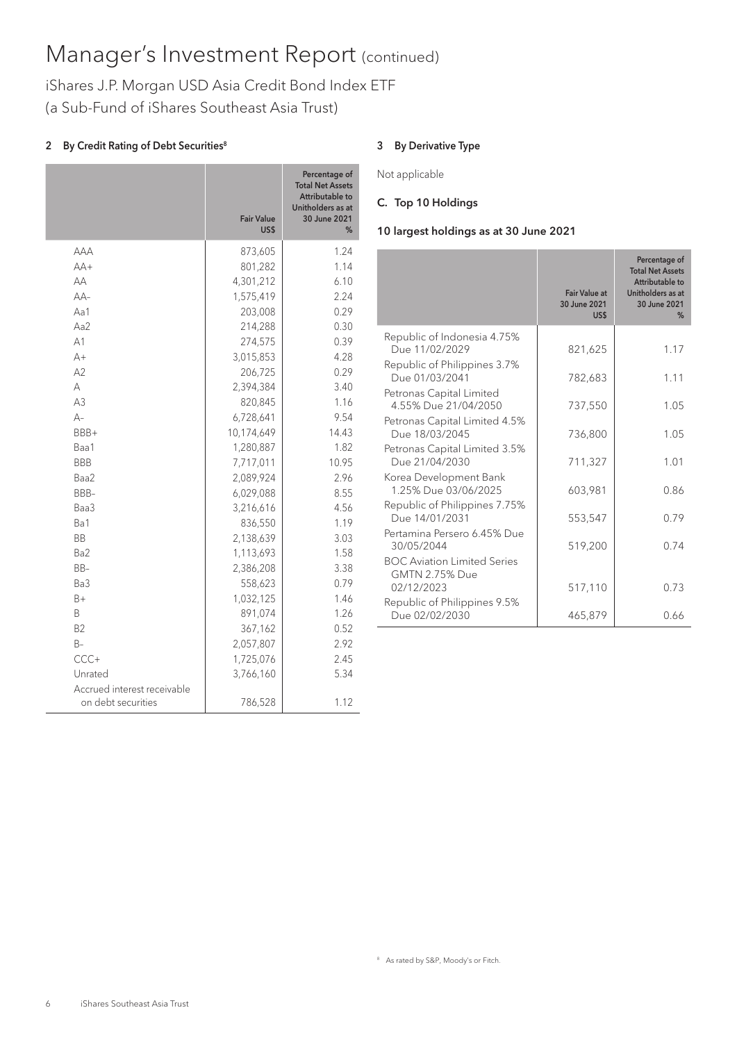# Manager's Investment Report (continued)

iShares J.P. Morgan USD Asia Credit Bond Index ETF
(a Sub-Fund of iShares Southeast Asia Trust)

## 2 By Credit Rating of Debt Securities[8]

| | Fair Value US$ | Percentage of Total Net Assets Attributable to Unitholders as at 30 June 2021 % |
|---|---|---|
| AAA | 873,605 | 1.24 |
| AA+ | 801,282 | 1.14 |
| AA | 4,301,212 | 6.10 |
| AA– | 1,575,419 | 2.24 |
| Aa1 | 203,008 | 0.29 |
| Aa2 | 214,288 | 0.30 |
| A1 | 274,575 | 0.39 |
| A+ | 3,015,853 | 4.28 |
| A2 | 206,725 | 0.29 |
| A | 2,394,384 | 3.40 |
| A3 | 820,845 | 1.16 |
| A– | 6,728,641 | 9.54 |
| BBB+ | 10,174,649 | 14.43 |
| Baa1 | 1,280,887 | 1.82 |
| BBB | 7,717,011 | 10.95 |
| Baa2 | 2,089,924 | 2.96 |
| BBB– | 6,029,088 | 8.55 |
| Baa3 | 3,216,616 | 4.56 |
| Ba1 | 836,550 | 1.19 |
| BB | 2,138,639 | 3.03 |
| Ba2 | 1,113,693 | 1.58 |
| BB– | 2,386,208 | 3.38 |
| Ba3 | 558,623 | 0.79 |
| B+ | 1,032,125 | 1.46 |
| B | 891,074 | 1.26 |
| B2 | 367,162 | 0.52 |
| B– | 2,057,807 | 2.92 |
| CCC+ | 1,725,076 | 2.45 |
| Unrated | 3,766,160 | 5.34 |
| Accrued interest receivable on debt securities | 786,528 | 1.12 |

## 3 By Derivative Type

Not applicable

## C. Top 10 Holdings

### 10 largest holdings as at 30 June 2021

| | Fair Value at 30 June 2021 US$ | Percentage of Total Net Assets Attributable to Unitholders as at 30 June 2021 % |
|---|---|---|
| Republic of Indonesia 4.75% Due 11/02/2029 | 821,625 | 1.17 |
| Republic of Philippines 3.7% Due 01/03/2041 | 782,683 | 1.11 |
| Petronas Capital Limited 4.55% Due 21/04/2050 | 737,550 | 1.05 |
| Petronas Capital Limited 4.5% Due 18/03/2045 | 736,800 | 1.05 |
| Petronas Capital Limited 3.5% Due 21/04/2030 | 711,327 | 1.01 |
| Korea Development Bank 1.25% Due 03/06/2025 | 603,981 | 0.86 |
| Republic of Philippines 7.75% Due 14/01/2031 | 553,547 | 0.79 |
| Pertamina Persero 6.45% Due 30/05/2044 | 519,200 | 0.74 |
| BOC Aviation Limited Series GMTN 2.75% Due 02/12/2023 | 517,110 | 0.73 |
| Republic of Philippines 9.5% Due 02/02/2030 | 465,879 | 0.66 |

[8] As rated by S&P, Moody's or Fitch.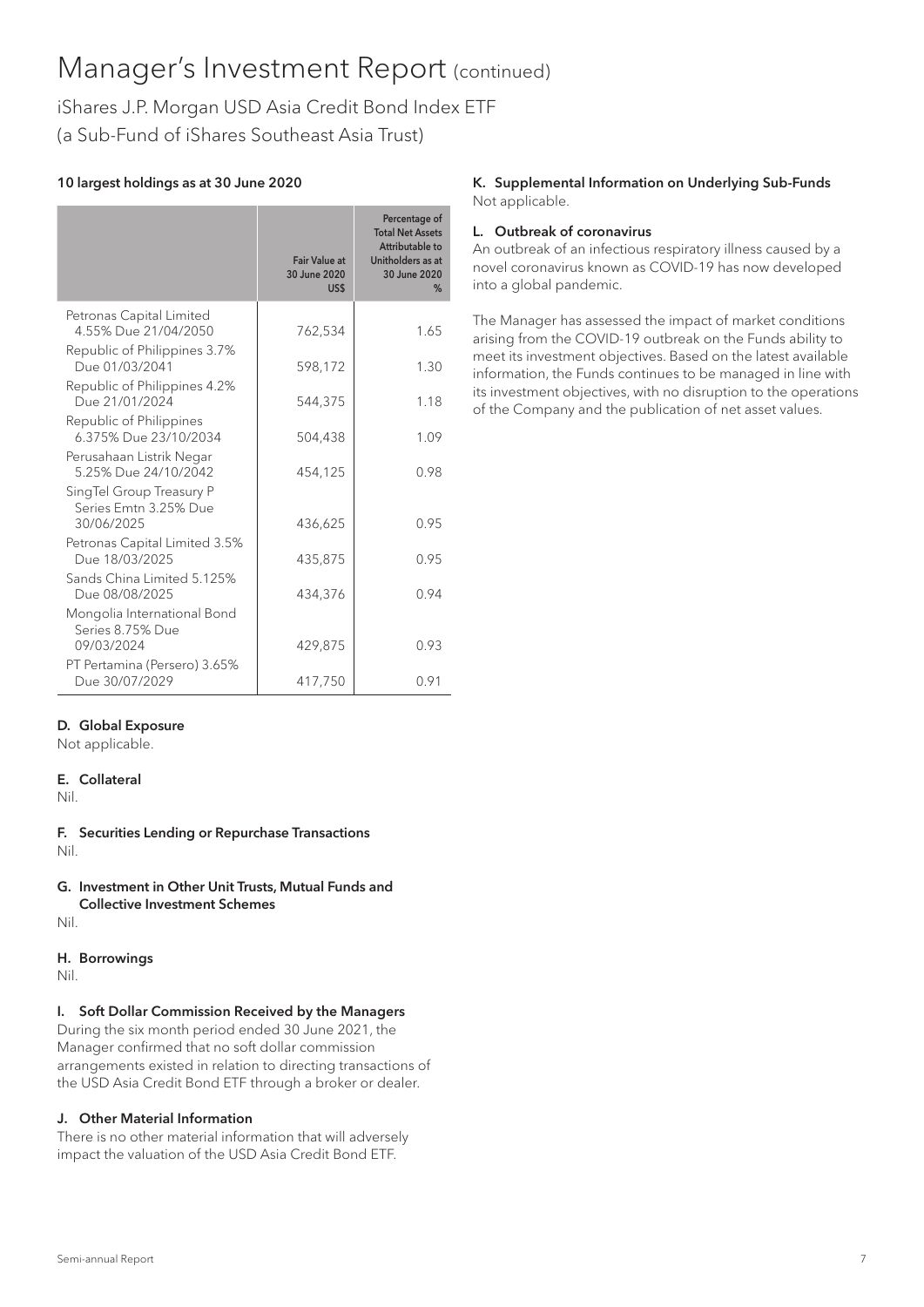# Manager's Investment Report (continued)

iShares J.P. Morgan USD Asia Credit Bond Index ETF
(a Sub-Fund of iShares Southeast Asia Trust)

**10 largest holdings as at 30 June 2020**

| | Fair Value at 30 June 2020 US$ | Percentage of Total Net Assets Attributable to Unitholders as at 30 June 2020 % |
|---|---|---|
| Petronas Capital Limited 4.55% Due 21/04/2050 | 762,534 | 1.65 |
| Republic of Philippines 3.7% Due 01/03/2041 | 598,172 | 1.30 |
| Republic of Philippines 4.2% Due 21/01/2024 | 544,375 | 1.18 |
| Republic of Philippines 6.375% Due 23/10/2034 | 504,438 | 1.09 |
| Perusahaan Listrik Negar 5.25% Due 24/10/2042 | 454,125 | 0.98 |
| SingTel Group Treasury P Series Emtn 3.25% Due 30/06/2025 | 436,625 | 0.95 |
| Petronas Capital Limited 3.5% Due 18/03/2025 | 435,875 | 0.95 |
| Sands China Limited 5.125% Due 08/08/2025 | 434,376 | 0.94 |
| Mongolia International Bond Series 8.75% Due 09/03/2024 | 429,875 | 0.93 |
| PT Pertamina (Persero) 3.65% Due 30/07/2029 | 417,750 | 0.91 |

**D. Global Exposure**

Not applicable.

**E. Collateral**

Nil.

**F. Securities Lending or Repurchase Transactions**

Nil.

**G. Investment in Other Unit Trusts, Mutual Funds and Collective Investment Schemes**

Nil.

**H. Borrowings**

Nil.

**I. Soft Dollar Commission Received by the Managers**

During the six month period ended 30 June 2021, the Manager confirmed that no soft dollar commission arrangements existed in relation to directing transactions of the USD Asia Credit Bond ETF through a broker or dealer.

**J. Other Material Information**

There is no other material information that will adversely impact the valuation of the USD Asia Credit Bond ETF.

**K. Supplemental Information on Underlying Sub-Funds**

Not applicable.

**L. Outbreak of coronavirus**

An outbreak of an infectious respiratory illness caused by a novel coronavirus known as COVID-19 has now developed into a global pandemic.

The Manager has assessed the impact of market conditions arising from the COVID-19 outbreak on the Funds ability to meet its investment objectives. Based on the latest available information, the Funds continues to be managed in line with its investment objectives, with no disruption to the operations of the Company and the publication of net asset values.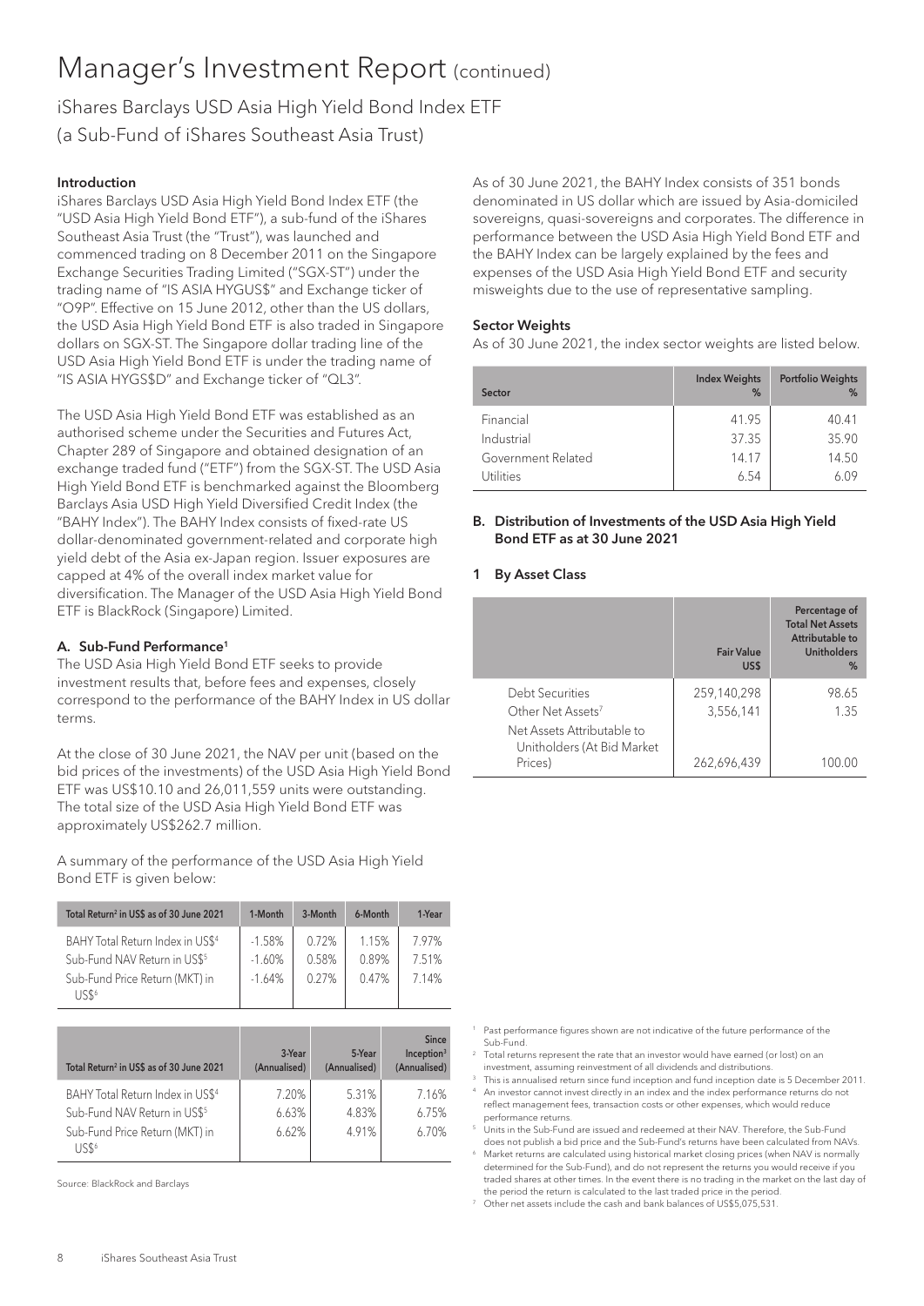# Manager's Investment Report (continued)

iShares Barclays USD Asia High Yield Bond Index ETF
(a Sub-Fund of iShares Southeast Asia Trust)

### Introduction

iShares Barclays USD Asia High Yield Bond Index ETF (the "USD Asia High Yield Bond ETF"), a sub-fund of the iShares Southeast Asia Trust (the "Trust"), was launched and commenced trading on 8 December 2011 on the Singapore Exchange Securities Trading Limited ("SGX-ST") under the trading name of "IS ASIA HYGUS$" and Exchange ticker of "O9P". Effective on 15 June 2012, other than the US dollars, the USD Asia High Yield Bond ETF is also traded in Singapore dollars on SGX-ST. The Singapore dollar trading line of the USD Asia High Yield Bond ETF is under the trading name of "IS ASIA HYGS$D" and Exchange ticker of "QL3".

The USD Asia High Yield Bond ETF was established as an authorised scheme under the Securities and Futures Act, Chapter 289 of Singapore and obtained designation of an exchange traded fund ("ETF") from the SGX-ST. The USD Asia High Yield Bond ETF is benchmarked against the Bloomberg Barclays Asia USD High Yield Diversified Credit Index (the "BAHY Index"). The BAHY Index consists of fixed-rate US dollar-denominated government-related and corporate high yield debt of the Asia ex-Japan region. Issuer exposures are capped at 4% of the overall index market value for diversification. The Manager of the USD Asia High Yield Bond ETF is BlackRock (Singapore) Limited.

### A. Sub-Fund Performance[1]

The USD Asia High Yield Bond ETF seeks to provide investment results that, before fees and expenses, closely correspond to the performance of the BAHY Index in US dollar terms.

At the close of 30 June 2021, the NAV per unit (based on the bid prices of the investments) of the USD Asia High Yield Bond ETF was US$10.10 and 26,011,559 units were outstanding. The total size of the USD Asia High Yield Bond ETF was approximately US$262.7 million.

A summary of the performance of the USD Asia High Yield Bond ETF is given below:

| Total Return[2] in US$ as of 30 June 2021 | 1-Month | 3-Month | 6-Month | 1-Year |
|---|---|---|---|---|
| BAHY Total Return Index in US$[4] | -1.58% | 0.72% | 1.15% | 7.97% |
| Sub-Fund NAV Return in US$[5] | -1.60% | 0.58% | 0.89% | 7.51% |
| Sub-Fund Price Return (MKT) in US$[6] | -1.64% | 0.27% | 0.47% | 7.14% |

| Total Return[2] in US$ as of 30 June 2021 | 3-Year (Annualised) | 5-Year (Annualised) | Since Inception[3] (Annualised) |
|---|---|---|---|
| BAHY Total Return Index in US$[4] | 7.20% | 5.31% | 7.16% |
| Sub-Fund NAV Return in US$[5] | 6.63% | 4.83% | 6.75% |
| Sub-Fund Price Return (MKT) in US$[6] | 6.62% | 4.91% | 6.70% |

Source: BlackRock and Barclays

As of 30 June 2021, the BAHY Index consists of 351 bonds denominated in US dollar which are issued by Asia-domiciled sovereigns, quasi-sovereigns and corporates. The difference in performance between the USD Asia High Yield Bond ETF and the BAHY Index can be largely explained by the fees and expenses of the USD Asia High Yield Bond ETF and security misweights due to the use of representative sampling.

### Sector Weights

As of 30 June 2021, the index sector weights are listed below.

| Sector | Index Weights % | Portfolio Weights % |
|---|---|---|
| Financial | 41.95 | 40.41 |
| Industrial | 37.35 | 35.90 |
| Government Related | 14.17 | 14.50 |
| Utilities | 6.54 | 6.09 |

### B. Distribution of Investments of the USD Asia High Yield Bond ETF as at 30 June 2021

#### 1 By Asset Class

| | Fair Value US$ | Percentage of Total Net Assets Attributable to Unitholders % |
|---|---|---|
| Debt Securities | 259,140,298 | 98.65 |
| Other Net Assets[7] | 3,556,141 | 1.35 |
| Net Assets Attributable to Unitholders (At Bid Market Prices) | 262,696,439 | 100.00 |

[1] Past performance figures shown are not indicative of the future performance of the Sub-Fund.
[2] Total returns represent the rate that an investor would have earned (or lost) on an investment, assuming reinvestment of all dividends and distributions.
[3] This is annualised return since fund inception and fund inception date is 5 December 2011.
[4] An investor cannot invest directly in an index and the index performance returns do not reflect management fees, transaction costs or other expenses, which would reduce performance returns.
[5] Units in the Sub-Fund are issued and redeemed at their NAV. Therefore, the Sub-Fund does not publish a bid price and the Sub-Fund's returns have been calculated from NAVs.
[6] Market returns are calculated using historical market closing prices (when NAV is normally determined for the Sub-Fund), and do not represent the returns you would receive if you traded shares at other times. In the event there is no trading in the market on the last day of the period the return is calculated to the last traded price in the period.
[7] Other net assets include the cash and bank balances of US$5,075,531.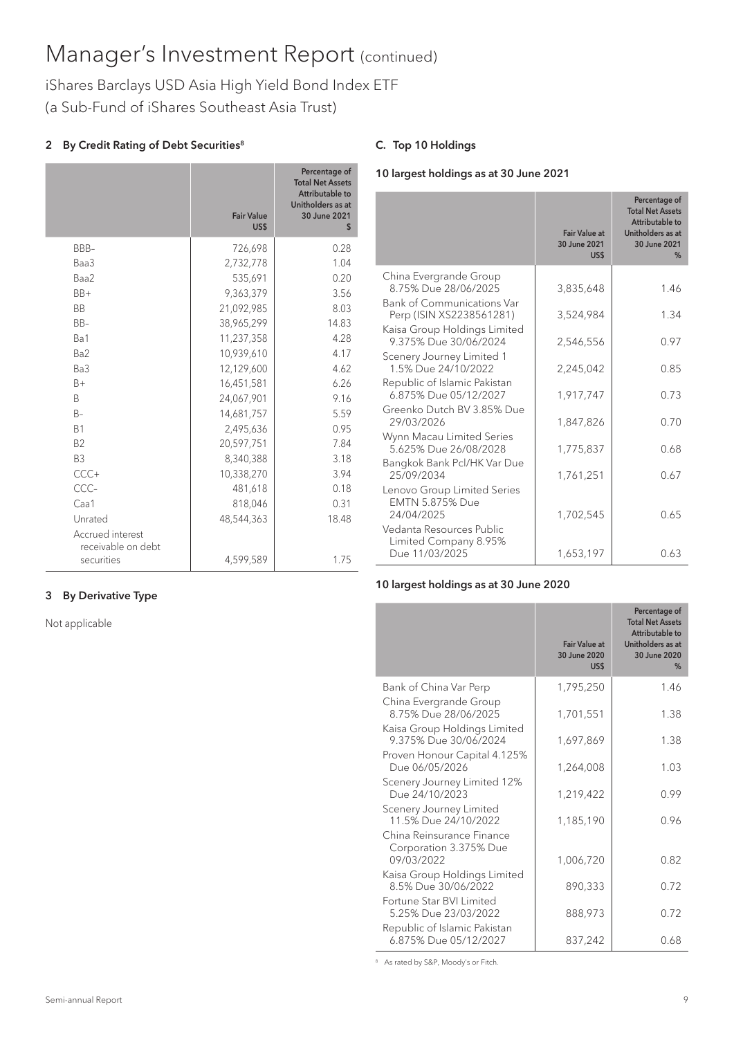# Manager's Investment Report (continued)

iShares Barclays USD Asia High Yield Bond Index ETF
(a Sub-Fund of iShares Southeast Asia Trust)

### 2 By Credit Rating of Debt Securities[8]

| | Fair Value US$ | Percentage of Total Net Assets Attributable to Unitholders as at 30 June 2021 $ |
|---|---|---|
| BBB- | 726,698 | 0.28 |
| Baa3 | 2,732,778 | 1.04 |
| Baa2 | 535,691 | 0.20 |
| BB+ | 9,363,379 | 3.56 |
| BB | 21,092,985 | 8.03 |
| BB- | 38,965,299 | 14.83 |
| Ba1 | 11,237,358 | 4.28 |
| Ba2 | 10,939,610 | 4.17 |
| Ba3 | 12,129,600 | 4.62 |
| B+ | 16,451,581 | 6.26 |
| B | 24,067,901 | 9.16 |
| B- | 14,681,757 | 5.59 |
| B1 | 2,495,636 | 0.95 |
| B2 | 20,597,751 | 7.84 |
| B3 | 8,340,388 | 3.18 |
| CCC+ | 10,338,270 | 3.94 |
| CCC- | 481,618 | 0.18 |
| Caa1 | 818,046 | 0.31 |
| Unrated | 48,544,363 | 18.48 |
| Accrued interest receivable on debt securities | 4,599,589 | 1.75 |

### 3 By Derivative Type

Not applicable

### C. Top 10 Holdings

#### 10 largest holdings as at 30 June 2021

| | Fair Value at 30 June 2021 US$ | Percentage of Total Net Assets Attributable to Unitholders as at 30 June 2021 % |
|---|---|---|
| China Evergrande Group 8.75% Due 28/06/2025 | 3,835,648 | 1.46 |
| Bank of Communications Var Perp (ISIN XS2238561281) | 3,524,984 | 1.34 |
| Kaisa Group Holdings Limited 9.375% Due 30/06/2024 | 2,546,556 | 0.97 |
| Scenery Journey Limited 1 1.5% Due 24/10/2022 | 2,245,042 | 0.85 |
| Republic of Islamic Pakistan 6.875% Due 05/12/2027 | 1,917,747 | 0.73 |
| Greenko Dutch BV 3.85% Due 29/03/2026 | 1,847,826 | 0.70 |
| Wynn Macau Limited Series 5.625% Due 26/08/2028 | 1,775,837 | 0.68 |
| Bangkok Bank Pcl/HK Var Due 25/09/2034 | 1,761,251 | 0.67 |
| Lenovo Group Limited Series EMTN 5.875% Due 24/04/2025 | 1,702,545 | 0.65 |
| Vedanta Resources Public Limited Company 8.95% Due 11/03/2025 | 1,653,197 | 0.63 |

#### 10 largest holdings as at 30 June 2020

| | Fair Value at 30 June 2020 US$ | Percentage of Total Net Assets Attributable to Unitholders as at 30 June 2020 % |
|---|---|---|
| Bank of China Var Perp | 1,795,250 | 1.46 |
| China Evergrande Group 8.75% Due 28/06/2025 | 1,701,551 | 1.38 |
| Kaisa Group Holdings Limited 9.375% Due 30/06/2024 | 1,697,869 | 1.38 |
| Proven Honour Capital 4.125% Due 06/05/2026 | 1,264,008 | 1.03 |
| Scenery Journey Limited 12% Due 24/10/2023 | 1,219,422 | 0.99 |
| Scenery Journey Limited 11.5% Due 24/10/2022 | 1,185,190 | 0.96 |
| China Reinsurance Finance Corporation 3.375% Due 09/03/2022 | 1,006,720 | 0.82 |
| Kaisa Group Holdings Limited 8.5% Due 30/06/2022 | 890,333 | 0.72 |
| Fortune Star BVI Limited 5.25% Due 23/03/2022 | 888,973 | 0.72 |
| Republic of Islamic Pakistan 6.875% Due 05/12/2027 | 837,242 | 0.68 |

[8] As rated by S&P, Moody's or Fitch.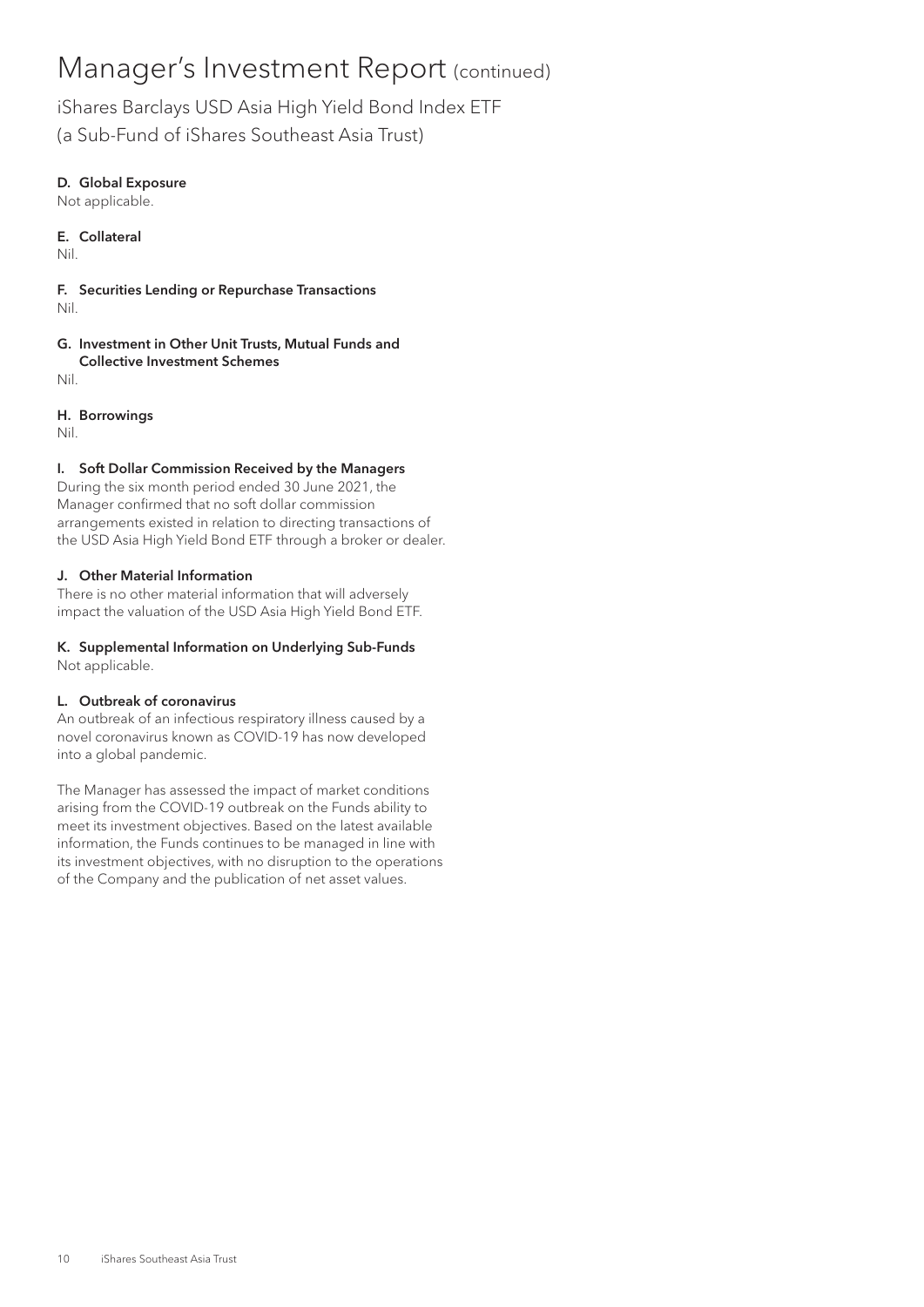# Manager's Investment Report (continued)

iShares Barclays USD Asia High Yield Bond Index ETF
(a Sub-Fund of iShares Southeast Asia Trust)

**D. Global Exposure**

Not applicable.

**E. Collateral**

Nil.

**F. Securities Lending or Repurchase Transactions**

Nil.

**G. Investment in Other Unit Trusts, Mutual Funds and Collective Investment Schemes**

Nil.

**H. Borrowings**

Nil.

**I. Soft Dollar Commission Received by the Managers**

During the six month period ended 30 June 2021, the Manager confirmed that no soft dollar commission arrangements existed in relation to directing transactions of the USD Asia High Yield Bond ETF through a broker or dealer.

**J. Other Material Information**

There is no other material information that will adversely impact the valuation of the USD Asia High Yield Bond ETF.

**K. Supplemental Information on Underlying Sub-Funds**

Not applicable.

**L. Outbreak of coronavirus**

An outbreak of an infectious respiratory illness caused by a novel coronavirus known as COVID-19 has now developed into a global pandemic.

The Manager has assessed the impact of market conditions arising from the COVID-19 outbreak on the Funds ability to meet its investment objectives. Based on the latest available information, the Funds continues to be managed in line with its investment objectives, with no disruption to the operations of the Company and the publication of net asset values.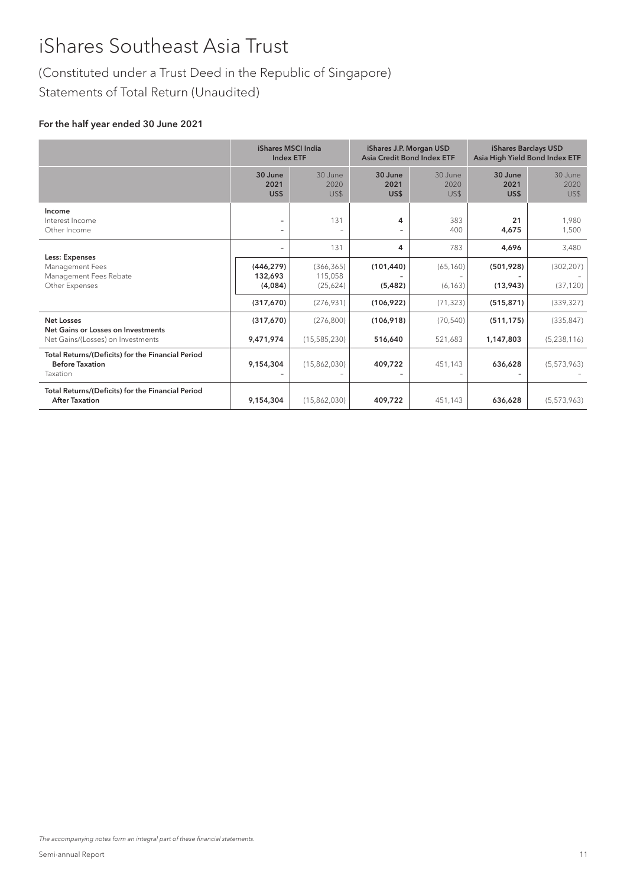# iShares Southeast Asia Trust

(Constituted under a Trust Deed in the Republic of Singapore)

Statements of Total Return (Unaudited)

### For the half year ended 30 June 2021

| | iShares MSCI India Index ETF | | iShares J.P. Morgan USD Asia Credit Bond Index ETF | | iShares Barclays USD Asia High Yield Bond Index ETF | |
|---|---|---|---|---|---|---|
| | **30 June 2021 US$** | 30 June 2020 US$ | **30 June 2021 US$** | 30 June 2020 US$ | **30 June 2021 US$** | 30 June 2020 US$ |
| **Income** | | | | | | |
| Interest Income | **-** | 131 | **4** | 383 | **21** | 1,980 |
| Other Income | **-** | - | **-** | 400 | **4,675** | 1,500 |
| | **-** | 131 | **4** | 783 | **4,696** | 3,480 |
| **Less: Expenses** | | | | | | |
| Management Fees | **(446,279)** | (366,365) | **(101,440)** | (65,160) | **(501,928)** | (302,207) |
| Management Fees Rebate | **132,693** | 115,058 | **-** | - | **-** | - |
| Other Expenses | **(4,084)** | (25,624) | **(5,482)** | (6,163) | **(13,943)** | (37,120) |
| | **(317,670)** | (276,931) | **(106,922)** | (71,323) | **(515,871)** | (339,327) |
| **Net Losses** | **(317,670)** | (276,800) | **(106,918)** | (70,540) | **(511,175)** | (335,847) |
| **Net Gains or Losses on Investments** | | | | | | |
| Net Gains/(Losses) on Investments | **9,471,974** | (15,585,230) | **516,640** | 521,683 | **1,147,803** | (5,238,116) |
| **Total Returns/(Deficits) for the Financial Period Before Taxation** | **9,154,304** | (15,862,030) | **409,722** | 451,143 | **636,628** | (5,573,963) |
| Taxation | **-** | - | **-** | - | **-** | - |
| **Total Returns/(Deficits) for the Financial Period After Taxation** | **9,154,304** | (15,862,030) | **409,722** | 451,143 | **636,628** | (5,573,963) |

*The accompanying notes form an integral part of these financial statements.*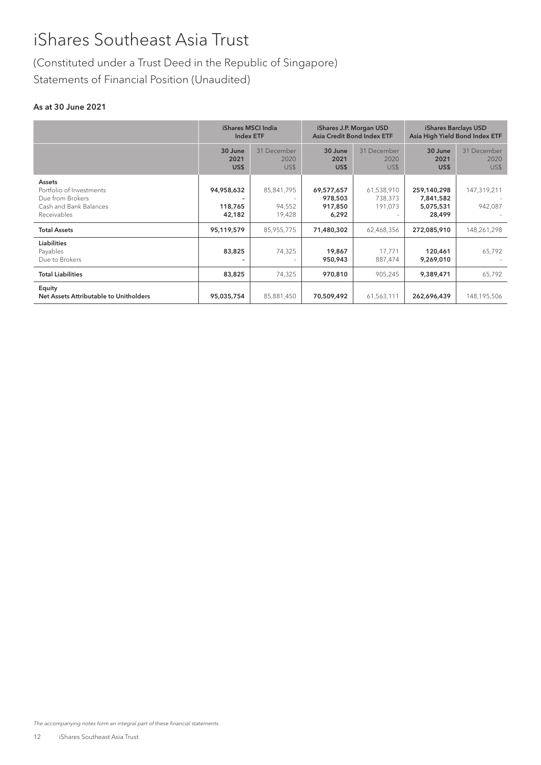# iShares Southeast Asia Trust

(Constituted under a Trust Deed in the Republic of Singapore)

Statements of Financial Position (Unaudited)

**As at 30 June 2021**

| | iShares MSCI India Index ETF | | iShares J.P. Morgan USD Asia Credit Bond Index ETF | | iShares Barclays USD Asia High Yield Bond Index ETF | |
|---|---|---|---|---|---|---|
| | **30 June 2021 US$** | 31 December 2020 US$ | **30 June 2021 US$** | 31 December 2020 US$ | **30 June 2021 US$** | 31 December 2020 US$ |
| **Assets** | | | | | | |
| Portfolio of Investments | **94,958,632** | 85,841,795 | **69,577,657** | 61,538,910 | **259,140,298** | 147,319,211 |
| Due from Brokers | **-** | - | **978,503** | 738,373 | **7,841,582** | - |
| Cash and Bank Balances | **118,765** | 94,552 | **917,850** | 191,073 | **5,075,531** | 942,087 |
| Receivables | **42,182** | 19,428 | **6,292** | - | **28,499** | - |
| **Total Assets** | **95,119,579** | 85,955,775 | **71,480,302** | 62,468,356 | **272,085,910** | 148,261,298 |
| **Liabilities** | | | | | | |
| Payables | **83,825** | 74,325 | **19,867** | 17,771 | **120,461** | 65,792 |
| Due to Brokers | **-** | - | **950,943** | 887,474 | **9,269,010** | - |
| **Total Liabilities** | **83,825** | 74,325 | **970,810** | 905,245 | **9,389,471** | 65,792 |
| **Equity** | | | | | | |
| **Net Assets Attributable to Unitholders** | **95,035,754** | 85,881,450 | **70,509,492** | 61,563,111 | **262,696,439** | 148,195,506 |

*The accompanying notes form an integral part of these financial statements.*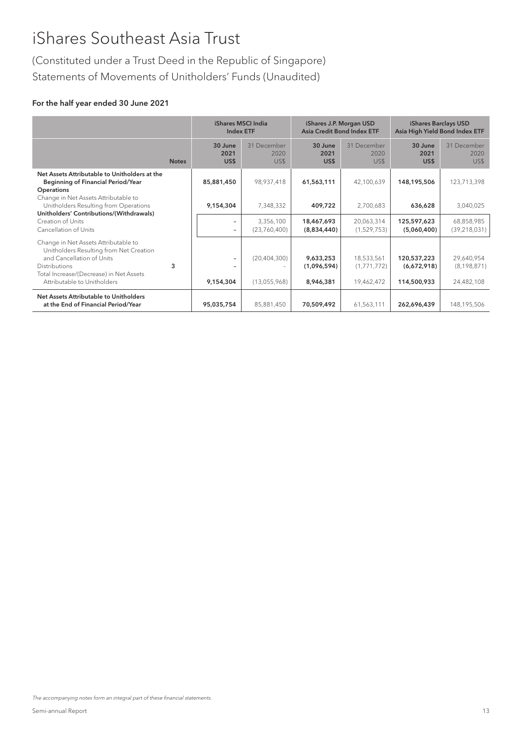# iShares Southeast Asia Trust

(Constituted under a Trust Deed in the Republic of Singapore)
Statements of Movements of Unitholders' Funds (Unaudited)

**For the half year ended 30 June 2021**

| | | iShares MSCI India Index ETF | | iShares J.P. Morgan USD Asia Credit Bond Index ETF | | iShares Barclays USD Asia High Yield Bond Index ETF | |
|---|---|---|---|---|---|---|---|
| | **Notes** | **30 June 2021 US$** | 31 December 2020 US$ | **30 June 2021 US$** | 31 December 2020 US$ | **30 June 2021 US$** | 31 December 2020 US$ |
| **Net Assets Attributable to Unitholders at the Beginning of Financial Period/Year** | | **85,881,450** | 98,937,418 | **61,563,111** | 42,100,639 | **148,195,506** | 123,713,398 |
| **Operations** | | | | | | | |
| Change in Net Assets Attributable to Unitholders Resulting from Operations | | **9,154,304** | 7,348,332 | **409,722** | 2,700,683 | **636,628** | 3,040,025 |
| **Unitholders' Contributions/(Withdrawals)** | | | | | | | |
| Creation of Units | | **-** | 3,356,100 | **18,467,693** | 20,063,314 | **125,597,623** | 68,858,985 |
| Cancellation of Units | | **-** | (23,760,400) | **(8,834,440)** | (1,529,753) | **(5,060,400)** | (39,218,031) |
| Change in Net Assets Attributable to Unitholders Resulting from Net Creation and Cancellation of Units | | **-** | (20,404,300) | **9,633,253** | 18,533,561 | **120,537,223** | 29,640,954 |
| Distributions | 3 | **-** | - | **(1,096,594)** | (1,771,772) | **(6,672,918)** | (8,198,871) |
| Total Increase/(Decrease) in Net Assets Attributable to Unitholders | | **9,154,304** | (13,055,968) | **8,946,381** | 19,462,472 | **114,500,933** | 24,482,108 |
| **Net Assets Attributable to Unitholders at the End of Financial Period/Year** | | **95,035,754** | 85,881,450 | **70,509,492** | 61,563,111 | **262,696,439** | 148,195,506 |

*The accompanying notes form an integral part of these financial statements.*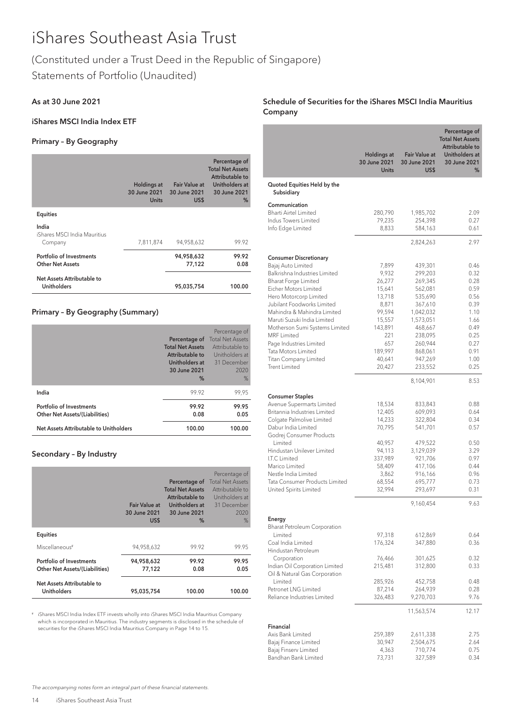# iShares Southeast Asia Trust

(Constituted under a Trust Deed in the Republic of Singapore)
Statements of Portfolio (Unaudited)

### As at 30 June 2021

### iShares MSCI India Index ETF

### Primary – By Geography

| | Holdings at 30 June 2021 Units | Fair Value at 30 June 2021 US$ | Percentage of Total Net Assets Attributable to Unitholders at 30 June 2021 % |
|---|---|---|---|
| **Equities** | | | |
| **India** | | | |
| iShares MSCI India Mauritius Company | 7,811,874 | 94,958,632 | 99.92 |
| **Portfolio of Investments** | | **94,958,632** | **99.92** |
| **Other Net Assets** | | **77,122** | **0.08** |
| **Net Assets Attributable to Unitholders** | | **95,035,754** | **100.00** |

### Primary – By Geography (Summary)

| | Percentage of Total Net Assets Attributable to Unitholders at 30 June 2021 % | Percentage of Total Net Assets Attributable to Unitholders at 31 December 2020 % |
|---|---|---|
| India | 99.92 | 99.95 |
| **Portfolio of Investments** | **99.92** | **99.95** |
| **Other Net Assets/(Liabilities)** | **0.08** | **0.05** |
| **Net Assets Attributable to Unitholders** | **100.00** | **100.00** |

### Secondary – By Industry

| | Fair Value at 30 June 2021 US$ | Percentage of Total Net Assets Attributable to Unitholders at 30 June 2021 % | Percentage of Total Net Assets Attributable to Unitholders at 31 December 2020 % |
|---|---|---|---|
| **Equities** | | | |
| Miscellaneous[#] | 94,958,632 | 99.92 | 99.95 |
| **Portfolio of Investments** | **94,958,632** | **99.92** | **99.95** |
| **Other Net Assets/(Liabilities)** | **77,122** | **0.08** | **0.05** |
| **Net Assets Attributable to Unitholders** | **95,035,754** | **100.00** | **100.00** |

[#] iShares MSCI India Index ETF invests wholly into iShares MSCI India Mauritius Company which is incorporated in Mauritius. The industry segments is disclosed in the schedule of securities for the iShares MSCI India Mauritius Company in Page 14 to 15.

### Schedule of Securities for the iShares MSCI India Mauritius Company

| | Holdings at 30 June 2021 Units | Fair Value at 30 June 2021 US$ | Percentage of Total Net Assets Attributable to Unitholders at 30 June 2021 % |
|---|---|---|---|
| **Quoted Equities Held by the Subsidiary** | | | |
| **Communication** | | | |
| Bharti Airtel Limited | 280,790 | 1,985,702 | 2.09 |
| Indus Towers Limited | 79,235 | 254,398 | 0.27 |
| Info Edge Limited | 8,833 | 584,163 | 0.61 |
| | | 2,824,263 | 2.97 |
| **Consumer Discretionary** | | | |
| Bajaj Auto Limited | 7,899 | 439,301 | 0.46 |
| Balkrishna Industries Limited | 9,932 | 299,203 | 0.32 |
| Bharat Forge Limited | 26,277 | 269,345 | 0.28 |
| Eicher Motors Limited | 15,641 | 562,081 | 0.59 |
| Hero Motorcorp Limited | 13,718 | 535,690 | 0.56 |
| Jubilant Foodworks Limited | 8,871 | 367,610 | 0.39 |
| Mahindra & Mahindra Limited | 99,594 | 1,042,032 | 1.10 |
| Maruti Suzuki India Limited | 15,557 | 1,573,051 | 1.66 |
| Motherson Sumi Systems Limited | 143,891 | 468,667 | 0.49 |
| MRF Limited | 221 | 238,095 | 0.25 |
| Page Industries Limited | 657 | 260,944 | 0.27 |
| Tata Motors Limited | 189,997 | 868,061 | 0.91 |
| Titan Company Limited | 40,641 | 947,269 | 1.00 |
| Trent Limited | 20,427 | 233,552 | 0.25 |
| | | 8,104,901 | 8.53 |
| **Consumer Staples** | | | |
| Avenue Supermarts Limited | 18,534 | 833,843 | 0.88 |
| Britannia Industries Limited | 12,405 | 609,093 | 0.64 |
| Colgate Palmolive Limited | 14,233 | 322,804 | 0.34 |
| Dabur India Limited | 70,795 | 541,701 | 0.57 |
| Godrej Consumer Products Limited | 40,957 | 479,522 | 0.50 |
| Hindustan Unilever Limited | 94,113 | 3,129,039 | 3.29 |
| I.T.C Limited | 337,989 | 921,706 | 0.97 |
| Marico Limited | 58,409 | 417,106 | 0.44 |
| Nestle India Limited | 3,862 | 916,166 | 0.96 |
| Tata Consumer Products Limited | 68,554 | 695,777 | 0.73 |
| United Spirits Limited | 32,994 | 293,697 | 0.31 |
| | | 9,160,454 | 9.63 |
| **Energy** | | | |
| Bharat Petroleum Corporation Limited | 97,318 | 612,869 | 0.64 |
| Coal India Limited | 176,324 | 347,880 | 0.36 |
| Hindustan Petroleum Corporation | 76,466 | 301,625 | 0.32 |
| Indian Oil Corporation Limited | 215,481 | 312,800 | 0.33 |
| Oil & Natural Gas Corporation Limited | 285,926 | 452,758 | 0.48 |
| Petronet LNG Limited | 87,214 | 264,939 | 0.28 |
| Reliance Industries Limited | 326,483 | 9,270,703 | 9.76 |
| | | 11,563,574 | 12.17 |
| **Financial** | | | |
| Axis Bank Limited | 259,389 | 2,611,338 | 2.75 |
| Bajaj Finance Limited | 30,947 | 2,504,675 | 2.64 |
| Bajaj Finserv Limited | 4,363 | 710,774 | 0.75 |
| Bandhan Bank Limited | 73,731 | 327,589 | 0.34 |

*The accompanying notes form an integral part of these financial statements.*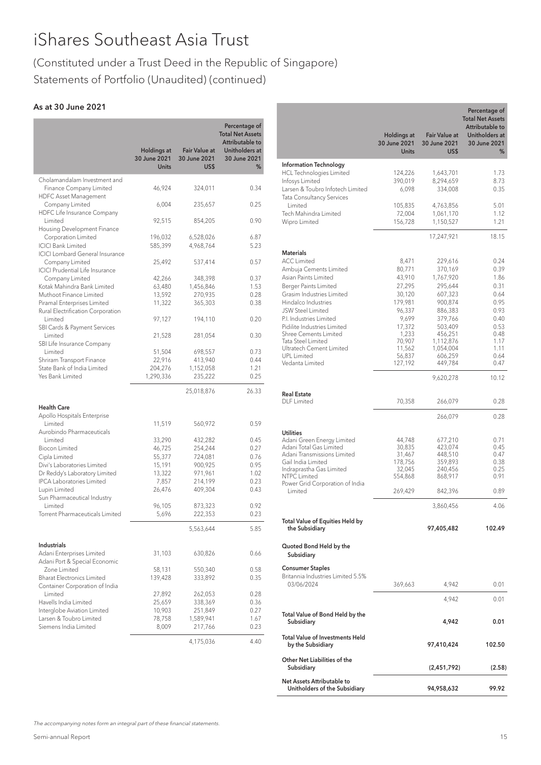# iShares Southeast Asia Trust

## (Constituted under a Trust Deed in the Republic of Singapore)
## Statements of Portfolio (Unaudited) (continued)

### As at 30 June 2021

| | Holdings at 30 June 2021 Units | Fair Value at 30 June 2021 US$ | Percentage of Total Net Assets Attributable to Unitholders at 30 June 2021 % |
|---|---|---|---|
| Cholamandalam Investment and Finance Company Limited | 46,924 | 324,011 | 0.34 |
| HDFC Asset Management Company Limited | 6,004 | 235,657 | 0.25 |
| HDFC Life Insurance Company Limited | 92,515 | 854,205 | 0.90 |
| Housing Development Finance Corporation Limited | 196,032 | 6,528,026 | 6.87 |
| ICICI Bank Limited | 585,399 | 4,968,764 | 5.23 |
| ICICI Lombard General Insurance Company Limited | 25,492 | 537,414 | 0.57 |
| ICICI Prudential Life Insurance Company Limited | 42,266 | 348,398 | 0.37 |
| Kotak Mahindra Bank Limited | 63,480 | 1,456,846 | 1.53 |
| Muthoot Finance Limited | 13,592 | 270,935 | 0.28 |
| Piramal Enterprises Limited | 11,322 | 365,303 | 0.38 |
| Rural Electrification Corporation Limited | 97,127 | 194,110 | 0.20 |
| SBI Cards & Payment Services Limited | 21,528 | 281,054 | 0.30 |
| SBI Life Insurance Company Limited | 51,504 | 698,557 | 0.73 |
| Shriram Transport Finance | 22,916 | 413,940 | 0.44 |
| State Bank of India Limited | 204,276 | 1,152,058 | 1.21 |
| Yes Bank Limited | 1,290,336 | 235,222 | 0.25 |
| | | 25,018,876 | 26.33 |
| **Health Care** | | | |
| Apollo Hospitals Enterprise Limited | 11,519 | 560,972 | 0.59 |
| Aurobindo Pharmaceuticals Limited | 33,290 | 432,282 | 0.45 |
| Biocon Limited | 46,725 | 254,244 | 0.27 |
| Cipla Limited | 55,377 | 724,081 | 0.76 |
| Divi's Laboratories Limited | 15,191 | 900,925 | 0.95 |
| Dr Reddy's Laboratory Limited | 13,322 | 971,961 | 1.02 |
| IPCA Laboratories Limited | 7,857 | 214,199 | 0.23 |
| Lupin Limited | 26,476 | 409,304 | 0.43 |
| Sun Pharmaceutical Industry Limited | 96,105 | 873,323 | 0.92 |
| Torrent Pharmaceuticals Limited | 5,696 | 222,353 | 0.23 |
| | | 5,563,644 | 5.85 |
| **Industrials** | | | |
| Adani Enterprises Limited | 31,103 | 630,826 | 0.66 |
| Adani Port & Special Economic Zone Limited | 58,131 | 550,340 | 0.58 |
| Bharat Electronics Limited | 139,428 | 333,892 | 0.35 |
| Container Corporation of India Limited | 27,892 | 262,053 | 0.28 |
| Havells India Limited | 25,659 | 338,369 | 0.36 |
| Interglobe Aviation Limited | 10,903 | 251,849 | 0.27 |
| Larsen & Toubro Limited | 78,758 | 1,589,941 | 1.67 |
| Siemens India Limited | 8,009 | 217,766 | 0.23 |
| | | 4,175,036 | 4.40 |
| **Information Technology** | | | |
| HCL Technologies Limited | 124,226 | 1,643,701 | 1.73 |
| Infosys Limited | 390,019 | 8,294,659 | 8.73 |
| Larsen & Toubro Infotech Limited | 6,098 | 334,008 | 0.35 |
| Tata Consultancy Services Limited | 105,835 | 4,763,856 | 5.01 |
| Tech Mahindra Limited | 72,004 | 1,061,170 | 1.12 |
| Wipro Limited | 156,728 | 1,150,527 | 1.21 |
| | | 17,247,921 | 18.15 |
| **Materials** | | | |
| ACC Limited | 8,471 | 229,616 | 0.24 |
| Ambuja Cements Limited | 80,771 | 370,169 | 0.39 |
| Asian Paints Limited | 43,910 | 1,767,920 | 1.86 |
| Berger Paints Limited | 27,295 | 295,644 | 0.31 |
| Grasim Industries Limited | 30,120 | 607,323 | 0.64 |
| Hindalco Industries | 179,981 | 900,874 | 0.95 |
| JSW Steel Limited | 96,337 | 886,383 | 0.93 |
| P.I. Industries Limited | 9,699 | 379,766 | 0.40 |
| Pidilite Industries Limited | 17,372 | 503,409 | 0.53 |
| Shree Cements Limited | 1,233 | 456,251 | 0.48 |
| Tata Steel Limited | 70,907 | 1,112,876 | 1.17 |
| Ultratech Cement Limited | 11,562 | 1,054,004 | 1.11 |
| UPL Limited | 56,837 | 606,259 | 0.64 |
| Vedanta Limited | 127,192 | 449,784 | 0.47 |
| | | 9,620,278 | 10.12 |
| **Real Estate** | | | |
| DLF Limited | 70,358 | 266,079 | 0.28 |
| | | 266,079 | 0.28 |
| **Utilities** | | | |
| Adani Green Energy Limited | 44,748 | 677,210 | 0.71 |
| Adani Total Gas Limited | 30,835 | 423,074 | 0.45 |
| Adani Transmissions Limited | 31,467 | 448,510 | 0.47 |
| Gail India Limited | 178,756 | 359,893 | 0.38 |
| Indraprastha Gas Limited | 32,045 | 240,456 | 0.25 |
| NTPC Limited | 554,868 | 868,917 | 0.91 |
| Power Grid Corporation of India Limited | 269,429 | 842,396 | 0.89 |
| | | 3,860,456 | 4.06 |
| **Total Value of Equities Held by the Subsidiary** | | **97,405,482** | **102.49** |
| **Quoted Bond Held by the Subsidiary** | | | |
| **Consumer Staples** | | | |
| Britannia Industries Limited 5.5% 03/06/2024 | 369,663 | 4,942 | 0.01 |
| | | 4,942 | 0.01 |
| **Total Value of Bond Held by the Subsidiary** | | **4,942** | **0.01** |
| **Total Value of Investments Held by the Subsidiary** | | **97,410,424** | **102.50** |
| **Other Net Liabilities of the Subsidiary** | | **(2,451,792)** | **(2.58)** |
| **Net Assets Attributable to Unitholders of the Subsidiary** | | **94,958,632** | **99.92** |

*The accompanying notes form an integral part of these financial statements.*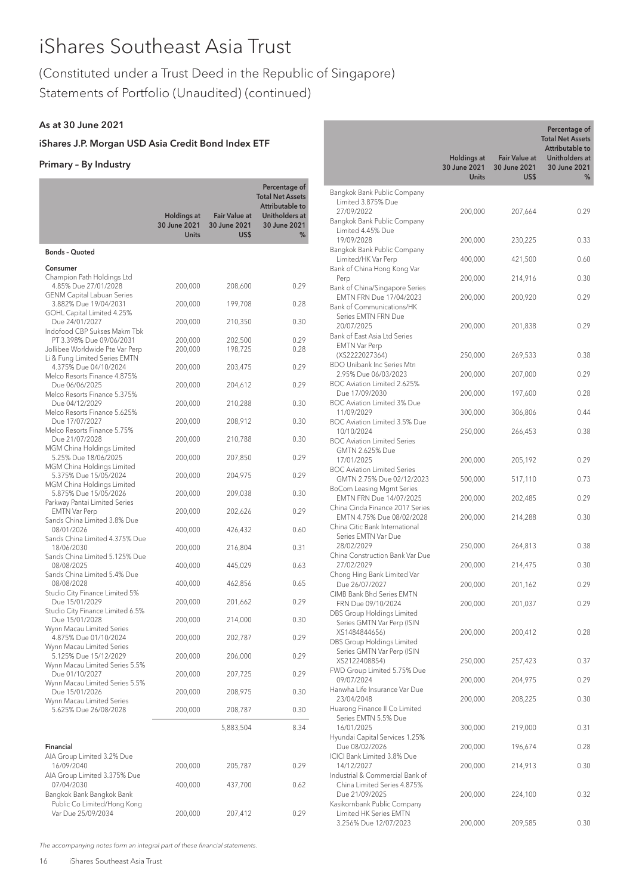# iShares Southeast Asia Trust

(Constituted under a Trust Deed in the Republic of Singapore)
Statements of Portfolio (Unaudited) (continued)

**As at 30 June 2021**

**iShares J.P. Morgan USD Asia Credit Bond Index ETF**

**Primary – By Industry**

| | Holdings at 30 June 2021 Units | Fair Value at 30 June 2021 US$ | Percentage of Total Net Assets Attributable to Unitholders at 30 June 2021 % |
|---|---|---|---|
| **Bonds – Quoted** | | | |
| **Consumer** | | | |
| Champion Path Holdings Ltd 4.85% Due 27/01/2028 | 200,000 | 208,600 | 0.29 |
| GENM Capital Labuan Series 3.882% Due 19/04/2031 | 200,000 | 199,708 | 0.28 |
| GOHL Capital Limited 4.25% Due 24/01/2027 | 200,000 | 210,350 | 0.30 |
| Indofood CBP Sukses Makm Tbk PT 3.398% Due 09/06/2031 | 200,000 | 202,500 | 0.29 |
| Jollibee Worldwide Pte Var Perp | 200,000 | 198,725 | 0.28 |
| Li & Fung Limited Series EMTN 4.375% Due 04/10/2024 | 200,000 | 203,475 | 0.29 |
| Melco Resorts Finance 4.875% Due 06/06/2025 | 200,000 | 204,612 | 0.29 |
| Melco Resorts Finance 5.375% Due 04/12/2029 | 200,000 | 210,288 | 0.30 |
| Melco Resorts Finance 5.625% Due 17/07/2027 | 200,000 | 208,912 | 0.30 |
| Melco Resorts Finance 5.75% Due 21/07/2028 | 200,000 | 210,788 | 0.30 |
| MGM China Holdings Limited 5.25% Due 18/06/2025 | 200,000 | 207,850 | 0.29 |
| MGM China Holdings Limited 5.375% Due 15/05/2024 | 200,000 | 204,975 | 0.29 |
| MGM China Holdings Limited 5.875% Due 15/05/2026 | 200,000 | 209,038 | 0.30 |
| Parkway Pantai Limited Series EMTN Var Perp | 200,000 | 202,626 | 0.29 |
| Sands China Limited 3.8% Due 08/01/2026 | 400,000 | 426,432 | 0.60 |
| Sands China Limited 4.375% Due 18/06/2030 | 200,000 | 216,804 | 0.31 |
| Sands China Limited 5.125% Due 08/08/2025 | 400,000 | 445,029 | 0.63 |
| Sands China Limited 5.4% Due 08/08/2028 | 400,000 | 462,856 | 0.65 |
| Studio City Finance Limited 5% Due 15/01/2029 | 200,000 | 201,662 | 0.29 |
| Studio City Finance Limited 6.5% Due 15/01/2028 | 200,000 | 214,000 | 0.30 |
| Wynn Macau Limited Series 4.875% Due 01/10/2024 | 200,000 | 202,787 | 0.29 |
| Wynn Macau Limited Series 5.125% Due 15/12/2029 | 200,000 | 206,000 | 0.29 |
| Wynn Macau Limited Series 5.5% Due 01/10/2027 | 200,000 | 207,725 | 0.29 |
| Wynn Macau Limited Series 5.5% Due 15/01/2026 | 200,000 | 208,975 | 0.30 |
| Wynn Macau Limited Series 5.625% Due 26/08/2028 | 200,000 | 208,787 | 0.30 |
| | | 5,883,504 | 8.34 |
| **Financial** | | | |
| AIA Group Limited 3.2% Due 16/09/2040 | 200,000 | 205,787 | 0.29 |
| AIA Group Limited 3.375% Due 07/04/2030 | 400,000 | 437,700 | 0.62 |
| Bangkok Bank Bangkok Bank Public Co Limited/Hong Kong Var Due 25/09/2034 | 200,000 | 207,412 | 0.29 |
| Bangkok Bank Public Company Limited 3.875% Due 27/09/2022 | 200,000 | 207,664 | 0.29 |
| Bangkok Bank Public Company Limited 4.45% Due 19/09/2028 | 200,000 | 230,225 | 0.33 |
| Bangkok Bank Public Company Limited/HK Var Perp | 400,000 | 421,500 | 0.60 |
| Bank of China Hong Kong Var Perp | 200,000 | 214,916 | 0.30 |
| Bank of China/Singapore Series EMTN FRN Due 17/04/2023 | 200,000 | 200,920 | 0.29 |
| Bank of Communications/HK Series EMTN FRN Due 20/07/2025 | 200,000 | 201,838 | 0.29 |
| Bank of East Asia Ltd Series EMTN Var Perp (XS2222027364) | 250,000 | 269,533 | 0.38 |
| BDO Unibank Inc Series Mtn 2.95% Due 06/03/2023 | 200,000 | 207,000 | 0.29 |
| BOC Aviation Limited 2.625% Due 17/09/2030 | 200,000 | 197,600 | 0.28 |
| BOC Aviation Limited 3% Due 11/09/2029 | 300,000 | 306,806 | 0.44 |
| BOC Aviation Limited 3.5% Due 10/10/2024 | 250,000 | 266,453 | 0.38 |
| BOC Aviation Limited Series GMTN 2.625% Due 17/01/2025 | 200,000 | 205,192 | 0.29 |
| BOC Aviation Limited Series GMTN 2.75% Due 02/12/2023 | 500,000 | 517,110 | 0.73 |
| BoCom Leasing Mgmt Series EMTN FRN Due 14/07/2025 | 200,000 | 202,485 | 0.29 |
| China Cinda Finance 2017 Series EMTN 4.75% Due 08/02/2028 | 200,000 | 214,288 | 0.30 |
| China Citic Bank International Series EMTN Var Due 28/02/2029 | 250,000 | 264,813 | 0.38 |
| China Construction Bank Var Due 27/02/2029 | 200,000 | 214,475 | 0.30 |
| Chong Hing Bank Limited Var Due 26/07/2027 | 200,000 | 201,162 | 0.29 |
| CIMB Bank Bhd Series EMTN FRN Due 09/10/2024 | 200,000 | 201,037 | 0.29 |
| DBS Group Holdings Limited Series GMTN Var Perp (ISIN XS1484844656) | 200,000 | 200,412 | 0.28 |
| DBS Group Holdings Limited Series GMTN Var Perp (ISIN XS2122408854) | 250,000 | 257,423 | 0.37 |
| FWD Group Limited 5.75% Due 09/07/2024 | 200,000 | 204,975 | 0.29 |
| Hanwha Life Insurance Var Due 23/04/2048 | 200,000 | 208,225 | 0.30 |
| Huarong Finance II Co Limited Series EMTN 5.5% Due 16/01/2025 | 300,000 | 219,000 | 0.31 |
| Hyundai Capital Services 1.25% Due 08/02/2026 | 200,000 | 196,674 | 0.28 |
| ICICI Bank Limited 3.8% Due 14/12/2027 | 200,000 | 214,913 | 0.30 |
| Industrial & Commercial Bank of China Limited Series 4.875% Due 21/09/2025 | 200,000 | 224,100 | 0.32 |
| Kasikornbank Public Company Limited HK Series EMTN 3.256% Due 12/07/2023 | 200,000 | 209,585 | 0.30 |

*The accompanying notes form an integral part of these financial statements.*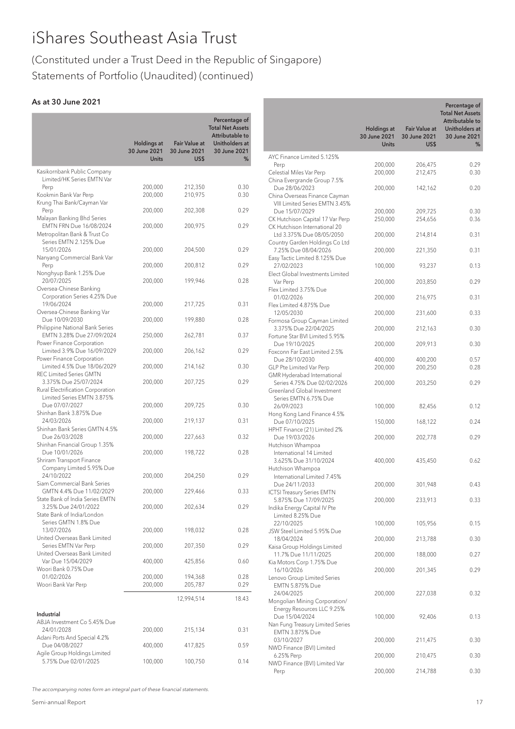# iShares Southeast Asia Trust

(Constituted under a Trust Deed in the Republic of Singapore)
Statements of Portfolio (Unaudited) (continued)

### As at 30 June 2021

| | Holdings at 30 June 2021 Units | Fair Value at 30 June 2021 US$ | Percentage of Total Net Assets Attributable to Unitholders at 30 June 2021 % |
|---|---|---|---|
| Kasikornbank Public Company Limited/HK Series EMTN Var Perp | 200,000 | 212,350 | 0.30 |
| Kookmin Bank Var Perp | 200,000 | 210,975 | 0.30 |
| Krung Thai Bank/Cayman Var Perp | 200,000 | 202,308 | 0.29 |
| Malayan Banking Bhd Series EMTN FRN Due 16/08/2024 | 200,000 | 200,975 | 0.29 |
| Metropolitan Bank & Trust Co Series EMTN 2.125% Due 15/01/2026 | 200,000 | 204,500 | 0.29 |
| Nanyang Commercial Bank Var Perp | 200,000 | 200,812 | 0.29 |
| Nonghyup Bank 1.25% Due 20/07/2025 | 200,000 | 199,946 | 0.28 |
| Oversea-Chinese Banking Corporation Series 4.25% Due 19/06/2024 | 200,000 | 217,725 | 0.31 |
| Oversea-Chinese Banking Var Due 10/09/2030 | 200,000 | 199,880 | 0.28 |
| Philippine National Bank Series EMTN 3.28% Due 27/09/2024 | 250,000 | 262,781 | 0.37 |
| Power Finance Corporation Limited 3.9% Due 16/09/2029 | 200,000 | 206,162 | 0.29 |
| Power Finance Corporation Limited 4.5% Due 18/06/2029 | 200,000 | 214,162 | 0.30 |
| REC Limited Series GMTN 3.375% Due 25/07/2024 | 200,000 | 207,725 | 0.29 |
| Rural Electrification Corporation Limited Series EMTN 3.875% Due 07/07/2027 | 200,000 | 209,725 | 0.30 |
| Shinhan Bank 3.875% Due 24/03/2026 | 200,000 | 219,137 | 0.31 |
| Shinhan Bank Series GMTN 4.5% Due 26/03/2028 | 200,000 | 227,663 | 0.32 |
| Shinhan Financial Group 1.35% Due 10/01/2026 | 200,000 | 198,722 | 0.28 |
| Shriram Transport Finance Company Limited 5.95% Due 24/10/2022 | 200,000 | 204,250 | 0.29 |
| Siam Commercial Bank Series GMTN 4.4% Due 11/02/2029 | 200,000 | 229,466 | 0.33 |
| State Bank of India Series EMTN 3.25% Due 24/01/2022 | 200,000 | 202,634 | 0.29 |
| State Bank of India/London Series GMTN 1.8% Due 13/07/2026 | 200,000 | 198,032 | 0.28 |
| United Overseas Bank Limited Series EMTN Var Perp | 200,000 | 207,350 | 0.29 |
| United Overseas Bank Limited Var Due 15/04/2029 | 400,000 | 425,856 | 0.60 |
| Woori Bank 0.75% Due 01/02/2026 | 200,000 | 194,368 | 0.28 |
| Woori Bank Var Perp | 200,000 | 205,787 | 0.29 |
| | | 12,994,514 | 18.43 |
| **Industrial** | | | |
| ABJA Investment Co 5.45% Due 24/01/2028 | 200,000 | 215,134 | 0.31 |
| Adani Ports And Special 4.2% Due 04/08/2027 | 400,000 | 417,825 | 0.59 |
| Agile Group Holdings Limited 5.75% Due 02/01/2025 | 100,000 | 100,750 | 0.14 |
| AYC Finance Limited 5.125% Perp | 200,000 | 206,475 | 0.29 |
| Celestial Miles Var Perp | 200,000 | 212,475 | 0.30 |
| China Evergrande Group 7.5% Due 28/06/2023 | 200,000 | 142,162 | 0.20 |
| China Overseas Finance Cayman VIII Limited Series EMTN 3.45% Due 15/07/2029 | 200,000 | 209,725 | 0.30 |
| CK Hutchison Capital 17 Var Perp | 250,000 | 254,656 | 0.36 |
| CK Hutchison International 20 Ltd 3.375% Due 08/05/2050 | 200,000 | 214,814 | 0.31 |
| Country Garden Holdings Co Ltd 7.25% Due 08/04/2026 | 200,000 | 221,350 | 0.31 |
| Easy Tactic Limited 8.125% Due 27/02/2023 | 100,000 | 93,237 | 0.13 |
| Elect Global Investments Limited Var Perp | 200,000 | 203,850 | 0.29 |
| Flex Limited 3.75% Due 01/02/2026 | 200,000 | 216,975 | 0.31 |
| Flex Limited 4.875% Due 12/05/2030 | 200,000 | 231,600 | 0.33 |
| Formosa Group Cayman Limited 3.375% Due 22/04/2025 | 200,000 | 212,163 | 0.30 |
| Fortune Star BVI Limited 5.95% Due 19/10/2025 | 200,000 | 209,913 | 0.30 |
| Foxconn Far East Limited 2.5% Due 28/10/2030 | 400,000 | 400,200 | 0.57 |
| GLP Pte Limited Var Perp | 200,000 | 200,250 | 0.28 |
| GMR Hyderabad International Series 4.75% Due 02/02/2026 | 200,000 | 203,250 | 0.29 |
| Greenland Global Investment Series EMTN 6.75% Due 26/09/2023 | 100,000 | 82,456 | 0.12 |
| Hong Kong Land Finance 4.5% Due 07/10/2025 | 150,000 | 168,122 | 0.24 |
| HPHT Finance (21) Limited 2% Due 19/03/2026 | 200,000 | 202,778 | 0.29 |
| Hutchison Whampoa International 14 Limited 3.625% Due 31/10/2024 | 400,000 | 435,450 | 0.62 |
| Hutchison Whampoa International Limited 7.45% Due 24/11/2033 | 200,000 | 301,948 | 0.43 |
| ICTSI Treasury Series EMTN 5.875% Due 17/09/2025 | 200,000 | 233,913 | 0.33 |
| Indika Energy Capital IV Pte Limited 8.25% Due 22/10/2025 | 100,000 | 105,956 | 0.15 |
| JSW Steel Limited 5.95% Due 18/04/2024 | 200,000 | 213,788 | 0.30 |
| Kaisa Group Holdings Limited 11.7% Due 11/11/2025 | 200,000 | 188,000 | 0.27 |
| Kia Motors Corp 1.75% Due 16/10/2026 | 200,000 | 201,345 | 0.29 |
| Lenovo Group Limited Series EMTN 5.875% Due 24/04/2025 | 200,000 | 227,038 | 0.32 |
| Mongolian Mining Corporation/ Energy Resources LLC 9.25% Due 15/04/2024 | 100,000 | 92,406 | 0.13 |
| Nan Fung Treasury Limited Series EMTN 3.875% Due 03/10/2027 | 200,000 | 211,475 | 0.30 |
| NWD Finance (BVI) Limited 6.25% Perp | 200,000 | 210,475 | 0.30 |
| NWD Finance (BVI) Limited Var Perp | 200,000 | 214,788 | 0.30 |

*The accompanying notes form an integral part of these financial statements.*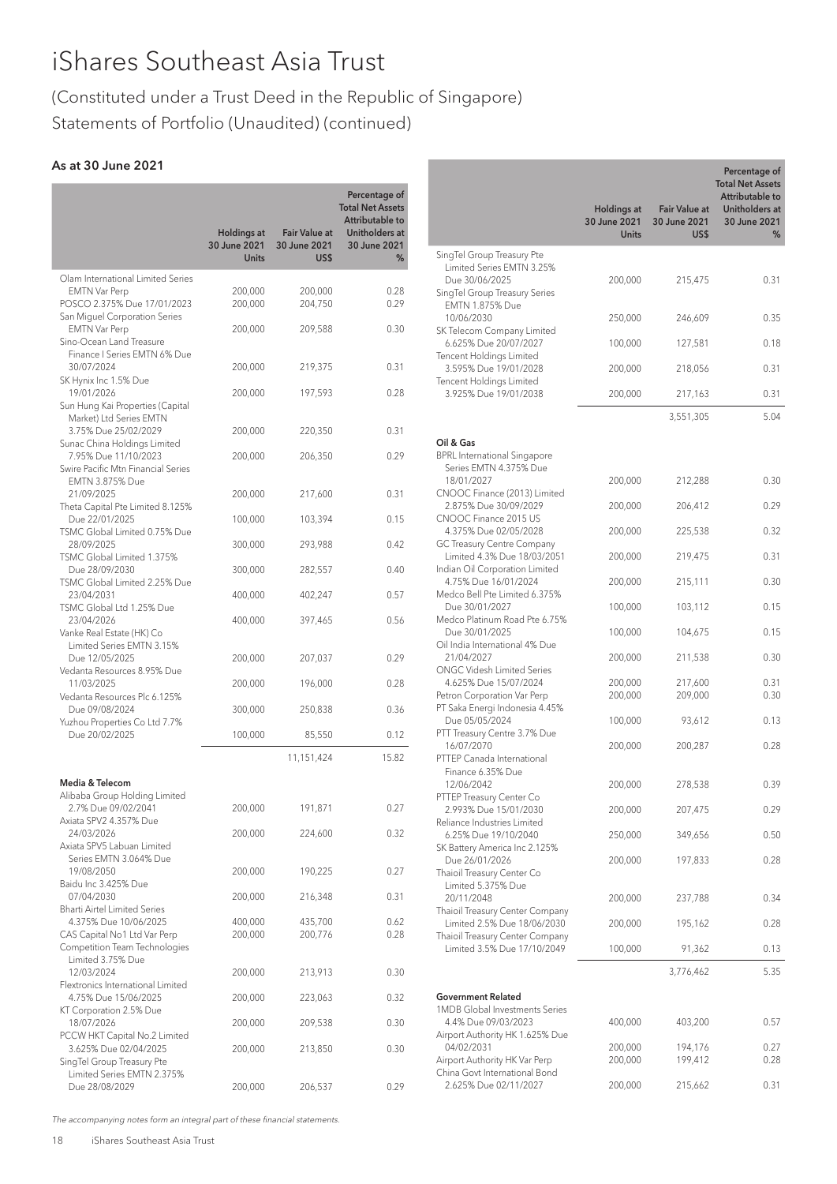# iShares Southeast Asia Trust

(Constituted under a Trust Deed in the Republic of Singapore)
Statements of Portfolio (Unaudited) (continued)

### As at 30 June 2021

| | Holdings at 30 June 2021 Units | Fair Value at 30 June 2021 US$ | Percentage of Total Net Assets Attributable to Unitholders at 30 June 2021 % |
|---|---|---|---|
| Olam International Limited Series EMTN Var Perp | 200,000 | 200,000 | 0.28 |
| POSCO 2.375% Due 17/01/2023 | 200,000 | 204,750 | 0.29 |
| San Miguel Corporation Series EMTN Var Perp | 200,000 | 209,588 | 0.30 |
| Sino-Ocean Land Treasure Finance I Series EMTN 6% Due 30/07/2024 | 200,000 | 219,375 | 0.31 |
| SK Hynix Inc 1.5% Due 19/01/2026 | 200,000 | 197,593 | 0.28 |
| Sun Hung Kai Properties (Capital Market) Ltd Series EMTN 3.75% Due 25/02/2029 | 200,000 | 220,350 | 0.31 |
| Sunac China Holdings Limited 7.95% Due 11/10/2023 | 200,000 | 206,350 | 0.29 |
| Swire Pacific Mtn Financial Series EMTN 3.875% Due 21/09/2025 | 200,000 | 217,600 | 0.31 |
| Theta Capital Pte Limited 8.125% Due 22/01/2025 | 100,000 | 103,394 | 0.15 |
| TSMC Global Limited 0.75% Due 28/09/2025 | 300,000 | 293,988 | 0.42 |
| TSMC Global Limited 1.375% Due 28/09/2030 | 300,000 | 282,557 | 0.40 |
| TSMC Global Limited 2.25% Due 23/04/2031 | 400,000 | 402,247 | 0.57 |
| TSMC Global Ltd 1.25% Due 23/04/2026 | 400,000 | 397,465 | 0.56 |
| Vanke Real Estate (HK) Co Limited Series EMTN 3.15% Due 12/05/2025 | 200,000 | 207,037 | 0.29 |
| Vedanta Resources 8.95% Due 11/03/2025 | 200,000 | 196,000 | 0.28 |
| Vedanta Resources Plc 6.125% Due 09/08/2024 | 300,000 | 250,838 | 0.36 |
| Yuzhou Properties Co Ltd 7.7% Due 20/02/2025 | 100,000 | 85,550 | 0.12 |
| | | 11,151,424 | 15.82 |
| **Media & Telecom** | | | |
| Alibaba Group Holding Limited 2.7% Due 09/02/2041 | 200,000 | 191,871 | 0.27 |
| Axiata SPV2 4.357% Due 24/03/2026 | 200,000 | 224,600 | 0.32 |
| Axiata SPV5 Labuan Limited Series EMTN 3.064% Due 19/08/2050 | 200,000 | 190,225 | 0.27 |
| Baidu Inc 3.425% Due 07/04/2030 | 200,000 | 216,348 | 0.31 |
| Bharti Airtel Limited Series 4.375% Due 10/06/2025 | 400,000 | 435,700 | 0.62 |
| CAS Capital No1 Ltd Var Perp | 200,000 | 200,776 | 0.28 |
| Competition Team Technologies Limited 3.75% Due 12/03/2024 | 200,000 | 213,913 | 0.30 |
| Flextronics International Limited 4.75% Due 15/06/2025 | 200,000 | 223,063 | 0.32 |
| KT Corporation 2.5% Due 18/07/2026 | 200,000 | 209,538 | 0.30 |
| PCCW HKT Capital No.2 Limited 3.625% Due 02/04/2025 | 200,000 | 213,850 | 0.30 |
| SingTel Group Treasury Pte Limited Series EMTN 2.375% Due 28/08/2029 | 200,000 | 206,537 | 0.29 |
| SingTel Group Treasury Pte Limited Series EMTN 3.25% Due 30/06/2025 | 200,000 | 215,475 | 0.31 |
| SingTel Group Treasury Series EMTN 1.875% Due 10/06/2030 | 250,000 | 246,609 | 0.35 |
| SK Telecom Company Limited 6.625% Due 20/07/2027 | 100,000 | 127,581 | 0.18 |
| Tencent Holdings Limited 3.595% Due 19/01/2028 | 200,000 | 218,056 | 0.31 |
| Tencent Holdings Limited 3.925% Due 19/01/2038 | 200,000 | 217,163 | 0.31 |
| | | 3,551,305 | 5.04 |
| **Oil & Gas** | | | |
| BPRL International Singapore Series EMTN 4.375% Due 18/01/2027 | 200,000 | 212,288 | 0.30 |
| CNOOC Finance (2013) Limited 2.875% Due 30/09/2029 | 200,000 | 206,412 | 0.29 |
| CNOOC Finance 2015 US 4.375% Due 02/05/2028 | 200,000 | 225,538 | 0.32 |
| GC Treasury Centre Company Limited 4.3% Due 18/03/2051 | 200,000 | 219,475 | 0.31 |
| Indian Oil Corporation Limited 4.75% Due 16/01/2024 | 200,000 | 215,111 | 0.30 |
| Medco Bell Pte Limited 6.375% Due 30/01/2027 | 100,000 | 103,112 | 0.15 |
| Medco Platinum Road Pte 6.75% Due 30/01/2025 | 100,000 | 104,675 | 0.15 |
| Oil India International 4% Due 21/04/2027 | 200,000 | 211,538 | 0.30 |
| ONGC Videsh Limited Series 4.625% Due 15/07/2024 | 200,000 | 217,600 | 0.31 |
| Petron Corporation Var Perp | 200,000 | 209,000 | 0.30 |
| PT Saka Energi Indonesia 4.45% Due 05/05/2024 | 100,000 | 93,612 | 0.13 |
| PTT Treasury Centre 3.7% Due 16/07/2070 | 200,000 | 200,287 | 0.28 |
| PTTEP Canada International Finance 6.35% Due 12/06/2042 | 200,000 | 278,538 | 0.39 |
| PTTEP Treasury Center Co 2.993% Due 15/01/2030 | 200,000 | 207,475 | 0.29 |
| Reliance Industries Limited 6.25% Due 19/10/2040 | 250,000 | 349,656 | 0.50 |
| SK Battery America Inc 2.125% Due 26/01/2026 | 200,000 | 197,833 | 0.28 |
| Thaioil Treasury Center Co Limited 5.375% Due 20/11/2048 | 200,000 | 237,788 | 0.34 |
| Thaioil Treasury Center Company Limited 2.5% Due 18/06/2030 | 200,000 | 195,162 | 0.28 |
| Thaioil Treasury Center Company Limited 3.5% Due 17/10/2049 | 100,000 | 91,362 | 0.13 |
| | | 3,776,462 | 5.35 |
| **Government Related** | | | |
| 1MDB Global Investments Series 4.4% Due 09/03/2023 | 400,000 | 403,200 | 0.57 |
| Airport Authority HK 1.625% Due 04/02/2031 | 200,000 | 194,176 | 0.27 |
| Airport Authority HK Var Perp | 200,000 | 199,412 | 0.28 |
| China Govt International Bond 2.625% Due 02/11/2027 | 200,000 | 215,662 | 0.31 |

*The accompanying notes form an integral part of these financial statements.*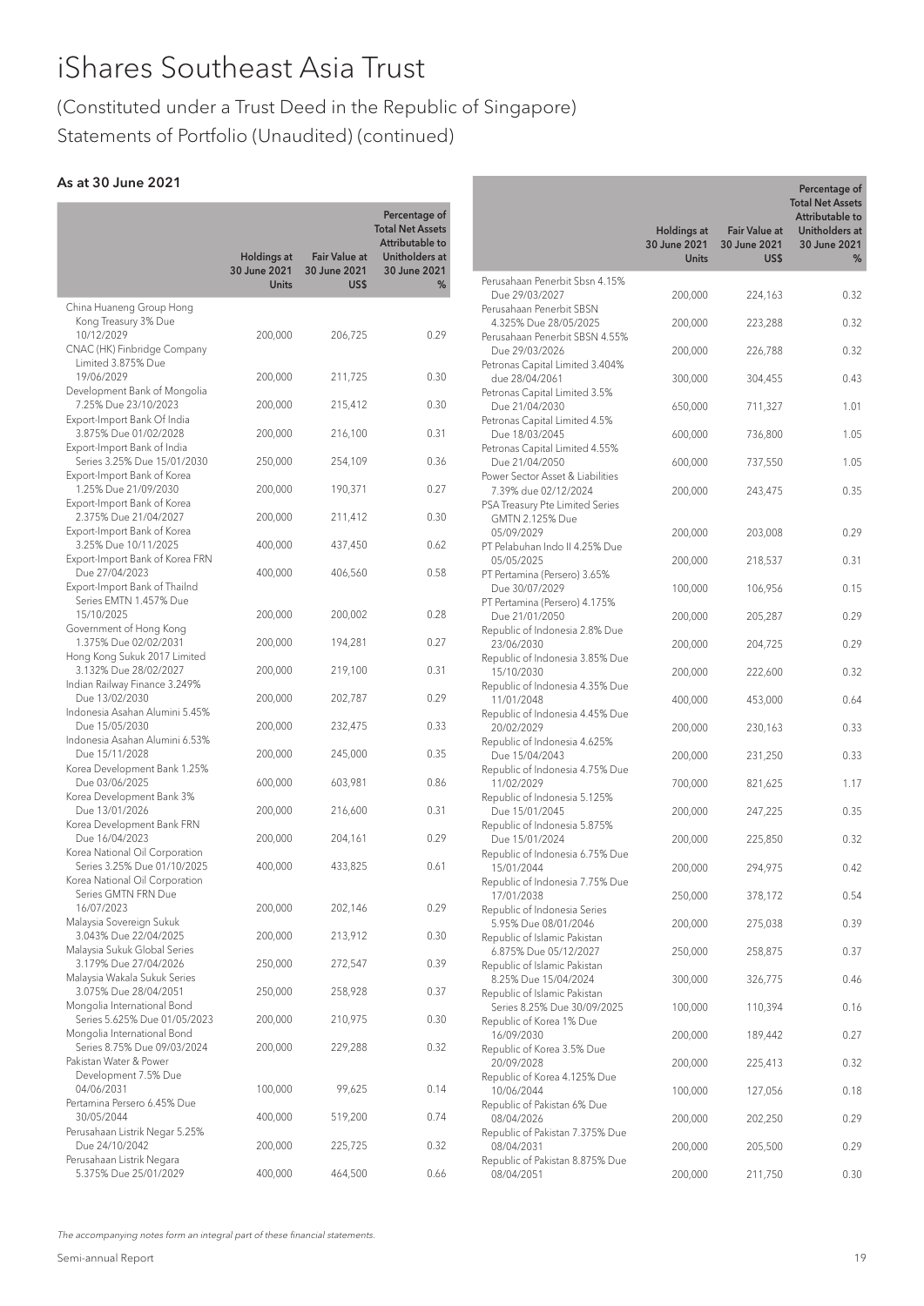# iShares Southeast Asia Trust

(Constituted under a Trust Deed in the Republic of Singapore)
Statements of Portfolio (Unaudited) (continued)

### As at 30 June 2021

| | Holdings at 30 June 2021 Units | Fair Value at 30 June 2021 US$ | Percentage of Total Net Assets Attributable to Unitholders at 30 June 2021 % |
|---|---|---|---|
| China Huaneng Group Hong Kong Treasury 3% Due 10/12/2029 | 200,000 | 206,725 | 0.29 |
| CNAC (HK) Finbridge Company Limited 3.875% Due 19/06/2029 | 200,000 | 211,725 | 0.30 |
| Development Bank of Mongolia 7.25% Due 23/10/2023 | 200,000 | 215,412 | 0.30 |
| Export-Import Bank Of India 3.875% Due 01/02/2028 | 200,000 | 216,100 | 0.31 |
| Export-Import Bank of India Series 3.25% Due 15/01/2030 | 250,000 | 254,109 | 0.36 |
| Export-Import Bank of Korea 1.25% Due 21/09/2030 | 200,000 | 190,371 | 0.27 |
| Export-Import Bank of Korea 2.375% Due 21/04/2027 | 200,000 | 211,412 | 0.30 |
| Export-Import Bank of Korea 3.25% Due 10/11/2025 | 400,000 | 437,450 | 0.62 |
| Export-Import Bank of Korea FRN Due 27/04/2023 | 400,000 | 406,560 | 0.58 |
| Export-Import Bank of Thailnd Series EMTN 1.457% Due 15/10/2025 | 200,000 | 200,002 | 0.28 |
| Government of Hong Kong 1.375% Due 02/02/2031 | 200,000 | 194,281 | 0.27 |
| Hong Kong Sukuk 2017 Limited 3.132% Due 28/02/2027 | 200,000 | 219,100 | 0.31 |
| Indian Railway Finance 3.249% Due 13/02/2030 | 200,000 | 202,787 | 0.29 |
| Indonesia Asahan Alumini 5.45% Due 15/05/2030 | 200,000 | 232,475 | 0.33 |
| Indonesia Asahan Alumini 6.53% Due 15/11/2028 | 200,000 | 245,000 | 0.35 |
| Korea Development Bank 1.25% Due 03/06/2025 | 600,000 | 603,981 | 0.86 |
| Korea Development Bank 3% Due 13/01/2026 | 200,000 | 216,600 | 0.31 |
| Korea Development Bank FRN Due 16/04/2023 | 200,000 | 204,161 | 0.29 |
| Korea National Oil Corporation Series 3.25% Due 01/10/2025 | 400,000 | 433,825 | 0.61 |
| Korea National Oil Corporation Series GMTN FRN Due 16/07/2023 | 200,000 | 202,146 | 0.29 |
| Malaysia Sovereign Sukuk 3.043% Due 22/04/2025 | 200,000 | 213,912 | 0.30 |
| Malaysia Sukuk Global Series 3.179% Due 27/04/2026 | 250,000 | 272,547 | 0.39 |
| Malaysia Wakala Sukuk Series 3.075% Due 28/04/2051 | 250,000 | 258,928 | 0.37 |
| Mongolia International Bond Series 5.625% Due 01/05/2023 | 200,000 | 210,975 | 0.30 |
| Mongolia International Bond Series 8.75% Due 09/03/2024 | 200,000 | 229,288 | 0.32 |
| Pakistan Water & Power Development 7.5% Due 04/06/2031 | 100,000 | 99,625 | 0.14 |
| Pertamina Persero 6.45% Due 30/05/2044 | 400,000 | 519,200 | 0.74 |
| Perusahaan Listrik Negar 5.25% Due 24/10/2042 | 200,000 | 225,725 | 0.32 |
| Perusahaan Listrik Negara 5.375% Due 25/01/2029 | 400,000 | 464,500 | 0.66 |
| Perusahaan Penerbit Sbsn 4.15% Due 29/03/2027 | 200,000 | 224,163 | 0.32 |
| Perusahaan Penerbit SBSN 4.325% Due 28/05/2025 | 200,000 | 223,288 | 0.32 |
| Perusahaan Penerbit SBSN 4.55% Due 29/03/2026 | 200,000 | 226,788 | 0.32 |
| Petronas Capital Limited 3.404% due 28/04/2061 | 300,000 | 304,455 | 0.43 |
| Petronas Capital Limited 3.5% Due 21/04/2030 | 650,000 | 711,327 | 1.01 |
| Petronas Capital Limited 4.5% Due 18/03/2045 | 600,000 | 736,800 | 1.05 |
| Petronas Capital Limited 4.55% Due 21/04/2050 | 600,000 | 737,550 | 1.05 |
| Power Sector Asset & Liabilities 7.39% due 02/12/2024 | 200,000 | 243,475 | 0.35 |
| PSA Treasury Pte Limited Series GMTN 2.125% Due 05/09/2029 | 200,000 | 203,008 | 0.29 |
| PT Pelabuhan Indo II 4.25% Due 05/05/2025 | 200,000 | 218,537 | 0.31 |
| PT Pertamina (Persero) 3.65% Due 30/07/2029 | 100,000 | 106,956 | 0.15 |
| PT Pertamina (Persero) 4.175% Due 21/01/2050 | 200,000 | 205,287 | 0.29 |
| Republic of Indonesia 2.8% Due 23/06/2030 | 200,000 | 204,725 | 0.29 |
| Republic of Indonesia 3.85% Due 15/10/2030 | 200,000 | 222,600 | 0.32 |
| Republic of Indonesia 4.35% Due 11/01/2048 | 400,000 | 453,000 | 0.64 |
| Republic of Indonesia 4.45% Due 20/02/2029 | 200,000 | 230,163 | 0.33 |
| Republic of Indonesia 4.625% Due 15/04/2043 | 200,000 | 231,250 | 0.33 |
| Republic of Indonesia 4.75% Due 11/02/2029 | 700,000 | 821,625 | 1.17 |
| Republic of Indonesia 5.125% Due 15/01/2045 | 200,000 | 247,225 | 0.35 |
| Republic of Indonesia 5.875% Due 15/01/2024 | 200,000 | 225,850 | 0.32 |
| Republic of Indonesia 6.75% Due 15/01/2044 | 200,000 | 294,975 | 0.42 |
| Republic of Indonesia 7.75% Due 17/01/2038 | 250,000 | 378,172 | 0.54 |
| Republic of Indonesia Series 5.95% Due 08/01/2046 | 200,000 | 275,038 | 0.39 |
| Republic of Islamic Pakistan 6.875% Due 05/12/2027 | 250,000 | 258,875 | 0.37 |
| Republic of Islamic Pakistan 8.25% Due 15/04/2024 | 300,000 | 326,775 | 0.46 |
| Republic of Islamic Pakistan Series 8.25% Due 30/09/2025 | 100,000 | 110,394 | 0.16 |
| Republic of Korea 1% Due 16/09/2030 | 200,000 | 189,442 | 0.27 |
| Republic of Korea 3.5% Due 20/09/2028 | 200,000 | 225,413 | 0.32 |
| Republic of Korea 4.125% Due 10/06/2044 | 100,000 | 127,056 | 0.18 |
| Republic of Pakistan 6% Due 08/04/2026 | 200,000 | 202,250 | 0.29 |
| Republic of Pakistan 7.375% Due 08/04/2031 | 200,000 | 205,500 | 0.29 |
| Republic of Pakistan 8.875% Due 08/04/2051 | 200,000 | 211,750 | 0.30 |

*The accompanying notes form an integral part of these financial statements.*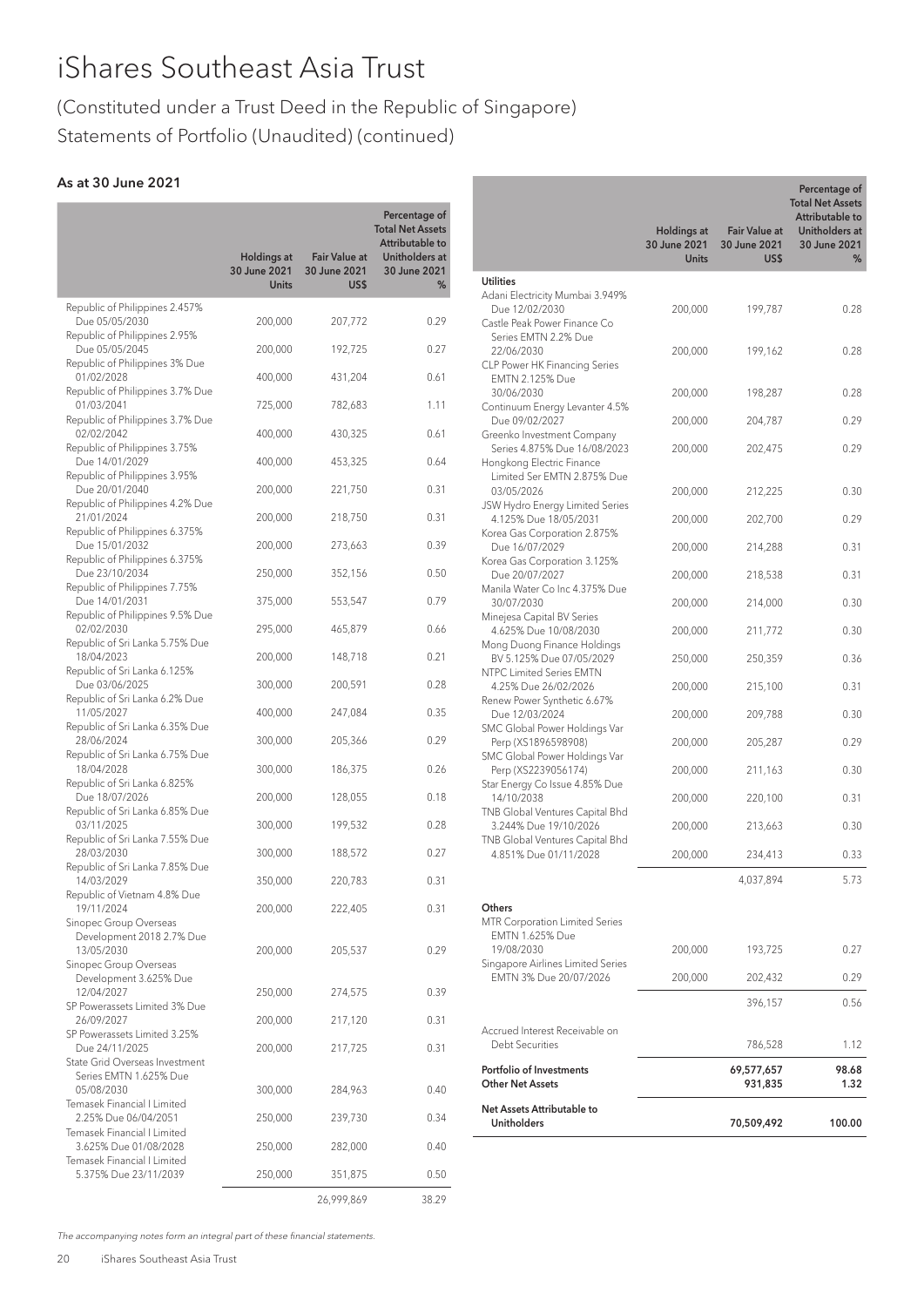# iShares Southeast Asia Trust

## (Constituted under a Trust Deed in the Republic of Singapore)
## Statements of Portfolio (Unaudited) (continued)

### As at 30 June 2021

| | Holdings at 30 June 2021 Units | Fair Value at 30 June 2021 US$ | Percentage of Total Net Assets Attributable to Unitholders at 30 June 2021 % |
|---|---|---|---|
| Republic of Philippines 2.457% Due 05/05/2030 | 200,000 | 207,772 | 0.29 |
| Republic of Philippines 2.95% Due 05/05/2045 | 200,000 | 192,725 | 0.27 |
| Republic of Philippines 3% Due 01/02/2028 | 400,000 | 431,204 | 0.61 |
| Republic of Philippines 3.7% Due 01/03/2041 | 725,000 | 782,683 | 1.11 |
| Republic of Philippines 3.7% Due 02/02/2042 | 400,000 | 430,325 | 0.61 |
| Republic of Philippines 3.75% Due 14/01/2029 | 400,000 | 453,325 | 0.64 |
| Republic of Philippines 3.95% Due 20/01/2040 | 200,000 | 221,750 | 0.31 |
| Republic of Philippines 4.2% Due 21/01/2024 | 200,000 | 218,750 | 0.31 |
| Republic of Philippines 6.375% Due 15/01/2032 | 200,000 | 273,663 | 0.39 |
| Republic of Philippines 6.375% Due 23/10/2034 | 250,000 | 352,156 | 0.50 |
| Republic of Philippines 7.75% Due 14/01/2031 | 375,000 | 553,547 | 0.79 |
| Republic of Philippines 9.5% Due 02/02/2030 | 295,000 | 465,879 | 0.66 |
| Republic of Sri Lanka 5.75% Due 18/04/2023 | 200,000 | 148,718 | 0.21 |
| Republic of Sri Lanka 6.125% Due 03/06/2025 | 300,000 | 200,591 | 0.28 |
| Republic of Sri Lanka 6.2% Due 11/05/2027 | 400,000 | 247,084 | 0.35 |
| Republic of Sri Lanka 6.35% Due 28/06/2024 | 300,000 | 205,366 | 0.29 |
| Republic of Sri Lanka 6.75% Due 18/04/2028 | 300,000 | 186,375 | 0.26 |
| Republic of Sri Lanka 6.825% Due 18/07/2026 | 200,000 | 128,055 | 0.18 |
| Republic of Sri Lanka 6.85% Due 03/11/2025 | 300,000 | 199,532 | 0.28 |
| Republic of Sri Lanka 7.55% Due 28/03/2030 | 300,000 | 188,572 | 0.27 |
| Republic of Sri Lanka 7.85% Due 14/03/2029 | 350,000 | 220,783 | 0.31 |
| Republic of Vietnam 4.8% Due 19/11/2024 | 200,000 | 222,405 | 0.31 |
| Sinopec Group Overseas Development 2018 2.7% Due 13/05/2030 | 200,000 | 205,537 | 0.29 |
| Sinopec Group Overseas Development 3.625% Due 12/04/2027 | 250,000 | 274,575 | 0.39 |
| SP Powerassets Limited 3% Due 26/09/2027 | 200,000 | 217,120 | 0.31 |
| SP Powerassets Limited 3.25% Due 24/11/2025 | 200,000 | 217,725 | 0.31 |
| State Grid Overseas Investment Series EMTN 1.625% Due 05/08/2030 | 300,000 | 284,963 | 0.40 |
| Temasek Financial I Limited 2.25% Due 06/04/2051 | 250,000 | 239,730 | 0.34 |
| Temasek Financial I Limited 3.625% Due 01/08/2028 | 250,000 | 282,000 | 0.40 |
| Temasek Financial I Limited 5.375% Due 23/11/2039 | 250,000 | 351,875 | 0.50 |
| | | 26,999,869 | 38.29 |
| **Utilities** | | | |
| Adani Electricity Mumbai 3.949% Due 12/02/2030 | 200,000 | 199,787 | 0.28 |
| Castle Peak Power Finance Co Series EMTN 2.2% Due 22/06/2030 | 200,000 | 199,162 | 0.28 |
| CLP Power HK Financing Series EMTN 2.125% Due 30/06/2030 | 200,000 | 198,287 | 0.28 |
| Continuum Energy Levanter 4.5% Due 09/02/2027 | 200,000 | 204,787 | 0.29 |
| Greenko Investment Company Series 4.875% Due 16/08/2023 | 200,000 | 202,475 | 0.29 |
| Hongkong Electric Finance Limited Ser EMTN 2.875% Due 03/05/2026 | 200,000 | 212,225 | 0.30 |
| JSW Hydro Energy Limited Series 4.125% Due 18/05/2031 | 200,000 | 202,700 | 0.29 |
| Korea Gas Corporation 2.875% Due 16/07/2029 | 200,000 | 214,288 | 0.31 |
| Korea Gas Corporation 3.125% Due 20/07/2027 | 200,000 | 218,538 | 0.31 |
| Manila Water Co Inc 4.375% Due 30/07/2030 | 200,000 | 214,000 | 0.30 |
| Minejesa Capital BV Series 4.625% Due 10/08/2030 | 200,000 | 211,772 | 0.30 |
| Mong Duong Finance Holdings BV 5.125% Due 07/05/2029 | 250,000 | 250,359 | 0.36 |
| NTPC Limited Series EMTN 4.25% Due 26/02/2026 | 200,000 | 215,100 | 0.31 |
| Renew Power Synthetic 6.67% Due 12/03/2024 | 200,000 | 209,788 | 0.30 |
| SMC Global Power Holdings Var Perp (XS1896598908) | 200,000 | 205,287 | 0.29 |
| SMC Global Power Holdings Var Perp (XS2239056174) | 200,000 | 211,163 | 0.30 |
| Star Energy Co Issue 4.85% Due 14/10/2038 | 200,000 | 220,100 | 0.31 |
| TNB Global Ventures Capital Bhd 3.244% Due 19/10/2026 | 200,000 | 213,663 | 0.30 |
| TNB Global Ventures Capital Bhd 4.851% Due 01/11/2028 | 200,000 | 234,413 | 0.33 |
| | | 4,037,894 | 5.73 |
| **Others** | | | |
| MTR Corporation Limited Series EMTN 1.625% Due 19/08/2030 | 200,000 | 193,725 | 0.27 |
| Singapore Airlines Limited Series EMTN 3% Due 20/07/2026 | 200,000 | 202,432 | 0.29 |
| | | 396,157 | 0.56 |
| Accrued Interest Receivable on Debt Securities | | 786,528 | 1.12 |
| **Portfolio of Investments** | | **69,577,657** | **98.68** |
| **Other Net Assets** | | **931,835** | **1.32** |
| **Net Assets Attributable to Unitholders** | | **70,509,492** | **100.00** |

*The accompanying notes form an integral part of these financial statements.*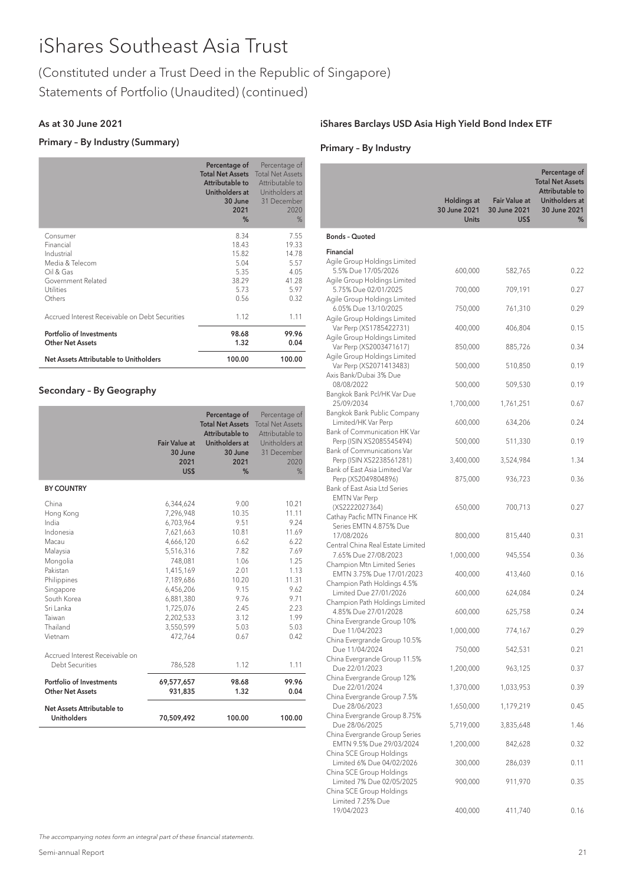# iShares Southeast Asia Trust

(Constituted under a Trust Deed in the Republic of Singapore)
Statements of Portfolio (Unaudited) (continued)

### As at 30 June 2021

### Primary – By Industry (Summary)

| | Percentage of Total Net Assets Attributable to Unitholders at 30 June 2021 % | Percentage of Total Net Assets Attributable to Unitholders at 31 December 2020 % |
|---|---|---|
| Consumer | 8.34 | 7.55 |
| Financial | 18.43 | 19.33 |
| Industrial | 15.82 | 14.78 |
| Media & Telecom | 5.04 | 5.57 |
| Oil & Gas | 5.35 | 4.05 |
| Government Related | 38.29 | 41.28 |
| Utilities | 5.73 | 5.97 |
| Others | 0.56 | 0.32 |
| Accrued Interest Receivable on Debt Securities | 1.12 | 1.11 |
| **Portfolio of Investments** | **98.68** | **99.96** |
| **Other Net Assets** | **1.32** | **0.04** |
| **Net Assets Attributable to Unitholders** | **100.00** | **100.00** |

### Secondary – By Geography

| | Fair Value at 30 June 2021 US$ | Percentage of Total Net Assets Attributable to Unitholders at 30 June 2021 % | Percentage of Total Net Assets Attributable to Unitholders at 31 December 2020 % |
|---|---|---|---|
| **BY COUNTRY** | | | |
| China | 6,344,624 | 9.00 | 10.21 |
| Hong Kong | 7,296,948 | 10.35 | 11.11 |
| India | 6,703,964 | 9.51 | 9.24 |
| Indonesia | 7,621,663 | 10.81 | 11.69 |
| Macau | 4,666,120 | 6.62 | 6.22 |
| Malaysia | 5,516,316 | 7.82 | 7.69 |
| Mongolia | 748,081 | 1.06 | 1.25 |
| Pakistan | 1,415,169 | 2.01 | 1.13 |
| Philippines | 7,189,686 | 10.20 | 11.31 |
| Singapore | 6,456,206 | 9.15 | 9.62 |
| South Korea | 6,881,380 | 9.76 | 9.71 |
| Sri Lanka | 1,725,076 | 2.45 | 2.23 |
| Taiwan | 2,202,533 | 3.12 | 1.99 |
| Thailand | 3,550,599 | 5.03 | 5.03 |
| Vietnam | 472,764 | 0.67 | 0.42 |
| Accrued Interest Receivable on Debt Securities | 786,528 | 1.12 | 1.11 |
| **Portfolio of Investments** | **69,577,657** | **98.68** | **99.96** |
| **Other Net Assets** | **931,835** | **1.32** | **0.04** |
| **Net Assets Attributable to Unitholders** | **70,509,492** | **100.00** | **100.00** |

### iShares Barclays USD Asia High Yield Bond Index ETF

### Primary – By Industry

| | Holdings at 30 June 2021 Units | Fair Value at 30 June 2021 US$ | Percentage of Total Net Assets Attributable to Unitholders at 30 June 2021 % |
|---|---|---|---|
| **Bonds – Quoted** | | | |
| **Financial** | | | |
| Agile Group Holdings Limited 5.5% Due 17/05/2026 | 600,000 | 582,765 | 0.22 |
| Agile Group Holdings Limited 5.75% Due 02/01/2025 | 700,000 | 709,191 | 0.27 |
| Agile Group Holdings Limited 6.05% Due 13/10/2025 | 750,000 | 761,310 | 0.29 |
| Agile Group Holdings Limited Var Perp (XS1785422731) | 400,000 | 406,804 | 0.15 |
| Agile Group Holdings Limited Var Perp (XS2003471617) | 850,000 | 885,726 | 0.34 |
| Agile Group Holdings Limited Var Perp (XS2071413483) | 500,000 | 510,850 | 0.19 |
| Axis Bank/Dubai 3% Due 08/08/2022 | 500,000 | 509,530 | 0.19 |
| Bangkok Bank Pcl/HK Var Due 25/09/2034 | 1,700,000 | 1,761,251 | 0.67 |
| Bangkok Bank Public Company Limited/HK Var Perp | 600,000 | 634,206 | 0.24 |
| Bank of Communication HK Var Perp (ISIN XS2085545494) | 500,000 | 511,330 | 0.19 |
| Bank of Communications Var Perp (ISIN XS2238561281) | 3,400,000 | 3,524,984 | 1.34 |
| Bank of East Asia Limited Var Perp (XS2049804896) | 875,000 | 936,723 | 0.36 |
| Bank of East Asia Ltd Series EMTN Var Perp (XS2222027364) | 650,000 | 700,713 | 0.27 |
| Cathay Pacfic MTN Finance HK Series EMTN 4.875% Due 17/08/2026 | 800,000 | 815,440 | 0.31 |
| Central China Real Estate Limited 7.65% Due 27/08/2023 | 1,000,000 | 945,554 | 0.36 |
| Champion Mtn Limited Series EMTN 3.75% Due 17/01/2023 | 400,000 | 413,460 | 0.16 |
| Champion Path Holdings 4.5% Limited Due 27/01/2026 | 600,000 | 624,084 | 0.24 |
| Champion Path Holdings Limited 4.85% Due 27/01/2028 | 600,000 | 625,758 | 0.24 |
| China Evergrande Group 10% Due 11/04/2023 | 1,000,000 | 774,167 | 0.29 |
| China Evergrande Group 10.5% Due 11/04/2024 | 750,000 | 542,531 | 0.21 |
| China Evergrande Group 11.5% Due 22/01/2023 | 1,200,000 | 963,125 | 0.37 |
| China Evergrande Group 12% Due 22/01/2024 | 1,370,000 | 1,033,953 | 0.39 |
| China Evergrande Group 7.5% Due 28/06/2023 | 1,650,000 | 1,179,219 | 0.45 |
| China Evergrande Group 8.75% Due 28/06/2025 | 5,719,000 | 3,835,648 | 1.46 |
| China Evergrande Group Series EMTN 9.5% Due 29/03/2024 | 1,200,000 | 842,628 | 0.32 |
| China SCE Group Holdings Limited 6% Due 04/02/2026 | 300,000 | 286,039 | 0.11 |
| China SCE Group Holdings Limited 7% Due 02/05/2025 | 900,000 | 911,970 | 0.35 |
| China SCE Group Holdings Limited 7.25% Due 19/04/2023 | 400,000 | 411,740 | 0.16 |

*The accompanying notes form an integral part of these financial statements.*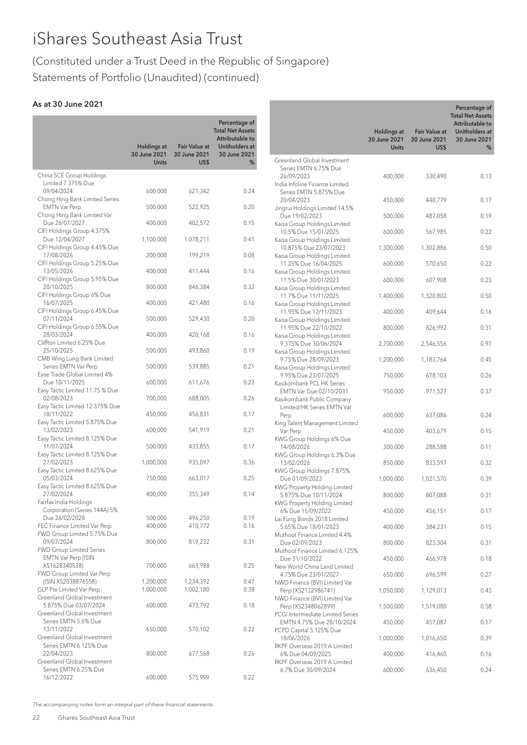# iShares Southeast Asia Trust

(Constituted under a Trust Deed in the Republic of Singapore)
Statements of Portfolio (Unaudited) (continued)

### As at 30 June 2021

| | Holdings at 30 June 2021 Units | Fair Value at 30 June 2021 US$ | Percentage of Total Net Assets Attributable to Unitholders at 30 June 2021 % |
|---|---|---|---|
| China SCE Group Holdings Limited 7.375% Due 09/04/2024 | 600,000 | 621,342 | 0.24 |
| Chong Hing Bank Limited Series EMTN Var Perp | 500,000 | 522,925 | 0.20 |
| Chong Hing Bank Limited Var Due 26/07/2027 | 400,000 | 402,572 | 0.15 |
| CIFI Holdings Group 4.375% Due 12/04/2027 | 1,100,000 | 1,078,211 | 0.41 |
| CIFI Holdings Group 4.45% Due 17/08/2026 | 200,000 | 199,219 | 0.08 |
| CIFI Holdings Group 5.25% Due 13/05/2026 | 400,000 | 411,444 | 0.16 |
| CIFI Holdings Group 5.95% Due 20/10/2025 | 800,000 | 846,384 | 0.32 |
| CIFI Holdings Group 6% Due 16/07/2025 | 400,000 | 421,480 | 0.16 |
| CIFI Holdings Group 6.45% Due 07/11/2024 | 500,000 | 529,430 | 0.20 |
| CIFI Holdings Group 6.55% Due 28/03/2024 | 400,000 | 420,168 | 0.16 |
| Cliffton Limited 6.25% Due 25/10/2025 | 500,000 | 493,860 | 0.19 |
| CMB Wing Lung Bank Limited Series EMTN Var Perp | 500,000 | 539,885 | 0.21 |
| Ease Trade Global Limited 4% Due 10/11/2025 | 600,000 | 611,676 | 0.23 |
| Easy Tactic Limited 11.75 % Due 02/08/2023 | 700,000 | 688,005 | 0.26 |
| Easy Tactic Limited 12.375% Due 18/11/2022 | 450,000 | 456,831 | 0.17 |
| Easy Tactic Limited 5.875% Due 13/02/2023 | 600,000 | 541,919 | 0.21 |
| Easy Tactic Limited 8.125% Due 11/07/2024 | 500,000 | 433,855 | 0.17 |
| Easy Tactic Limited 8.125% Due 27/02/2023 | 1,000,000 | 935,097 | 0.36 |
| Easy Tactic Limited 8.625% Due 05/03/2024 | 750,000 | 663,017 | 0.25 |
| Easy Tactic Limited 8.625% Due 27/02/2024 | 400,000 | 355,349 | 0.14 |
| Fairfax India Holdings Corporation (Series 144A) 5% Due 26/02/2028 | 500,000 | 496,250 | 0.19 |
| FEC Finance Limited Var Perp | 400,000 | 410,772 | 0.16 |
| FWD Group Limited 5.75% Due 09/07/2024 | 800,000 | 819,232 | 0.31 |
| FWD Group Limited Series EMTN Var Perp (ISIN XS1628340538) | 700,000 | 663,988 | 0.25 |
| FWD Group Limited Var Perp (ISIN XS2038876558) | 1,200,000 | 1,234,392 | 0.47 |
| GLP Pte Limited Var Perp | 1,000,000 | 1,002,180 | 0.38 |
| Greenland Global Investment 5.875% Due 03/07/2024 | 600,000 | 473,792 | 0.18 |
| Greenland Global Investment Series EMTN 5.6% Due 13/11/2022 | 650,000 | 570,102 | 0.22 |
| Greenland Global Investment Series EMTN 6.125% Due 22/04/2023 | 800,000 | 677,568 | 0.26 |
| Greenland Global Investment Series EMTN 6.25% Due 16/12/2022 | 600,000 | 575,999 | 0.22 |
| Greenland Global Investment Series EMTN 6.75% Due 26/09/2023 | 400,000 | 330,490 | 0.13 |
| India Infoline Finance Limited Series EMTN 5.875% Due 20/04/2023 | 450,000 | 440,779 | 0.17 |
| Jingrui Holdings Limited 14.5% Due 19/02/2023 | 500,000 | 487,058 | 0.19 |
| Kaisa Group Holdings Limited 10.5% Due 15/01/2025 | 600,000 | 567,985 | 0.22 |
| Kaisa Group Holdings Limited 10.875% Due 23/07/2023 | 1,300,000 | 1,302,886 | 0.50 |
| Kaisa Group Holdings Limited 11.25% Due 16/04/2025 | 600,000 | 570,650 | 0.22 |
| Kaisa Group Holdings Limited 11.5% Due 30/01/2023 | 600,000 | 607,908 | 0.23 |
| Kaisa Group Holdings Limited 11.7% Due 11/11/2025 | 1,400,000 | 1,320,802 | 0.50 |
| Kaisa Group Holdings Limited 11.95% Due 12/11/2023 | 400,000 | 409,644 | 0.16 |
| Kaisa Group Holdings Limited 11.95% Due 22/10/2022 | 800,000 | 826,992 | 0.31 |
| Kaisa Group Holdings Limited 9.375% Due 30/06/2024 | 2,700,000 | 2,546,556 | 0.97 |
| Kaisa Group Holdings Limited 9.75% Due 28/09/2023 | 1,200,000 | 1,183,764 | 0.45 |
| Kaisa Group Holdings Limited 9.95% Due 23/07/2025 | 750,000 | 678,103 | 0.26 |
| Kasikornbank PCL HK Series EMTN Var Due 02/10/2031 | 950,000 | 971,527 | 0.37 |
| Kasikornbank Public Company Limited/HK Series EMTN Var Perp | 600,000 | 637,086 | 0.24 |
| King Talent Management Limited Var Perp | 450,000 | 403,679 | 0.15 |
| KWG Group Holdings 6% Due 14/08/2026 | 300,000 | 288,588 | 0.11 |
| KWG Group Holdings 6.3% Due 13/02/2026 | 850,000 | 833,597 | 0.32 |
| KWG Group Holdings 7.875% Due 01/09/2023 | 1,000,000 | 1,021,570 | 0.39 |
| KWG Property Holding Limited 5.875% Due 10/11/2024 | 800,000 | 807,088 | 0.31 |
| KWG Property Holding Limited 6% Due 15/09/2022 | 450,000 | 456,151 | 0.17 |
| Lai Fung Bonds 2018 Limited 5.65% Due 18/01/2023 | 400,000 | 384,231 | 0.15 |
| Muthoot Finance Limited 4.4% Due 02/09/2023 | 800,000 | 823,304 | 0.31 |
| Muthoot Finance Limited 6.125% Due 31/10/2022 | 450,000 | 466,978 | 0.18 |
| New World China Land Limited 4.75% Due 23/01/2027 | 650,000 | 696,599 | 0.27 |
| NWD Finance (BVI) Limited Var Perp (XS2132986741) | 1,050,000 | 1,129,013 | 0.43 |
| NWD Finance (BVI) Limited Var Perp (XS2348062899) | 1,500,000 | 1,519,080 | 0.58 |
| PCGI Intermediate Limited Series EMTN 4.75% Due 28/10/2024 | 450,000 | 457,087 | 0.17 |
| PCPD Capital 5.125% Due 18/06/2026 | 1,000,000 | 1,016,650 | 0.39 |
| RKPF Overseas 2019 A Limited 6% Due 04/09/2025 | 400,000 | 416,460 | 0.16 |
| RKPF Overseas 2019 A Limited 6.7% Due 30/09/2024 | 600,000 | 636,450 | 0.24 |

*The accompanying notes form an integral part of these financial statements.*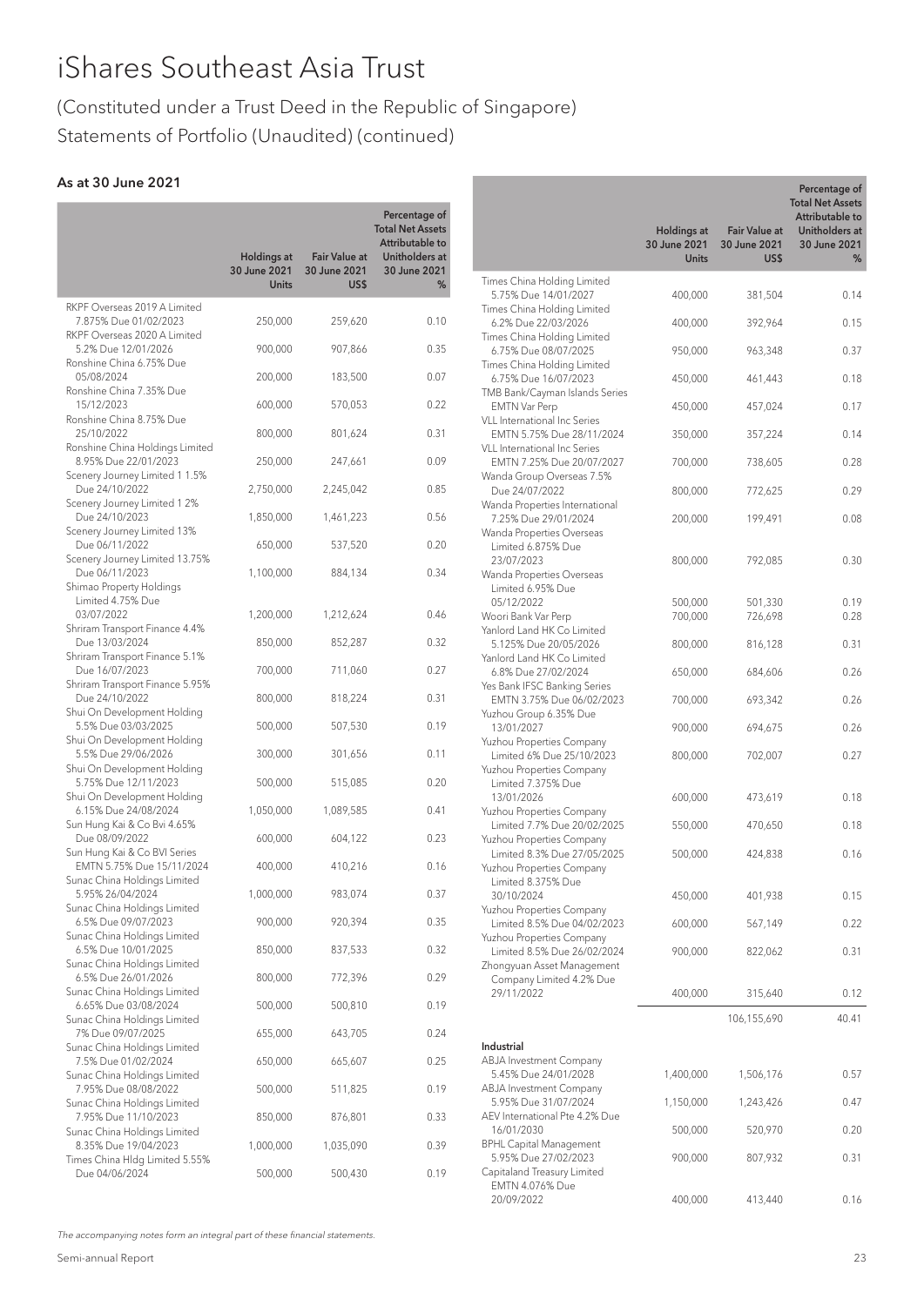# iShares Southeast Asia Trust

(Constituted under a Trust Deed in the Republic of Singapore)
Statements of Portfolio (Unaudited) (continued)

### As at 30 June 2021

| | Holdings at 30 June 2021 Units | Fair Value at 30 June 2021 US$ | Percentage of Total Net Assets Attributable to Unitholders at 30 June 2021 % |
|---|---|---|---|
| RKPF Overseas 2019 A Limited 7.875% Due 01/02/2023 | 250,000 | 259,620 | 0.10 |
| RKPF Overseas 2020 A Limited 5.2% Due 12/01/2026 | 900,000 | 907,866 | 0.35 |
| Ronshine China 6.75% Due 05/08/2024 | 200,000 | 183,500 | 0.07 |
| Ronshine China 7.35% Due 15/12/2023 | 600,000 | 570,053 | 0.22 |
| Ronshine China 8.75% Due 25/10/2022 | 800,000 | 801,624 | 0.31 |
| Ronshine China Holdings Limited 8.95% Due 22/01/2023 | 250,000 | 247,661 | 0.09 |
| Scenery Journey Limited 1 1.5% Due 24/10/2022 | 2,750,000 | 2,245,042 | 0.85 |
| Scenery Journey Limited 1 2% Due 24/10/2023 | 1,850,000 | 1,461,223 | 0.56 |
| Scenery Journey Limited 13% Due 06/11/2022 | 650,000 | 537,520 | 0.20 |
| Scenery Journey Limited 13.75% Due 06/11/2023 | 1,100,000 | 884,134 | 0.34 |
| Shimao Property Holdings Limited 4.75% Due 03/07/2022 | 1,200,000 | 1,212,624 | 0.46 |
| Shriram Transport Finance 4.4% Due 13/03/2024 | 850,000 | 852,287 | 0.32 |
| Shriram Transport Finance 5.1% Due 16/07/2023 | 700,000 | 711,060 | 0.27 |
| Shriram Transport Finance 5.95% Due 24/10/2022 | 800,000 | 818,224 | 0.31 |
| Shui On Development Holding 5.5% Due 03/03/2025 | 500,000 | 507,530 | 0.19 |
| Shui On Development Holding 5.5% Due 29/06/2026 | 300,000 | 301,656 | 0.11 |
| Shui On Development Holding 5.75% Due 12/11/2023 | 500,000 | 515,085 | 0.20 |
| Shui On Development Holding 6.15% Due 24/08/2024 | 1,050,000 | 1,089,585 | 0.41 |
| Sun Hung Kai & Co Bvi 4.65% Due 08/09/2022 | 600,000 | 604,122 | 0.23 |
| Sun Hung Kai & Co BVI Series EMTN 5.75% Due 15/11/2024 | 400,000 | 410,216 | 0.16 |
| Sunac China Holdings Limited 5.95% 26/04/2024 | 1,000,000 | 983,074 | 0.37 |
| Sunac China Holdings Limited 6.5% Due 09/07/2023 | 900,000 | 920,394 | 0.35 |
| Sunac China Holdings Limited 6.5% Due 10/01/2025 | 850,000 | 837,533 | 0.32 |
| Sunac China Holdings Limited 6.5% Due 26/01/2026 | 800,000 | 772,396 | 0.29 |
| Sunac China Holdings Limited 6.65% Due 03/08/2024 | 500,000 | 500,810 | 0.19 |
| Sunac China Holdings Limited 7% Due 09/07/2025 | 655,000 | 643,705 | 0.24 |
| Sunac China Holdings Limited 7.5% Due 01/02/2024 | 650,000 | 665,607 | 0.25 |
| Sunac China Holdings Limited 7.95% Due 08/08/2022 | 500,000 | 511,825 | 0.19 |
| Sunac China Holdings Limited 7.95% Due 11/10/2023 | 850,000 | 876,801 | 0.33 |
| Sunac China Holdings Limited 8.35% Due 19/04/2023 | 1,000,000 | 1,035,090 | 0.39 |
| Times China Hldg Limited 5.55% Due 04/06/2024 | 500,000 | 500,430 | 0.19 |
| Times China Holding Limited 5.75% Due 14/01/2027 | 400,000 | 381,504 | 0.14 |
| Times China Holding Limited 6.2% Due 22/03/2026 | 400,000 | 392,964 | 0.15 |
| Times China Holding Limited 6.75% Due 08/07/2025 | 950,000 | 963,348 | 0.37 |
| Times China Holding Limited 6.75% Due 16/07/2023 | 450,000 | 461,443 | 0.18 |
| TMB Bank/Cayman Islands Series EMTN Var Perp | 450,000 | 457,024 | 0.17 |
| VLL International Inc Series EMTN 5.75% Due 28/11/2024 | 350,000 | 357,224 | 0.14 |
| VLL International Inc Series EMTN 7.25% Due 20/07/2027 | 700,000 | 738,605 | 0.28 |
| Wanda Group Overseas 7.5% Due 24/07/2022 | 800,000 | 772,625 | 0.29 |
| Wanda Properties International 7.25% Due 29/01/2024 | 200,000 | 199,491 | 0.08 |
| Wanda Properties Overseas Limited 6.875% Due 23/07/2023 | 800,000 | 792,085 | 0.30 |
| Wanda Properties Overseas Limited 6.95% Due 05/12/2022 | 500,000 | 501,330 | 0.19 |
| Woori Bank Var Perp | 700,000 | 726,698 | 0.28 |
| Yanlord Land HK Co Limited 5.125% Due 20/05/2026 | 800,000 | 816,128 | 0.31 |
| Yanlord Land HK Co Limited 6.8% Due 27/02/2024 | 650,000 | 684,606 | 0.26 |
| Yes Bank IFSC Banking Series EMTN 3.75% Due 06/02/2023 | 700,000 | 693,342 | 0.26 |
| Yuzhou Group 6.35% Due 13/01/2027 | 900,000 | 694,675 | 0.26 |
| Yuzhou Properties Company Limited 6% Due 25/10/2023 | 800,000 | 702,007 | 0.27 |
| Yuzhou Properties Company Limited 7.375% Due 13/01/2026 | 600,000 | 473,619 | 0.18 |
| Yuzhou Properties Company Limited 7.7% Due 20/02/2025 | 550,000 | 470,650 | 0.18 |
| Yuzhou Properties Company Limited 8.3% Due 27/05/2025 | 500,000 | 424,838 | 0.16 |
| Yuzhou Properties Company Limited 8.375% Due 30/10/2024 | 450,000 | 401,938 | 0.15 |
| Yuzhou Properties Company Limited 8.5% Due 04/02/2023 | 600,000 | 567,149 | 0.22 |
| Yuzhou Properties Company Limited 8.5% Due 26/02/2024 | 900,000 | 822,062 | 0.31 |
| Zhongyuan Asset Management Company Limited 4.2% Due 29/11/2022 | 400,000 | 315,640 | 0.12 |
| | | 106,155,690 | 40.41 |
| **Industrial** | | | |
| ABJA Investment Company 5.45% Due 24/01/2028 | 1,400,000 | 1,506,176 | 0.57 |
| ABJA Investment Company 5.95% Due 31/07/2024 | 1,150,000 | 1,243,426 | 0.47 |
| AEV International Pte 4.2% Due 16/01/2030 | 500,000 | 520,970 | 0.20 |
| BPHL Capital Management 5.95% Due 27/02/2023 | 900,000 | 807,932 | 0.31 |
| Capitaland Treasury Limited EMTN 4.076% Due 20/09/2022 | 400,000 | 413,440 | 0.16 |

*The accompanying notes form an integral part of these financial statements.*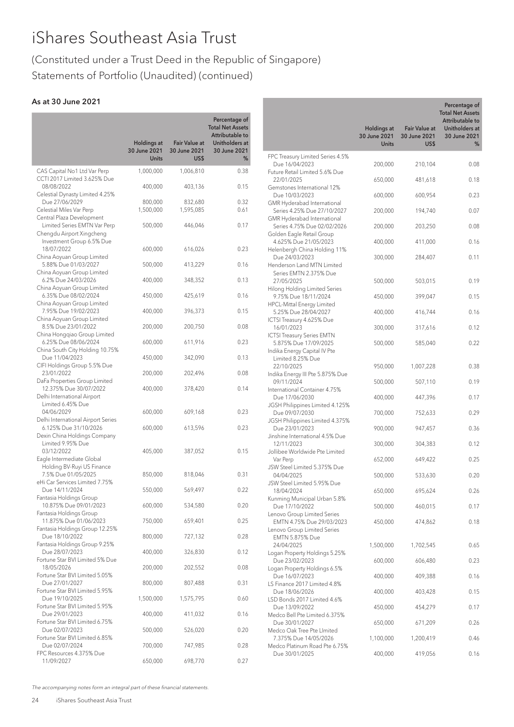# iShares Southeast Asia Trust

## (Constituted under a Trust Deed in the Republic of Singapore)
## Statements of Portfolio (Unaudited) (continued)

### As at 30 June 2021

| | Holdings at 30 June 2021 Units | Fair Value at 30 June 2021 US$ | Percentage of Total Net Assets Attributable to Unitholders at 30 June 2021 % |
|---|---|---|---|
| CAS Capital No1 Ltd Var Perp | 1,000,000 | 1,006,810 | 0.38 |
| CCTI 2017 Limited 3.625% Due 08/08/2022 | 400,000 | 403,136 | 0.15 |
| Celestial Dynasty Limited 4.25% Due 27/06/2029 | 800,000 | 832,680 | 0.32 |
| Celestial Miles Var Perp | 1,500,000 | 1,595,085 | 0.61 |
| Central Plaza Development Limited Series EMTN Var Perp | 500,000 | 446,046 | 0.17 |
| Chengdu Airport Xingcheng Investment Group 6.5% Due 18/07/2022 | 600,000 | 616,026 | 0.23 |
| China Aoyuan Group Limited 5.88% Due 01/03/2027 | 500,000 | 413,229 | 0.16 |
| China Aoyuan Group Limited 6.2% Due 24/03/2026 | 400,000 | 348,352 | 0.13 |
| China Aoyuan Group Limited 6.35% Due 08/02/2024 | 450,000 | 425,619 | 0.16 |
| China Aoyuan Group Limited 7.95% Due 19/02/2023 | 400,000 | 396,373 | 0.15 |
| China Aoyuan Group Limited 8.5% Due 23/01/2022 | 200,000 | 200,750 | 0.08 |
| China Hongqiao Group Limited 6.25% Due 08/06/2024 | 600,000 | 611,916 | 0.23 |
| China South City Holding 10.75% Due 11/04/2023 | 450,000 | 342,090 | 0.13 |
| CIFI Holdings Group 5.5% Due 23/01/2022 | 200,000 | 202,496 | 0.08 |
| DaFa Properties Group Limited 12.375% Due 30/07/2022 | 400,000 | 378,420 | 0.14 |
| Delhi International Airport Limited 6.45% Due 04/06/2029 | 600,000 | 609,168 | 0.23 |
| Delhi International Airport Series 6.125% Due 31/10/2026 | 600,000 | 613,596 | 0.23 |
| Dexin China Holdings Company Limited 9.95% Due 03/12/2022 | 405,000 | 387,052 | 0.15 |
| Eagle Intermediate Global Holding BV-Ruyi US Finance 7.5% Due 01/05/2025 | 850,000 | 818,046 | 0.31 |
| eHi Car Services Limited 7.75% Due 14/11/2024 | 550,000 | 569,497 | 0.22 |
| Fantasia Holdings Group 10.875% Due 09/01/2023 | 600,000 | 534,580 | 0.20 |
| Fantasia Holdings Group 11.875% Due 01/06/2023 | 750,000 | 659,401 | 0.25 |
| Fantasia Holdings Group 12.25% Due 18/10/2022 | 800,000 | 727,132 | 0.28 |
| Fantasia Holdings Group 9.25% Due 28/07/2023 | 400,000 | 326,830 | 0.12 |
| Fortune Star BVI Limited 5% Due 18/05/2026 | 200,000 | 202,552 | 0.08 |
| Fortune Star BVI Limited 5.05% Due 27/01/2027 | 800,000 | 807,488 | 0.31 |
| Fortune Star BVI Limited 5.95% Due 19/10/2025 | 1,500,000 | 1,575,795 | 0.60 |
| Fortune Star BVI Limited 5.95% Due 29/01/2023 | 400,000 | 411,032 | 0.16 |
| Fortune Star BVI Limited 6.75% Due 02/07/2023 | 500,000 | 526,020 | 0.20 |
| Fortune Star BVI Limited 6.85% Due 02/07/2024 | 700,000 | 747,985 | 0.28 |
| FPC Resources 4.375% Due 11/09/2027 | 650,000 | 698,770 | 0.27 |
| FPC Treasury Limited Series 4.5% Due 16/04/2023 | 200,000 | 210,104 | 0.08 |
| Future Retail Limited 5.6% Due 22/01/2025 | 650,000 | 481,618 | 0.18 |
| Gemstones International 12% Due 10/03/2023 | 600,000 | 600,954 | 0.23 |
| GMR Hyderabad International Series 4.25% Due 27/10/2027 | 200,000 | 194,740 | 0.07 |
| GMR Hyderabad International Series 4.75% Due 02/02/2026 | 200,000 | 203,250 | 0.08 |
| Golden Eagle Retail Group 4.625% Due 21/05/2023 | 400,000 | 411,000 | 0.16 |
| Helenbergh China Holding 11% Due 24/03/2023 | 300,000 | 284,407 | 0.11 |
| Henderson Land MTN Limited Series EMTN 2.375% Due 27/05/2025 | 500,000 | 503,015 | 0.19 |
| Hilong Holding Limited Series 9.75% Due 18/11/2024 | 450,000 | 399,047 | 0.15 |
| HPCL-Mittal Energy Limited 5.25% Due 28/04/2027 | 400,000 | 416,744 | 0.16 |
| ICTSI Treasury 4.625% Due 16/01/2023 | 300,000 | 317,616 | 0.12 |
| ICTSI Treasury Series EMTN 5.875% Due 17/09/2025 | 500,000 | 585,040 | 0.22 |
| Indika Energy Capital IV Pte Limited 8.25% Due 22/10/2025 | 950,000 | 1,007,228 | 0.38 |
| Indika Energy III Pte 5.875% Due 09/11/2024 | 500,000 | 507,110 | 0.19 |
| International Container 4.75% Due 17/06/2030 | 400,000 | 447,396 | 0.17 |
| JGSH Philippines Limited 4.125% Due 09/07/2030 | 700,000 | 752,633 | 0.29 |
| JGSH Philippines Limited 4.375% Due 23/01/2023 | 900,000 | 947,457 | 0.36 |
| Jinshine International 4.5% Due 12/11/2023 | 300,000 | 304,383 | 0.12 |
| Jollibee Worldwide Pte Limited Var Perp | 652,000 | 649,422 | 0.25 |
| JSW Steel Limited 5.375% Due 04/04/2025 | 500,000 | 533,630 | 0.20 |
| JSW Steel Limited 5.95% Due 18/04/2024 | 650,000 | 695,624 | 0.26 |
| Kunming Municipal Urban 5.8% Due 17/10/2022 | 500,000 | 460,015 | 0.17 |
| Lenovo Group Limited Series EMTN 4.75% Due 29/03/2023 | 450,000 | 474,862 | 0.18 |
| Lenovo Group Limited Series EMTN 5.875% Due 24/04/2025 | 1,500,000 | 1,702,545 | 0.65 |
| Logan Property Holdings 5.25% Due 23/02/2023 | 600,000 | 606,480 | 0.23 |
| Logan Property Holdings 6.5% Due 16/07/2023 | 400,000 | 409,388 | 0.16 |
| LS Finance 2017 Limited 4.8% Due 18/06/2026 | 400,000 | 403,428 | 0.15 |
| LSD Bonds 2017 Limited 4.6% Due 13/09/2022 | 450,000 | 454,279 | 0.17 |
| Medco Bell Pte Limited 6.375% Due 30/01/2027 | 650,000 | 671,209 | 0.26 |
| Medco Oak Tree Pte LImited 7.375% Due 14/05/2026 | 1,100,000 | 1,200,419 | 0.46 |
| Medco Platinum Road Pte 6.75% Due 30/01/2025 | 400,000 | 419,056 | 0.16 |

*The accompanying notes form an integral part of these financial statements.*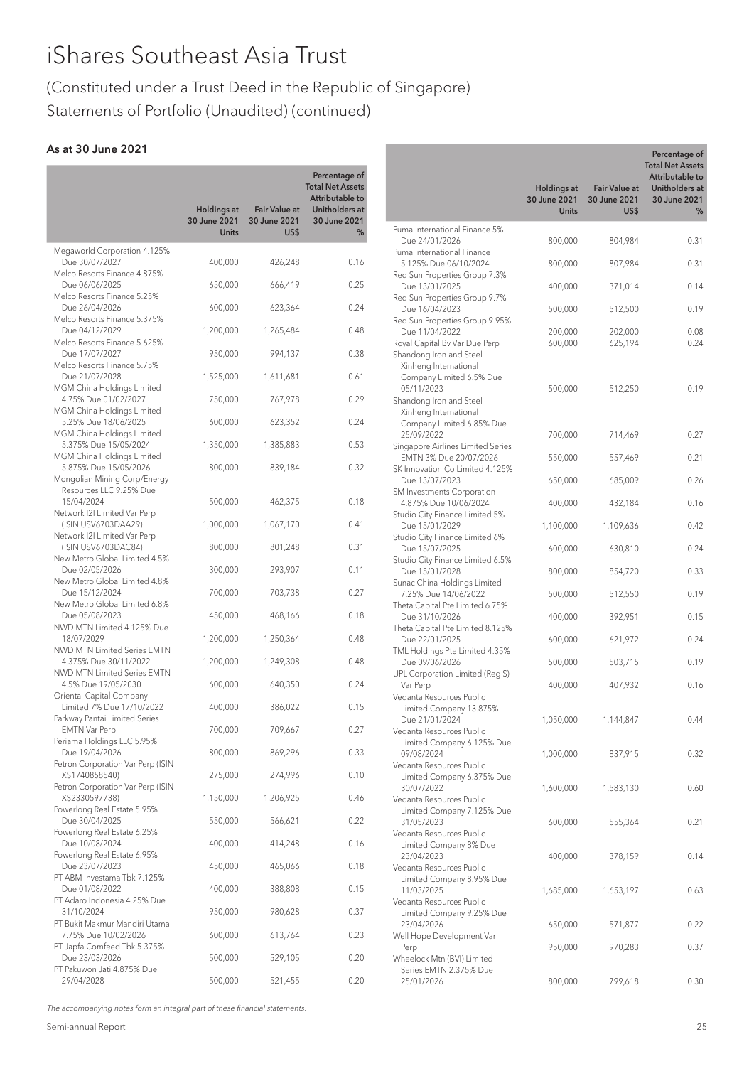# iShares Southeast Asia Trust

(Constituted under a Trust Deed in the Republic of Singapore)
Statements of Portfolio (Unaudited) (continued)

### As at 30 June 2021

| | Holdings at 30 June 2021 Units | Fair Value at 30 June 2021 US$ | Percentage of Total Net Assets Attributable to Unitholders at 30 June 2021 % |
|---|---|---|---|
| Megaworld Corporation 4.125% Due 30/07/2027 | 400,000 | 426,248 | 0.16 |
| Melco Resorts Finance 4.875% Due 06/06/2025 | 650,000 | 666,419 | 0.25 |
| Melco Resorts Finance 5.25% Due 26/04/2026 | 600,000 | 623,364 | 0.24 |
| Melco Resorts Finance 5.375% Due 04/12/2029 | 1,200,000 | 1,265,484 | 0.48 |
| Melco Resorts Finance 5.625% Due 17/07/2027 | 950,000 | 994,137 | 0.38 |
| Melco Resorts Finance 5.75% Due 21/07/2028 | 1,525,000 | 1,611,681 | 0.61 |
| MGM China Holdings Limited 4.75% Due 01/02/2027 | 750,000 | 767,978 | 0.29 |
| MGM China Holdings Limited 5.25% Due 18/06/2025 | 600,000 | 623,352 | 0.24 |
| MGM China Holdings Limited 5.375% Due 15/05/2024 | 1,350,000 | 1,385,883 | 0.53 |
| MGM China Holdings Limited 5.875% Due 15/05/2026 | 800,000 | 839,184 | 0.32 |
| Mongolian Mining Corp/Energy Resources LLC 9.25% Due 15/04/2024 | 500,000 | 462,375 | 0.18 |
| Network I2I Limited Var Perp (ISIN USV6703DAA29) | 1,000,000 | 1,067,170 | 0.41 |
| Network I2I Limited Var Perp (ISIN USV6703DAC84) | 800,000 | 801,248 | 0.31 |
| New Metro Global Limited 4.5% Due 02/05/2026 | 300,000 | 293,907 | 0.11 |
| New Metro Global Limited 4.8% Due 15/12/2024 | 700,000 | 703,738 | 0.27 |
| New Metro Global Limited 6.8% Due 05/08/2023 | 450,000 | 468,166 | 0.18 |
| NWD MTN Limited 4.125% Due 18/07/2029 | 1,200,000 | 1,250,364 | 0.48 |
| NWD MTN Limited Series EMTN 4.375% Due 30/11/2022 | 1,200,000 | 1,249,308 | 0.48 |
| NWD MTN Limited Series EMTN 4.5% Due 19/05/2030 | 600,000 | 640,350 | 0.24 |
| Oriental Capital Company Limited 7% Due 17/10/2022 | 400,000 | 386,022 | 0.15 |
| Parkway Pantai Limited Series EMTN Var Perp | 700,000 | 709,667 | 0.27 |
| Periama Holdings LLC 5.95% Due 19/04/2026 | 800,000 | 869,296 | 0.33 |
| Petron Corporation Var Perp (ISIN XS1740858540) | 275,000 | 274,996 | 0.10 |
| Petron Corporation Var Perp (ISIN XS2330597738) | 1,150,000 | 1,206,925 | 0.46 |
| Powerlong Real Estate 5.95% Due 30/04/2025 | 550,000 | 566,621 | 0.22 |
| Powerlong Real Estate 6.25% Due 10/08/2024 | 400,000 | 414,248 | 0.16 |
| Powerlong Real Estate 6.95% Due 23/07/2023 | 450,000 | 465,066 | 0.18 |
| PT ABM Investama Tbk 7.125% Due 01/08/2022 | 400,000 | 388,808 | 0.15 |
| PT Adaro Indonesia 4.25% Due 31/10/2024 | 950,000 | 980,628 | 0.37 |
| PT Bukit Makmur Mandiri Utama 7.75% Due 10/02/2026 | 600,000 | 613,764 | 0.23 |
| PT Japfa Comfeed Tbk 5.375% Due 23/03/2026 | 500,000 | 529,105 | 0.20 |
| PT Pakuwon Jati 4.875% Due 29/04/2028 | 500,000 | 521,455 | 0.20 |
| Puma International Finance 5% Due 24/01/2026 | 800,000 | 804,984 | 0.31 |
| Puma International Finance 5.125% Due 06/10/2024 | 800,000 | 807,984 | 0.31 |
| Red Sun Properties Group 7.3% Due 13/01/2025 | 400,000 | 371,014 | 0.14 |
| Red Sun Properties Group 9.7% Due 16/04/2023 | 500,000 | 512,500 | 0.19 |
| Red Sun Properties Group 9.95% Due 11/04/2022 | 200,000 | 202,000 | 0.08 |
| Royal Capital Bv Var Due Perp | 600,000 | 625,194 | 0.24 |
| Shandong Iron and Steel Xinheng International Company Limited 6.5% Due 05/11/2023 | 500,000 | 512,250 | 0.19 |
| Shandong Iron and Steel Xinheng International Company Limited 6.85% Due 25/09/2022 | 700,000 | 714,469 | 0.27 |
| Singapore Airlines Limited Series EMTN 3% Due 20/07/2026 | 550,000 | 557,469 | 0.21 |
| SK Innovation Co Limited 4.125% Due 13/07/2023 | 650,000 | 685,009 | 0.26 |
| SM Investments Corporation 4.875% Due 10/06/2024 | 400,000 | 432,184 | 0.16 |
| Studio City Finance Limited 5% Due 15/01/2029 | 1,100,000 | 1,109,636 | 0.42 |
| Studio City Finance Limited 6% Due 15/07/2025 | 600,000 | 630,810 | 0.24 |
| Studio City Finance Limited 6.5% Due 15/01/2028 | 800,000 | 854,720 | 0.33 |
| Sunac China Holdings Limited 7.25% Due 14/06/2022 | 500,000 | 512,550 | 0.19 |
| Theta Capital Pte Limited 6.75% Due 31/10/2026 | 400,000 | 392,951 | 0.15 |
| Theta Capital Pte Limited 8.125% Due 22/01/2025 | 600,000 | 621,972 | 0.24 |
| TML Holdings Pte Limited 4.35% Due 09/06/2026 | 500,000 | 503,715 | 0.19 |
| UPL Corporation Limited (Reg S) Var Perp | 400,000 | 407,932 | 0.16 |
| Vedanta Resources Public Limited Company 13.875% Due 21/01/2024 | 1,050,000 | 1,144,847 | 0.44 |
| Vedanta Resources Public Limited Company 6.125% Due 09/08/2024 | 1,000,000 | 837,915 | 0.32 |
| Vedanta Resources Public Limited Company 6.375% Due 30/07/2022 | 1,600,000 | 1,583,130 | 0.60 |
| Vedanta Resources Public Limited Company 7.125% Due 31/05/2023 | 600,000 | 555,364 | 0.21 |
| Vedanta Resources Public Limited Company 8% Due 23/04/2023 | 400,000 | 378,159 | 0.14 |
| Vedanta Resources Public Limited Company 8.95% Due 11/03/2025 | 1,685,000 | 1,653,197 | 0.63 |
| Vedanta Resources Public Limited Company 9.25% Due 23/04/2026 | 650,000 | 571,877 | 0.22 |
| Well Hope Development Var Perp | 950,000 | 970,283 | 0.37 |
| Wheelock Mtn (BVI) Limited Series EMTN 2.375% Due 25/01/2026 | 800,000 | 799,618 | 0.30 |

*The accompanying notes form an integral part of these financial statements.*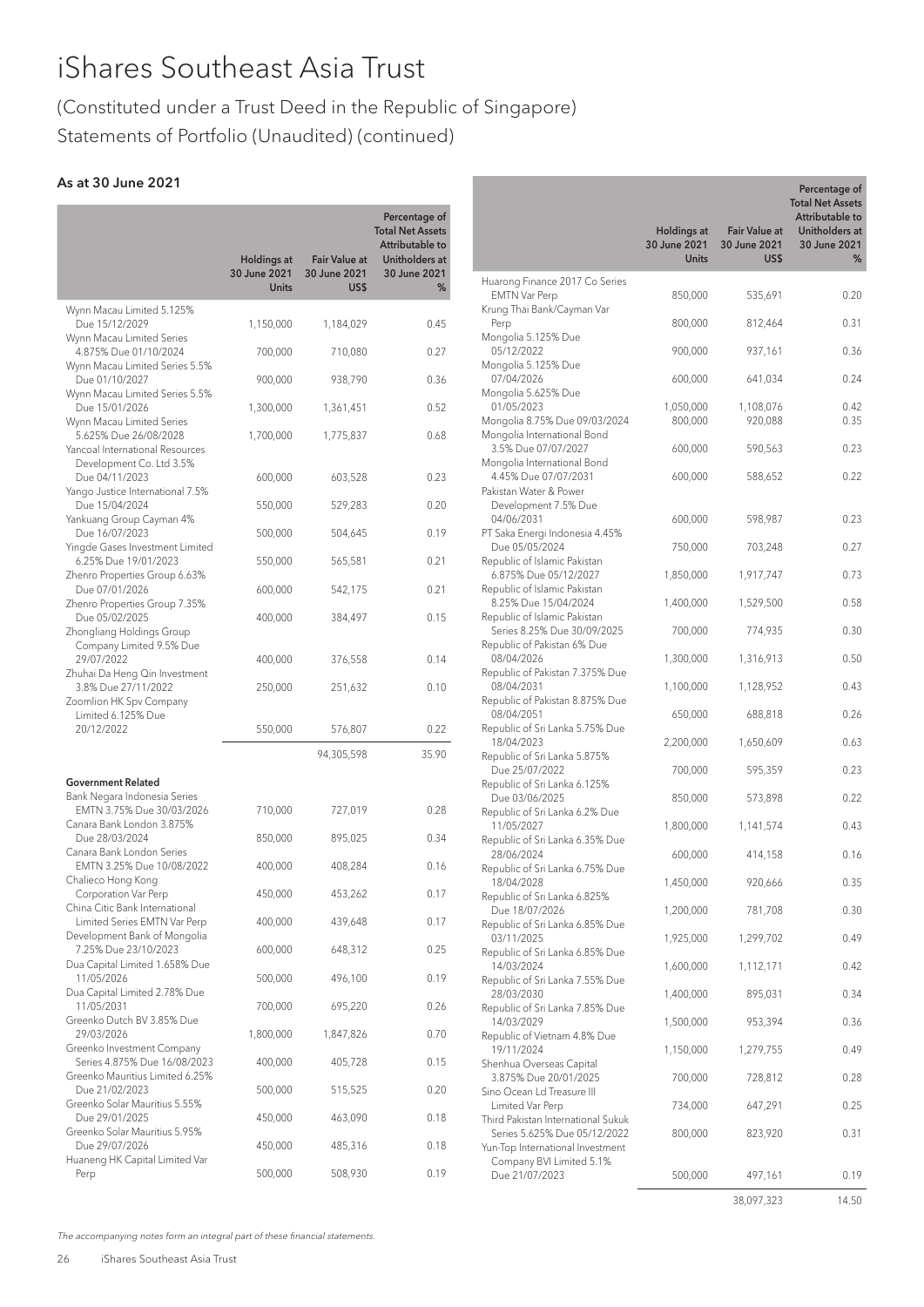# iShares Southeast Asia Trust

(Constituted under a Trust Deed in the Republic of Singapore)
Statements of Portfolio (Unaudited) (continued)

### As at 30 June 2021

| | Holdings at 30 June 2021 Units | Fair Value at 30 June 2021 US$ | Percentage of Total Net Assets Attributable to Unitholders at 30 June 2021 % |
|---|---|---|---|
| Wynn Macau Limited 5.125% Due 15/12/2029 | 1,150,000 | 1,184,029 | 0.45 |
| Wynn Macau Limited Series 4.875% Due 01/10/2024 | 700,000 | 710,080 | 0.27 |
| Wynn Macau Limited Series 5.5% Due 01/10/2027 | 900,000 | 938,790 | 0.36 |
| Wynn Macau Limited Series 5.5% Due 15/01/2026 | 1,300,000 | 1,361,451 | 0.52 |
| Wynn Macau Limited Series 5.625% Due 26/08/2028 | 1,700,000 | 1,775,837 | 0.68 |
| Yancoal International Resources Development Co. Ltd 3.5% Due 04/11/2023 | 600,000 | 603,528 | 0.23 |
| Yango Justice International 7.5% Due 15/04/2024 | 550,000 | 529,283 | 0.20 |
| Yankuang Group Cayman 4% Due 16/07/2023 | 500,000 | 504,645 | 0.19 |
| Yingde Gases Investment Limited 6.25% Due 19/01/2023 | 550,000 | 565,581 | 0.21 |
| Zhenro Properties Group 6.63% Due 07/01/2026 | 600,000 | 542,175 | 0.21 |
| Zhenro Properties Group 7.35% Due 05/02/2025 | 400,000 | 384,497 | 0.15 |
| Zhongliang Holdings Group Company Limited 9.5% Due 29/07/2022 | 400,000 | 376,558 | 0.14 |
| Zhuhai Da Heng Qin Investment 3.8% Due 27/11/2022 | 250,000 | 251,632 | 0.10 |
| Zoomlion HK Spv Company Limited 6.125% Due 20/12/2022 | 550,000 | 576,807 | 0.22 |
| | | 94,305,598 | 35.90 |
| **Government Related** | | | |
| Bank Negara Indonesia Series EMTN 3.75% Due 30/03/2026 | 710,000 | 727,019 | 0.28 |
| Canara Bank London 3.875% Due 28/03/2024 | 850,000 | 895,025 | 0.34 |
| Canara Bank London Series EMTN 3.25% Due 10/08/2022 | 400,000 | 408,284 | 0.16 |
| Chalieco Hong Kong Corporation Var Perp | 450,000 | 453,262 | 0.17 |
| China Citic Bank International Limited Series EMTN Var Perp | 400,000 | 439,648 | 0.17 |
| Development Bank of Mongolia 7.25% Due 23/10/2023 | 600,000 | 648,312 | 0.25 |
| Dua Capital Limited 1.658% Due 11/05/2026 | 500,000 | 496,100 | 0.19 |
| Dua Capital Limited 2.78% Due 11/05/2031 | 700,000 | 695,220 | 0.26 |
| Greenko Dutch BV 3.85% Due 29/03/2026 | 1,800,000 | 1,847,826 | 0.70 |
| Greenko Investment Company Series 4.875% Due 16/08/2023 | 400,000 | 405,728 | 0.15 |
| Greenko Mauritius Limited 6.25% Due 21/02/2023 | 500,000 | 515,525 | 0.20 |
| Greenko Solar Mauritius 5.55% Due 29/01/2025 | 450,000 | 463,090 | 0.18 |
| Greenko Solar Mauritius 5.95% Due 29/07/2026 | 450,000 | 485,316 | 0.18 |
| Huaneng HK Capital Limited Var Perp | 500,000 | 508,930 | 0.19 |
| Huarong Finance 2017 Co Series EMTN Var Perp | 850,000 | 535,691 | 0.20 |
| Krung Thai Bank/Cayman Var Perp | 800,000 | 812,464 | 0.31 |
| Mongolia 5.125% Due 05/12/2022 | 900,000 | 937,161 | 0.36 |
| Mongolia 5.125% Due 07/04/2026 | 600,000 | 641,034 | 0.24 |
| Mongolia 5.625% Due 01/05/2023 | 1,050,000 | 1,108,076 | 0.42 |
| Mongolia 8.75% Due 09/03/2024 | 800,000 | 920,088 | 0.35 |
| Mongolia International Bond 3.5% Due 07/07/2027 | 600,000 | 590,563 | 0.23 |
| Mongolia International Bond 4.45% Due 07/07/2031 | 600,000 | 588,652 | 0.22 |
| Pakistan Water & Power Development 7.5% Due 04/06/2031 | 600,000 | 598,987 | 0.23 |
| PT Saka Energi Indonesia 4.45% Due 05/05/2024 | 750,000 | 703,248 | 0.27 |
| Republic of Islamic Pakistan 6.875% Due 05/12/2027 | 1,850,000 | 1,917,747 | 0.73 |
| Republic of Islamic Pakistan 8.25% Due 15/04/2024 | 1,400,000 | 1,529,500 | 0.58 |
| Republic of Islamic Pakistan Series 8.25% Due 30/09/2025 | 700,000 | 774,935 | 0.30 |
| Republic of Pakistan 6% Due 08/04/2026 | 1,300,000 | 1,316,913 | 0.50 |
| Republic of Pakistan 7.375% Due 08/04/2031 | 1,100,000 | 1,128,952 | 0.43 |
| Republic of Pakistan 8.875% Due 08/04/2051 | 650,000 | 688,818 | 0.26 |
| Republic of Sri Lanka 5.75% Due 18/04/2023 | 2,200,000 | 1,650,609 | 0.63 |
| Republic of Sri Lanka 5.875% Due 25/07/2022 | 700,000 | 595,359 | 0.23 |
| Republic of Sri Lanka 6.125% Due 03/06/2025 | 850,000 | 573,898 | 0.22 |
| Republic of Sri Lanka 6.2% Due 11/05/2027 | 1,800,000 | 1,141,574 | 0.43 |
| Republic of Sri Lanka 6.35% Due 28/06/2024 | 600,000 | 414,158 | 0.16 |
| Republic of Sri Lanka 6.75% Due 18/04/2028 | 1,450,000 | 920,666 | 0.35 |
| Republic of Sri Lanka 6.825% Due 18/07/2026 | 1,200,000 | 781,708 | 0.30 |
| Republic of Sri Lanka 6.85% Due 03/11/2025 | 1,925,000 | 1,299,702 | 0.49 |
| Republic of Sri Lanka 6.85% Due 14/03/2024 | 1,600,000 | 1,112,171 | 0.42 |
| Republic of Sri Lanka 7.55% Due 28/03/2030 | 1,400,000 | 895,031 | 0.34 |
| Republic of Sri Lanka 7.85% Due 14/03/2029 | 1,500,000 | 953,394 | 0.36 |
| Republic of Vietnam 4.8% Due 19/11/2024 | 1,150,000 | 1,279,755 | 0.49 |
| Shenhua Overseas Capital 3.875% Due 20/01/2025 | 700,000 | 728,812 | 0.28 |
| Sino Ocean Ld Treasure III Limited Var Perp | 734,000 | 647,291 | 0.25 |
| Third Pakistan International Sukuk Series 5.625% Due 05/12/2022 | 800,000 | 823,920 | 0.31 |
| Yun-Top International Investment Company BVI Limited 5.1% Due 21/07/2023 | 500,000 | 497,161 | 0.19 |
| | | 38,097,323 | 14.50 |

*The accompanying notes form an integral part of these financial statements.*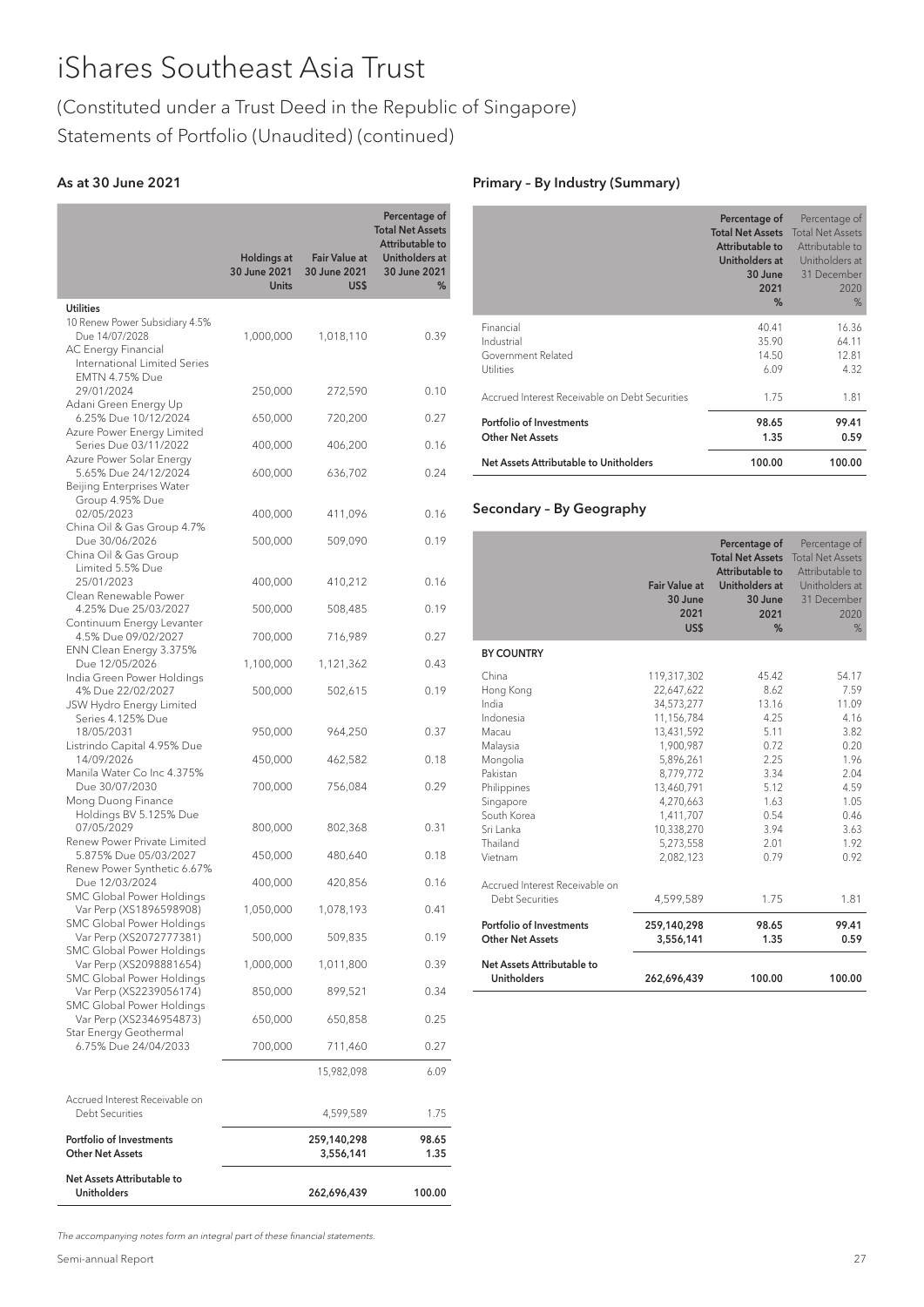# iShares Southeast Asia Trust

(Constituted under a Trust Deed in the Republic of Singapore)
Statements of Portfolio (Unaudited) (continued)

### As at 30 June 2021

| | Holdings at 30 June 2021 Units | Fair Value at 30 June 2021 US$ | Percentage of Total Net Assets Attributable to Unitholders at 30 June 2021 % |
|---|---|---|---|
| **Utilities** | | | |
| 10 Renew Power Subsidiary 4.5% Due 14/07/2028 | 1,000,000 | 1,018,110 | 0.39 |
| AC Energy Financial International Limited Series EMTN 4.75% Due 29/01/2024 | 250,000 | 272,590 | 0.10 |
| Adani Green Energy Up 6.25% Due 10/12/2024 | 650,000 | 720,200 | 0.27 |
| Azure Power Energy Limited Series Due 03/11/2022 | 400,000 | 406,200 | 0.16 |
| Azure Power Solar Energy 5.65% Due 24/12/2024 | 600,000 | 636,702 | 0.24 |
| Beijing Enterprises Water Group 4.95% Due 02/05/2023 | 400,000 | 411,096 | 0.16 |
| China Oil & Gas Group 4.7% Due 30/06/2026 | 500,000 | 509,090 | 0.19 |
| China Oil & Gas Group Limited 5.5% Due 25/01/2023 | 400,000 | 410,212 | 0.16 |
| Clean Renewable Power 4.25% Due 25/03/2027 | 500,000 | 508,485 | 0.19 |
| Continuum Energy Levanter 4.5% Due 09/02/2027 | 700,000 | 716,989 | 0.27 |
| ENN Clean Energy 3.375% Due 12/05/2026 | 1,100,000 | 1,121,362 | 0.43 |
| India Green Power Holdings 4% Due 22/02/2027 | 500,000 | 502,615 | 0.19 |
| JSW Hydro Energy Limited Series 4.125% Due 18/05/2031 | 950,000 | 964,250 | 0.37 |
| Listrindo Capital 4.95% Due 14/09/2026 | 450,000 | 462,582 | 0.18 |
| Manila Water Co Inc 4.375% Due 30/07/2030 | 700,000 | 756,084 | 0.29 |
| Mong Duong Finance Holdings BV 5.125% Due 07/05/2029 | 800,000 | 802,368 | 0.31 |
| Renew Power Private Limited 5.875% Due 05/03/2027 | 450,000 | 480,640 | 0.18 |
| Renew Power Synthetic 6.67% Due 12/03/2024 | 400,000 | 420,856 | 0.16 |
| SMC Global Power Holdings Var Perp (XS1896598908) | 1,050,000 | 1,078,193 | 0.41 |
| SMC Global Power Holdings Var Perp (XS2072777381) | 500,000 | 509,835 | 0.19 |
| SMC Global Power Holdings Var Perp (XS2098881654) | 1,000,000 | 1,011,800 | 0.39 |
| SMC Global Power Holdings Var Perp (XS2239056174) | 850,000 | 899,521 | 0.34 |
| SMC Global Power Holdings Var Perp (XS2346954873) | 650,000 | 650,858 | 0.25 |
| Star Energy Geothermal 6.75% Due 24/04/2033 | 700,000 | 711,460 | 0.27 |
| | | 15,982,098 | 6.09 |
| Accrued Interest Receivable on Debt Securities | | 4,599,589 | 1.75 |
| **Portfolio of Investments** | | **259,140,298** | **98.65** |
| **Other Net Assets** | | **3,556,141** | **1.35** |
| **Net Assets Attributable to Unitholders** | | **262,696,439** | **100.00** |

### Primary – By Industry (Summary)

| | Percentage of Total Net Assets Attributable to Unitholders at 30 June 2021 % | Percentage of Total Net Assets Attributable to Unitholders at 31 December 2020 % |
|---|---|---|
| Financial | 40.41 | 16.36 |
| Industrial | 35.90 | 64.11 |
| Government Related | 14.50 | 12.81 |
| Utilities | 6.09 | 4.32 |
| Accrued Interest Receivable on Debt Securities | 1.75 | 1.81 |
| **Portfolio of Investments** | **98.65** | **99.41** |
| **Other Net Assets** | **1.35** | **0.59** |
| **Net Assets Attributable to Unitholders** | **100.00** | **100.00** |

### Secondary – By Geography

| | Fair Value at 30 June 2021 US$ | Percentage of Total Net Assets Attributable to Unitholders at 30 June 2021 % | Percentage of Total Net Assets Attributable to Unitholders at 31 December 2020 % |
|---|---|---|---|
| **BY COUNTRY** | | | |
| China | 119,317,302 | 45.42 | 54.17 |
| Hong Kong | 22,647,622 | 8.62 | 7.59 |
| India | 34,573,277 | 13.16 | 11.09 |
| Indonesia | 11,156,784 | 4.25 | 4.16 |
| Macau | 13,431,592 | 5.11 | 3.82 |
| Malaysia | 1,900,987 | 0.72 | 0.20 |
| Mongolia | 5,896,261 | 2.25 | 1.96 |
| Pakistan | 8,779,772 | 3.34 | 2.04 |
| Philippines | 13,460,791 | 5.12 | 4.59 |
| Singapore | 4,270,663 | 1.63 | 1.05 |
| South Korea | 1,411,707 | 0.54 | 0.46 |
| Sri Lanka | 10,338,270 | 3.94 | 3.63 |
| Thailand | 5,273,558 | 2.01 | 1.92 |
| Vietnam | 2,082,123 | 0.79 | 0.92 |
| Accrued Interest Receivable on Debt Securities | 4,599,589 | 1.75 | 1.81 |
| **Portfolio of Investments** | **259,140,298** | **98.65** | **99.41** |
| **Other Net Assets** | **3,556,141** | **1.35** | **0.59** |
| **Net Assets Attributable to Unitholders** | **262,696,439** | **100.00** | **100.00** |

*The accompanying notes form an integral part of these financial statements.*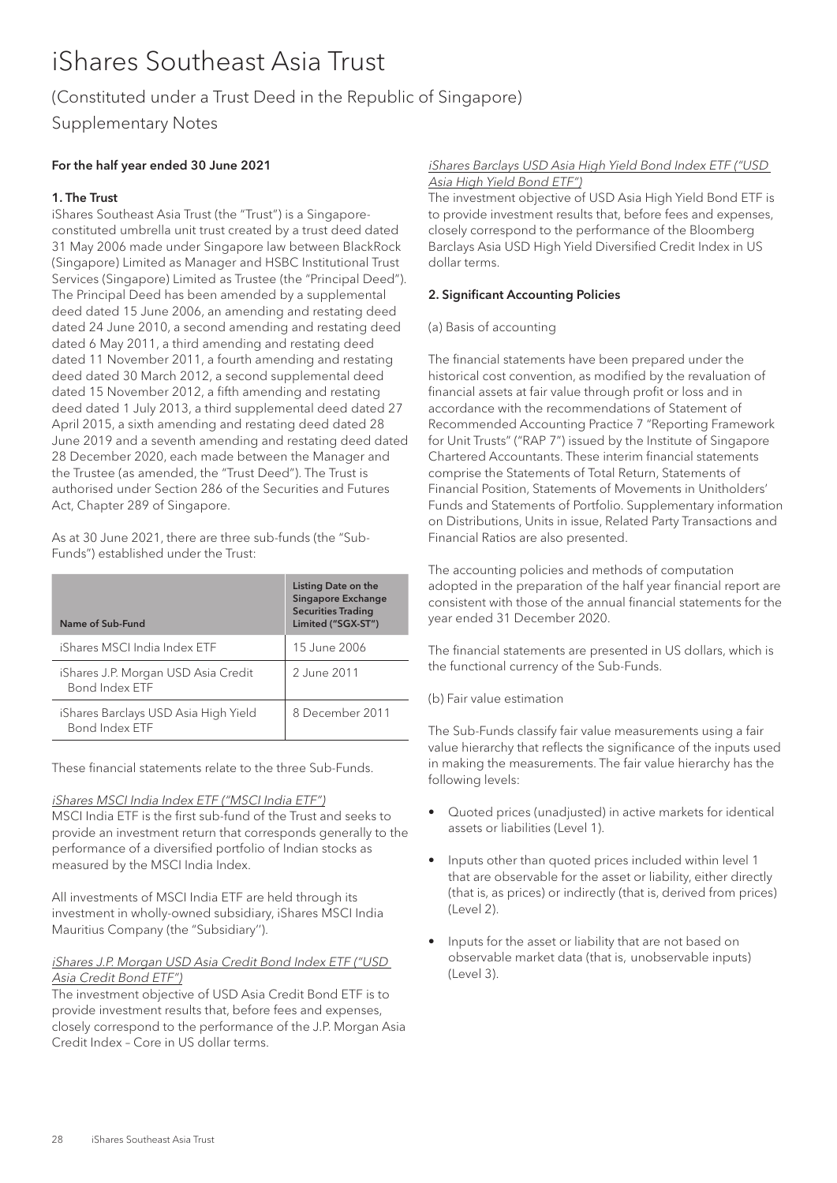# iShares Southeast Asia Trust

(Constituted under a Trust Deed in the Republic of Singapore)

Supplementary Notes

**For the half year ended 30 June 2021**

**1. The Trust**

iShares Southeast Asia Trust (the "Trust") is a Singapore-constituted umbrella unit trust created by a trust deed dated 31 May 2006 made under Singapore law between BlackRock (Singapore) Limited as Manager and HSBC Institutional Trust Services (Singapore) Limited as Trustee (the "Principal Deed"). The Principal Deed has been amended by a supplemental deed dated 15 June 2006, an amending and restating deed dated 24 June 2010, a second amending and restating deed dated 6 May 2011, a third amending and restating deed dated 11 November 2011, a fourth amending and restating deed dated 30 March 2012, a second supplemental deed dated 15 November 2012, a fifth amending and restating deed dated 1 July 2013, a third supplemental deed dated 27 April 2015, a sixth amending and restating deed dated 28 June 2019 and a seventh amending and restating deed dated 28 December 2020, each made between the Manager and the Trustee (as amended, the "Trust Deed"). The Trust is authorised under Section 286 of the Securities and Futures Act, Chapter 289 of Singapore.

As at 30 June 2021, there are three sub-funds (the "Sub-Funds") established under the Trust:

| Name of Sub-Fund | Listing Date on the Singapore Exchange Securities Trading Limited ("SGX-ST") |
|---|---|
| iShares MSCI India Index ETF | 15 June 2006 |
| iShares J.P. Morgan USD Asia Credit Bond Index ETF | 2 June 2011 |
| iShares Barclays USD Asia High Yield Bond Index ETF | 8 December 2011 |

These financial statements relate to the three Sub-Funds.

*iShares MSCI India Index ETF ("MSCI India ETF")*

MSCI India ETF is the first sub-fund of the Trust and seeks to provide an investment return that corresponds generally to the performance of a diversified portfolio of Indian stocks as measured by the MSCI India Index.

All investments of MSCI India ETF are held through its investment in wholly-owned subsidiary, iShares MSCI India Mauritius Company (the "Subsidiary").

*iShares J.P. Morgan USD Asia Credit Bond Index ETF ("USD Asia Credit Bond ETF")*

The investment objective of USD Asia Credit Bond ETF is to provide investment results that, before fees and expenses, closely correspond to the performance of the J.P. Morgan Asia Credit Index – Core in US dollar terms.

*iShares Barclays USD Asia High Yield Bond Index ETF ("USD Asia High Yield Bond ETF")*

The investment objective of USD Asia High Yield Bond ETF is to provide investment results that, before fees and expenses, closely correspond to the performance of the Bloomberg Barclays Asia USD High Yield Diversified Credit Index in US dollar terms.

**2. Significant Accounting Policies**

(a) Basis of accounting

The financial statements have been prepared under the historical cost convention, as modified by the revaluation of financial assets at fair value through profit or loss and in accordance with the recommendations of Statement of Recommended Accounting Practice 7 "Reporting Framework for Unit Trusts" ("RAP 7") issued by the Institute of Singapore Chartered Accountants. These interim financial statements comprise the Statements of Total Return, Statements of Financial Position, Statements of Movements in Unitholders' Funds and Statements of Portfolio. Supplementary information on Distributions, Units in issue, Related Party Transactions and Financial Ratios are also presented.

The accounting policies and methods of computation adopted in the preparation of the half year financial report are consistent with those of the annual financial statements for the year ended 31 December 2020.

The financial statements are presented in US dollars, which is the functional currency of the Sub-Funds.

(b) Fair value estimation

The Sub-Funds classify fair value measurements using a fair value hierarchy that reflects the significance of the inputs used in making the measurements. The fair value hierarchy has the following levels:

- Quoted prices (unadjusted) in active markets for identical assets or liabilities (Level 1).
- Inputs other than quoted prices included within level 1 that are observable for the asset or liability, either directly (that is, as prices) or indirectly (that is, derived from prices) (Level 2).
- Inputs for the asset or liability that are not based on observable market data (that is, unobservable inputs) (Level 3).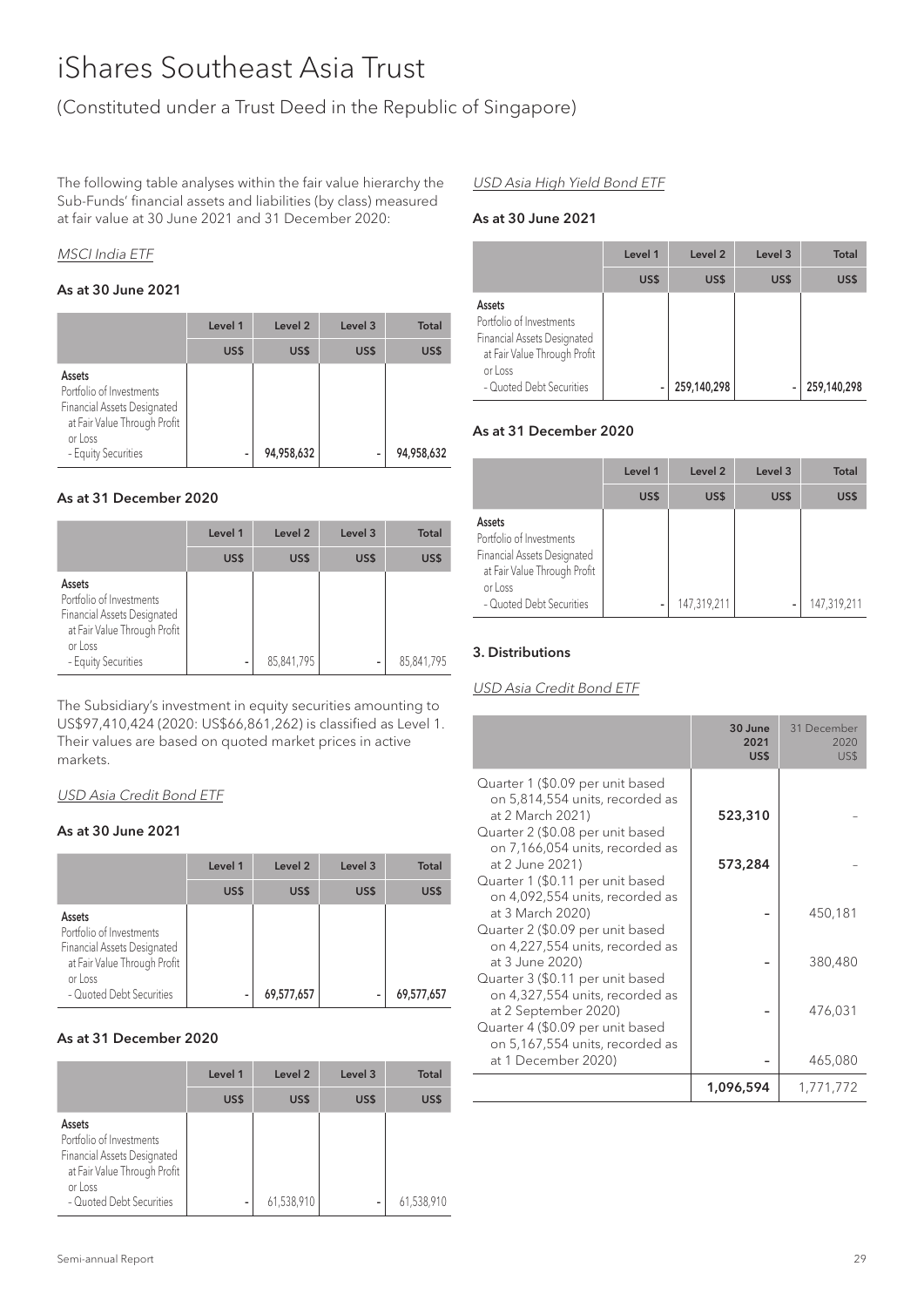# iShares Southeast Asia Trust

(Constituted under a Trust Deed in the Republic of Singapore)

The following table analyses within the fair value hierarchy the Sub-Funds' financial assets and liabilities (by class) measured at fair value at 30 June 2021 and 31 December 2020:

*MSCI India ETF*

**As at 30 June 2021**

| | Level 1 | Level 2 | Level 3 | Total |
|---|---|---|---|---|
| | US$ | US$ | US$ | US$ |
| **Assets**<br>Portfolio of Investments<br>Financial Assets Designated at Fair Value Through Profit or Loss<br>- Equity Securities | - | 94,958,632 | - | 94,958,632 |

**As at 31 December 2020**

| | Level 1 | Level 2 | Level 3 | Total |
|---|---|---|---|---|
| | US$ | US$ | US$ | US$ |
| **Assets**<br>Portfolio of Investments<br>Financial Assets Designated at Fair Value Through Profit or Loss<br>- Equity Securities | - | 85,841,795 | - | 85,841,795 |

The Subsidiary's investment in equity securities amounting to US$97,410,424 (2020: US$66,861,262) is classified as Level 1. Their values are based on quoted market prices in active markets.

*USD Asia Credit Bond ETF*

**As at 30 June 2021**

| | Level 1 | Level 2 | Level 3 | Total |
|---|---|---|---|---|
| | US$ | US$ | US$ | US$ |
| **Assets**<br>Portfolio of Investments<br>Financial Assets Designated at Fair Value Through Profit or Loss<br>- Quoted Debt Securities | - | 69,577,657 | - | 69,577,657 |

**As at 31 December 2020**

| | Level 1 | Level 2 | Level 3 | Total |
|---|---|---|---|---|
| | US$ | US$ | US$ | US$ |
| **Assets**<br>Portfolio of Investments<br>Financial Assets Designated at Fair Value Through Profit or Loss<br>- Quoted Debt Securities | - | 61,538,910 | - | 61,538,910 |

*USD Asia High Yield Bond ETF*

**As at 30 June 2021**

| | Level 1 | Level 2 | Level 3 | Total |
|---|---|---|---|---|
| | US$ | US$ | US$ | US$ |
| **Assets**<br>Portfolio of Investments<br>Financial Assets Designated at Fair Value Through Profit or Loss<br>- Quoted Debt Securities | - | 259,140,298 | - | 259,140,298 |

**As at 31 December 2020**

| | Level 1 | Level 2 | Level 3 | Total |
|---|---|---|---|---|
| | US$ | US$ | US$ | US$ |
| **Assets**<br>Portfolio of Investments<br>Financial Assets Designated at Fair Value Through Profit or Loss<br>- Quoted Debt Securities | - | 147,319,211 | - | 147,319,211 |

### 3. Distributions

*USD Asia Credit Bond ETF*

| | 30 June 2021 US$ | 31 December 2020 US$ |
|---|---|---|
| Quarter 1 ($0.09 per unit based on 5,814,554 units, recorded as at 2 March 2021) | 523,310 | – |
| Quarter 2 ($0.08 per unit based on 7,166,054 units, recorded as at 2 June 2021) | 573,284 | – |
| Quarter 1 ($0.11 per unit based on 4,092,554 units, recorded as at 3 March 2020) | - | 450,181 |
| Quarter 2 ($0.09 per unit based on 4,227,554 units, recorded as at 3 June 2020) | - | 380,480 |
| Quarter 3 ($0.11 per unit based on 4,327,554 units, recorded as at 2 September 2020) | - | 476,031 |
| Quarter 4 ($0.09 per unit based on 5,167,554 units, recorded as at 1 December 2020) | - | 465,080 |
| | 1,096,594 | 1,771,772 |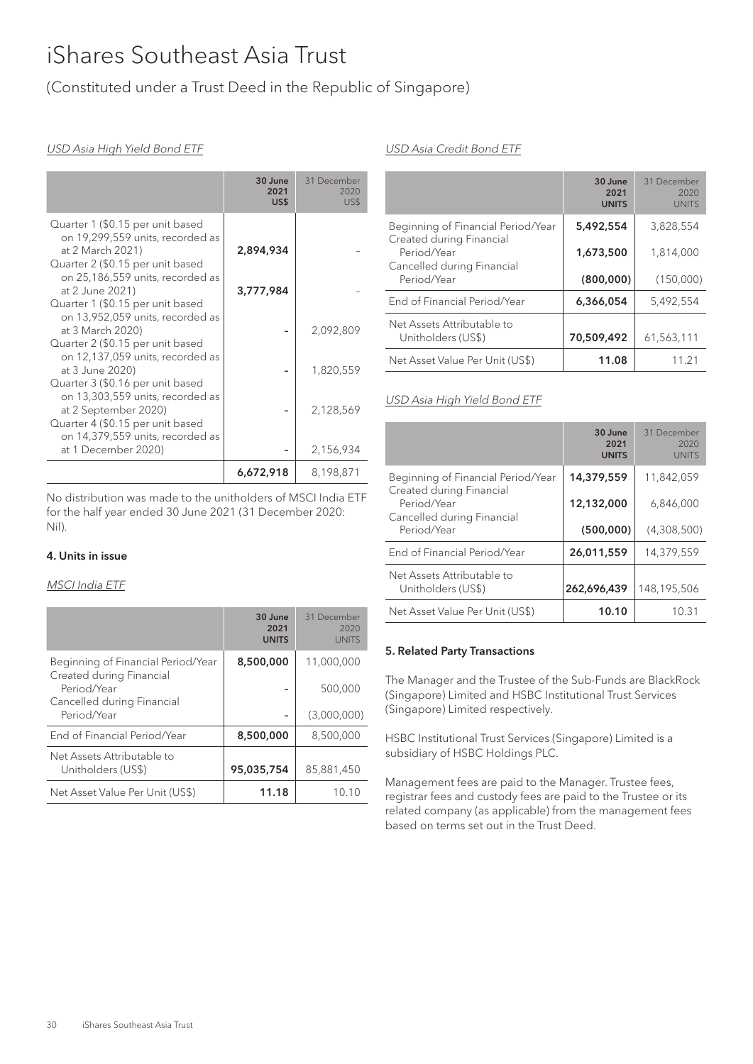# iShares Southeast Asia Trust

(Constituted under a Trust Deed in the Republic of Singapore)

*USD Asia High Yield Bond ETF*

| | 30 June 2021 US$ | 31 December 2020 US$ |
|---|---|---|
| Quarter 1 ($0.15 per unit based on 19,299,559 units, recorded as at 2 March 2021) | 2,894,934 | - |
| Quarter 2 ($0.15 per unit based on 25,186,559 units, recorded as at 2 June 2021) | 3,777,984 | - |
| Quarter 1 ($0.15 per unit based on 13,952,059 units, recorded as at 3 March 2020) | - | 2,092,809 |
| Quarter 2 ($0.15 per unit based on 12,137,059 units, recorded as at 3 June 2020) | - | 1,820,559 |
| Quarter 3 ($0.16 per unit based on 13,303,559 units, recorded as at 2 September 2020) | - | 2,128,569 |
| Quarter 4 ($0.15 per unit based on 14,379,559 units, recorded as at 1 December 2020) | - | 2,156,934 |
| | 6,672,918 | 8,198,871 |

No distribution was made to the unitholders of MSCI India ETF for the half year ended 30 June 2021 (31 December 2020: Nil).

### 4. Units in issue

*MSCI India ETF*

| | 30 June 2021 UNITS | 31 December 2020 UNITS |
|---|---|---|
| Beginning of Financial Period/Year | 8,500,000 | 11,000,000 |
| Created during Financial Period/Year | - | 500,000 |
| Cancelled during Financial Period/Year | - | (3,000,000) |
| End of Financial Period/Year | 8,500,000 | 8,500,000 |
| Net Assets Attributable to Unitholders (US$) | 95,035,754 | 85,881,450 |
| Net Asset Value Per Unit (US$) | 11.18 | 10.10 |

*USD Asia Credit Bond ETF*

| | 30 June 2021 UNITS | 31 December 2020 UNITS |
|---|---|---|
| Beginning of Financial Period/Year | 5,492,554 | 3,828,554 |
| Created during Financial Period/Year | 1,673,500 | 1,814,000 |
| Cancelled during Financial Period/Year | (800,000) | (150,000) |
| End of Financial Period/Year | 6,366,054 | 5,492,554 |
| Net Assets Attributable to Unitholders (US$) | 70,509,492 | 61,563,111 |
| Net Asset Value Per Unit (US$) | 11.08 | 11.21 |

*USD Asia High Yield Bond ETF*

| | 30 June 2021 UNITS | 31 December 2020 UNITS |
|---|---|---|
| Beginning of Financial Period/Year | 14,379,559 | 11,842,059 |
| Created during Financial Period/Year | 12,132,000 | 6,846,000 |
| Cancelled during Financial Period/Year | (500,000) | (4,308,500) |
| End of Financial Period/Year | 26,011,559 | 14,379,559 |
| Net Assets Attributable to Unitholders (US$) | 262,696,439 | 148,195,506 |
| Net Asset Value Per Unit (US$) | 10.10 | 10.31 |

### 5. Related Party Transactions

The Manager and the Trustee of the Sub-Funds are BlackRock (Singapore) Limited and HSBC Institutional Trust Services (Singapore) Limited respectively.

HSBC Institutional Trust Services (Singapore) Limited is a subsidiary of HSBC Holdings PLC.

Management fees are paid to the Manager. Trustee fees, registrar fees and custody fees are paid to the Trustee or its related company (as applicable) from the management fees based on terms set out in the Trust Deed.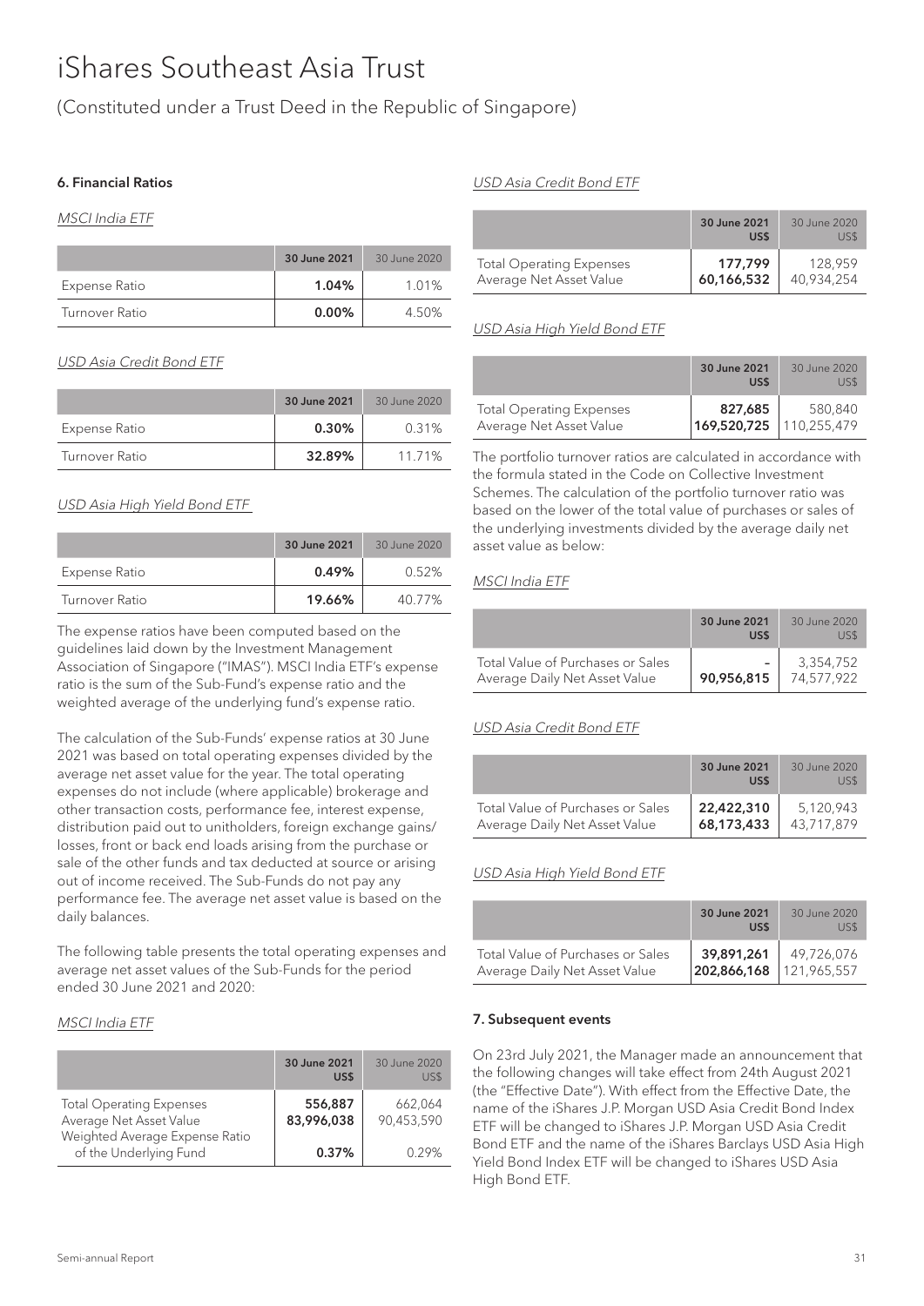# iShares Southeast Asia Trust

(Constituted under a Trust Deed in the Republic of Singapore)

### 6. Financial Ratios

*MSCI India ETF*

| | 30 June 2021 | 30 June 2020 |
|---|---|---|
| Expense Ratio | **1.04%** | 1.01% |
| Turnover Ratio | **0.00%** | 4.50% |

*USD Asia Credit Bond ETF*

| | 30 June 2021 | 30 June 2020 |
|---|---|---|
| Expense Ratio | **0.30%** | 0.31% |
| Turnover Ratio | **32.89%** | 11.71% |

*USD Asia High Yield Bond ETF*

| | 30 June 2021 | 30 June 2020 |
|---|---|---|
| Expense Ratio | **0.49%** | 0.52% |
| Turnover Ratio | **19.66%** | 40.77% |

The expense ratios have been computed based on the guidelines laid down by the Investment Management Association of Singapore ("IMAS"). MSCI India ETF's expense ratio is the sum of the Sub-Fund's expense ratio and the weighted average of the underlying fund's expense ratio.

The calculation of the Sub-Funds' expense ratios at 30 June 2021 was based on total operating expenses divided by the average net asset value for the year. The total operating expenses do not include (where applicable) brokerage and other transaction costs, performance fee, interest expense, distribution paid out to unitholders, foreign exchange gains/ losses, front or back end loads arising from the purchase or sale of the other funds and tax deducted at source or arising out of income received. The Sub-Funds do not pay any performance fee. The average net asset value is based on the daily balances.

The following table presents the total operating expenses and average net asset values of the Sub-Funds for the period ended 30 June 2021 and 2020:

*MSCI India ETF*

| | 30 June 2021 US$ | 30 June 2020 US$ |
|---|---|---|
| Total Operating Expenses | **556,887** | 662,064 |
| Average Net Asset Value | **83,996,038** | 90,453,590 |
| Weighted Average Expense Ratio of the Underlying Fund | **0.37%** | 0.29% |

*USD Asia Credit Bond ETF*

| | 30 June 2021 US$ | 30 June 2020 US$ |
|---|---|---|
| Total Operating Expenses | **177,799** | 128,959 |
| Average Net Asset Value | **60,166,532** | 40,934,254 |

*USD Asia High Yield Bond ETF*

| | 30 June 2021 US$ | 30 June 2020 US$ |
|---|---|---|
| Total Operating Expenses | **827,685** | 580,840 |
| Average Net Asset Value | **169,520,725** | 110,255,479 |

The portfolio turnover ratios are calculated in accordance with the formula stated in the Code on Collective Investment Schemes. The calculation of the portfolio turnover ratio was based on the lower of the total value of purchases or sales of the underlying investments divided by the average daily net asset value as below:

*MSCI India ETF*

| | 30 June 2021 US$ | 30 June 2020 US$ |
|---|---|---|
| Total Value of Purchases or Sales | **-** | 3,354,752 |
| Average Daily Net Asset Value | **90,956,815** | 74,577,922 |

*USD Asia Credit Bond ETF*

| | 30 June 2021 US$ | 30 June 2020 US$ |
|---|---|---|
| Total Value of Purchases or Sales | **22,422,310** | 5,120,943 |
| Average Daily Net Asset Value | **68,173,433** | 43,717,879 |

*USD Asia High Yield Bond ETF*

| | 30 June 2021 US$ | 30 June 2020 US$ |
|---|---|---|
| Total Value of Purchases or Sales | **39,891,261** | 49,726,076 |
| Average Daily Net Asset Value | **202,866,168** | 121,965,557 |

### 7. Subsequent events

On 23rd July 2021, the Manager made an announcement that the following changes will take effect from 24th August 2021 (the "Effective Date"). With effect from the Effective Date, the name of the iShares J.P. Morgan USD Asia Credit Bond Index ETF will be changed to iShares J.P. Morgan USD Asia Credit Bond ETF and the name of the iShares Barclays USD Asia High Yield Bond Index ETF will be changed to iShares USD Asia High Bond ETF.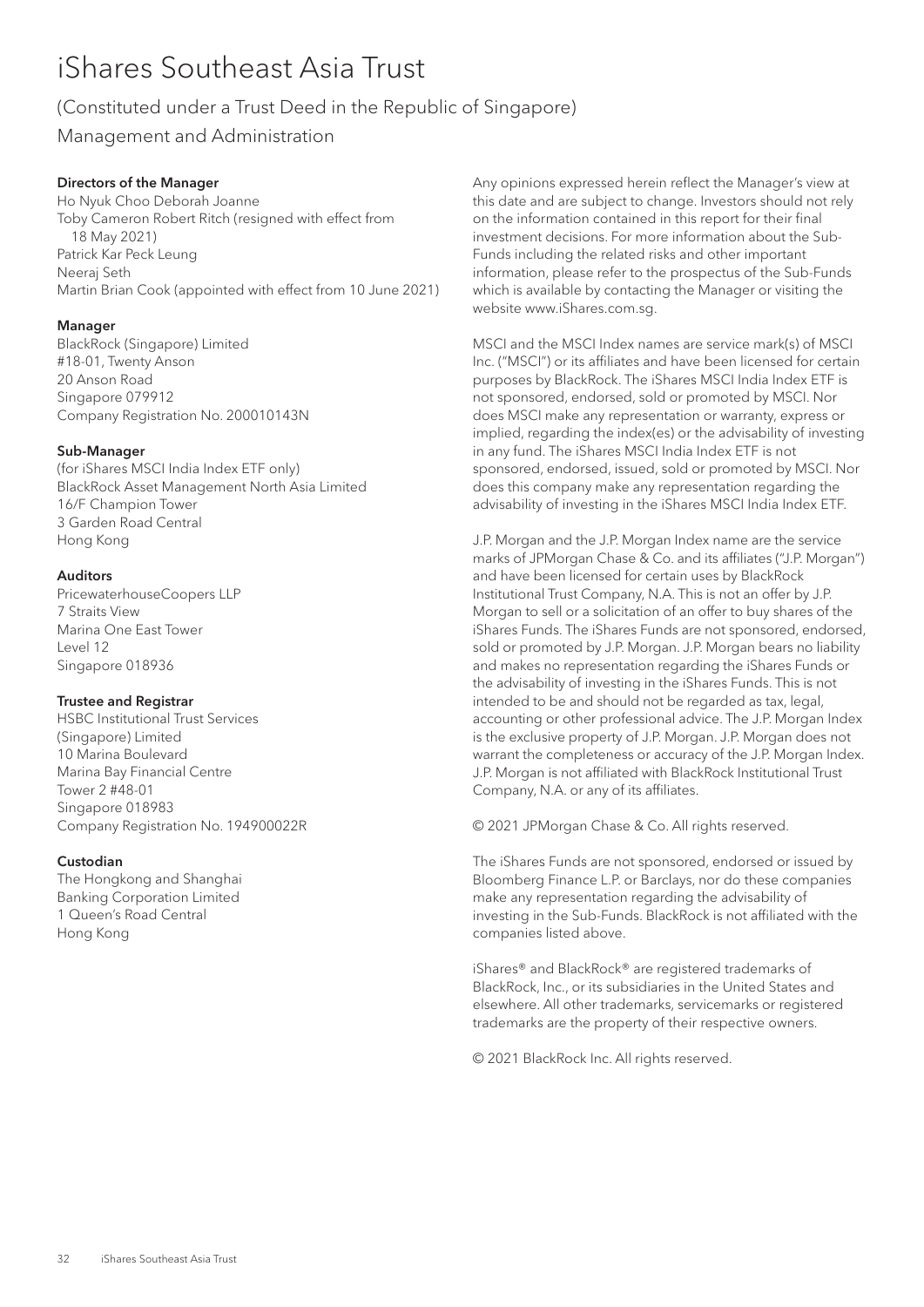# iShares Southeast Asia Trust

(Constituted under a Trust Deed in the Republic of Singapore)

Management and Administration

**Directors of the Manager**

Ho Nyuk Choo Deborah Joanne
Toby Cameron Robert Ritch (resigned with effect from 18 May 2021)
Patrick Kar Peck Leung
Neeraj Seth
Martin Brian Cook (appointed with effect from 10 June 2021)

**Manager**

BlackRock (Singapore) Limited
#18-01, Twenty Anson
20 Anson Road
Singapore 079912
Company Registration No. 200010143N

**Sub-Manager**

(for iShares MSCI India Index ETF only)
BlackRock Asset Management North Asia Limited
16/F Champion Tower
3 Garden Road Central
Hong Kong

**Auditors**

PricewaterhouseCoopers LLP
7 Straits View
Marina One East Tower
Level 12
Singapore 018936

**Trustee and Registrar**

HSBC Institutional Trust Services (Singapore) Limited
10 Marina Boulevard
Marina Bay Financial Centre
Tower 2 #48-01
Singapore 018983
Company Registration No. 194900022R

**Custodian**

The Hongkong and Shanghai Banking Corporation Limited
1 Queen's Road Central
Hong Kong

Any opinions expressed herein reflect the Manager's view at this date and are subject to change. Investors should not rely on the information contained in this report for their final investment decisions. For more information about the Sub-Funds including the related risks and other important information, please refer to the prospectus of the Sub-Funds which is available by contacting the Manager or visiting the website www.iShares.com.sg.

MSCI and the MSCI Index names are service mark(s) of MSCI Inc. ("MSCI") or its affiliates and have been licensed for certain purposes by BlackRock. The iShares MSCI India Index ETF is not sponsored, endorsed, sold or promoted by MSCI. Nor does MSCI make any representation or warranty, express or implied, regarding the index(es) or the advisability of investing in any fund. The iShares MSCI India Index ETF is not sponsored, endorsed, issued, sold or promoted by MSCI. Nor does this company make any representation regarding the advisability of investing in the iShares MSCI India Index ETF.

J.P. Morgan and the J.P. Morgan Index name are the service marks of JPMorgan Chase & Co. and its affiliates ("J.P. Morgan") and have been licensed for certain uses by BlackRock Institutional Trust Company, N.A. This is not an offer by J.P. Morgan to sell or a solicitation of an offer to buy shares of the iShares Funds. The iShares Funds are not sponsored, endorsed, sold or promoted by J.P. Morgan. J.P. Morgan bears no liability and makes no representation regarding the iShares Funds or the advisability of investing in the iShares Funds. This is not intended to be and should not be regarded as tax, legal, accounting or other professional advice. The J.P. Morgan Index is the exclusive property of J.P. Morgan. J.P. Morgan does not warrant the completeness or accuracy of the J.P. Morgan Index. J.P. Morgan is not affiliated with BlackRock Institutional Trust Company, N.A. or any of its affiliates.

© 2021 JPMorgan Chase & Co. All rights reserved.

The iShares Funds are not sponsored, endorsed or issued by Bloomberg Finance L.P. or Barclays, nor do these companies make any representation regarding the advisability of investing in the Sub-Funds. BlackRock is not affiliated with the companies listed above.

iShares® and BlackRock® are registered trademarks of BlackRock, Inc., or its subsidiaries in the United States and elsewhere. All other trademarks, servicemarks or registered trademarks are the property of their respective owners.

© 2021 BlackRock Inc. All rights reserved.